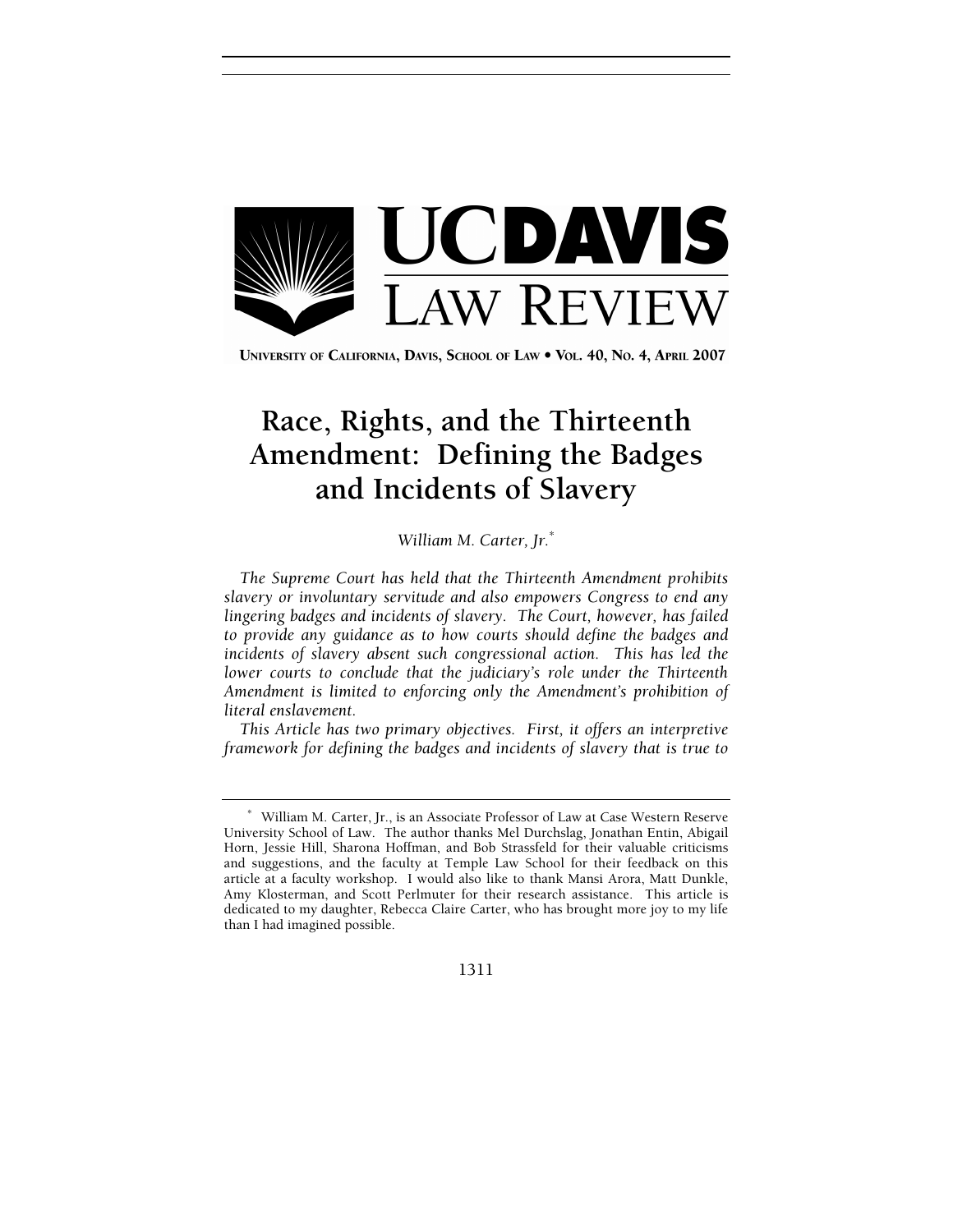# Race, Rights, and the Thirteenth Amendment: Defining the Badges and Incidents of Slavery

*William M. Carter, Jr.*[*]

*The Supreme Court has held that the Thirteenth Amendment prohibits slavery or involuntary servitude and also empowers Congress to end any lingering badges and incidents of slavery. The Court, however, has failed to provide any guidance as to how courts should define the badges and incidents of slavery absent such congressional action. This has led the lower courts to conclude that the judiciary's role under the Thirteenth Amendment is limited to enforcing only the Amendment's prohibition of literal enslavement.*

*This Article has two primary objectives. First, it offers an interpretive framework for defining the badges and incidents of slavery that is true to*

---

[*] William M. Carter, Jr., is an Associate Professor of Law at Case Western Reserve University School of Law. The author thanks Mel Durchslag, Jonathan Entin, Abigail Horn, Jessie Hill, Sharona Hoffman, and Bob Strassfeld for their valuable criticisms and suggestions, and the faculty at Temple Law School for their feedback on this article at a faculty workshop. I would also like to thank Mansi Arora, Matt Dunkle, Amy Klosterman, and Scott Perlmuter for their research assistance. This article is dedicated to my daughter, Rebecca Claire Carter, who has brought more joy to my life than I had imagined possible.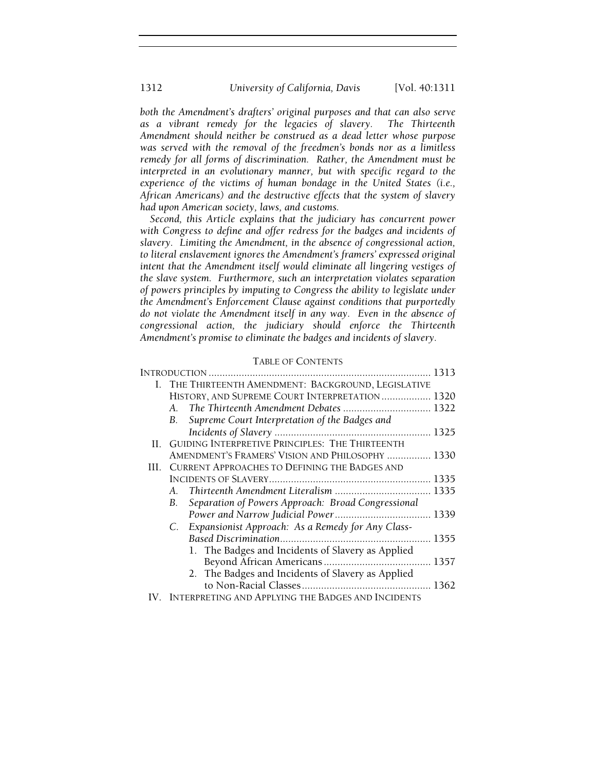*both the Amendment's drafters' original purposes and that can also serve as a vibrant remedy for the legacies of slavery. The Thirteenth Amendment should neither be construed as a dead letter whose purpose was served with the removal of the freedmen's bonds nor as a limitless remedy for all forms of discrimination. Rather, the Amendment must be interpreted in an evolutionary manner, but with specific regard to the experience of the victims of human bondage in the United States (i.e., African Americans) and the destructive effects that the system of slavery had upon American society, laws, and customs.*

*Second, this Article explains that the judiciary has concurrent power with Congress to define and offer redress for the badges and incidents of slavery. Limiting the Amendment, in the absence of congressional action, to literal enslavement ignores the Amendment's framers' expressed original intent that the Amendment itself would eliminate all lingering vestiges of the slave system. Furthermore, such an interpretation violates separation of powers principles by imputing to Congress the ability to legislate under the Amendment's Enforcement Clause against conditions that purportedly do not violate the Amendment itself in any way. Even in the absence of congressional action, the judiciary should enforce the Thirteenth Amendment's promise to eliminate the badges and incidents of slavery.*

TABLE OF CONTENTS

INTRODUCTION ................................................................................ 1313

I. THE THIRTEENTH AMENDMENT: BACKGROUND, LEGISLATIVE HISTORY, AND SUPREME COURT INTERPRETATION .................. 1320
   - A. *The Thirteenth Amendment Debates* ................................ 1322
   - B. *Supreme Court Interpretation of the Badges and Incidents of Slavery* ......................................................... 1325

II. GUIDING INTERPRETIVE PRINCIPLES: THE THIRTEENTH AMENDMENT'S FRAMERS' VISION AND PHILOSOPHY ................ 1330

III. CURRENT APPROACHES TO DEFINING THE BADGES AND INCIDENTS OF SLAVERY........................................................... 1335
   - A. *Thirteenth Amendment Literalism* ................................... 1335
   - B. *Separation of Powers Approach: Broad Congressional Power and Narrow Judicial Power* ................................... 1339
   - C. *Expansionist Approach: As a Remedy for Any Class-Based Discrimination* ...................................................... 1355
     1. The Badges and Incidents of Slavery as Applied Beyond African Americans ....................................... 1357
     2. The Badges and Incidents of Slavery as Applied to Non-Racial Classes ............................................... 1362

IV. INTERPRETING AND APPLYING THE BADGES AND INCIDENTS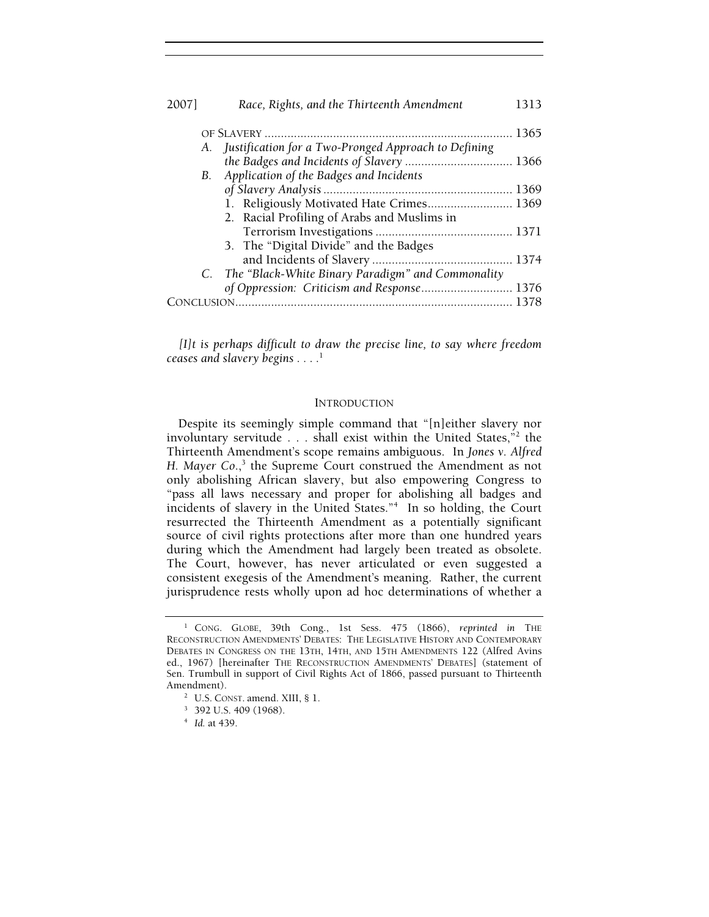OF SLAVERY ........................................................................... 1365

A. *Justification for a Two-Pronged Approach to Defining the Badges and Incidents of Slavery* ................................. 1366

B. *Application of the Badges and Incidents of Slavery Analysis* .......................................................... 1369

1. Religiously Motivated Hate Crimes.......................... 1369
2. Racial Profiling of Arabs and Muslims in Terrorism Investigations .......................................... 1371
3. The "Digital Divide" and the Badges and Incidents of Slavery ........................................... 1374

C. *The "Black-White Binary Paradigm" and Commonality of Oppression: Criticism and Response*............................ 1376

CONCLUSION..................................................................................... 1378

*[I]t is perhaps difficult to draw the precise line, to say where freedom ceases and slavery begins . . . .*[1]

## INTRODUCTION

Despite its seemingly simple command that "[n]either slavery nor involuntary servitude . . . shall exist within the United States,"[2] the Thirteenth Amendment's scope remains ambiguous. In *Jones v. Alfred H. Mayer Co.*,[3] the Supreme Court construed the Amendment as not only abolishing African slavery, but also empowering Congress to "pass all laws necessary and proper for abolishing all badges and incidents of slavery in the United States."[4] In so holding, the Court resurrected the Thirteenth Amendment as a potentially significant source of civil rights protections after more than one hundred years during which the Amendment had largely been treated as obsolete. The Court, however, has never articulated or even suggested a consistent exegesis of the Amendment's meaning. Rather, the current jurisprudence rests wholly upon ad hoc determinations of whether a

---

[1] CONG. GLOBE, 39th Cong., 1st Sess. 475 (1866), *reprinted in* THE RECONSTRUCTION AMENDMENTS' DEBATES: THE LEGISLATIVE HISTORY AND CONTEMPORARY DEBATES IN CONGRESS ON THE 13TH, 14TH, AND 15TH AMENDMENTS 122 (Alfred Avins ed., 1967) [hereinafter THE RECONSTRUCTION AMENDMENTS' DEBATES] (statement of Sen. Trumbull in support of Civil Rights Act of 1866, passed pursuant to Thirteenth Amendment).

[2] U.S. CONST. amend. XIII, § 1.

[3] 392 U.S. 409 (1968).

[4] *Id.* at 439.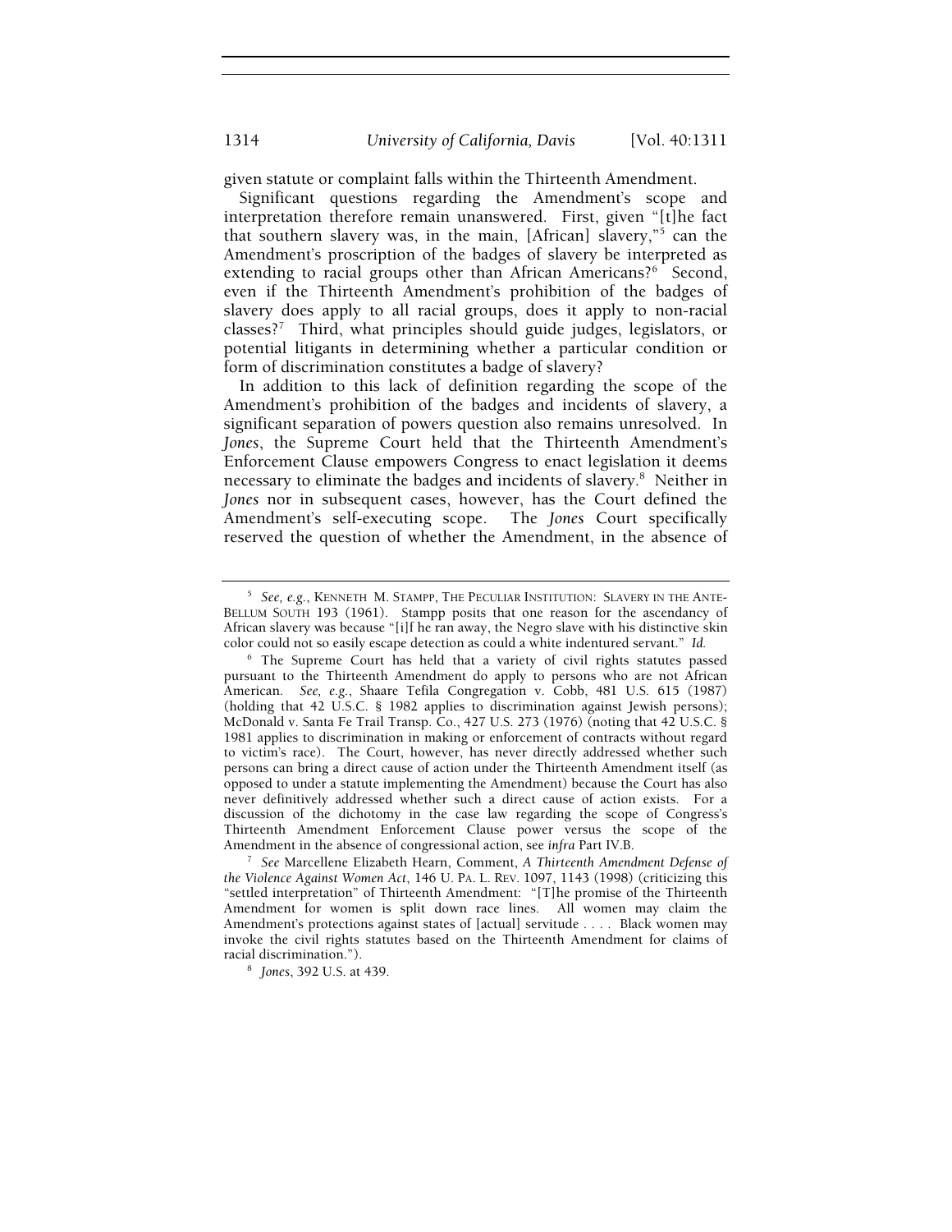given statute or complaint falls within the Thirteenth Amendment.

Significant questions regarding the Amendment's scope and interpretation therefore remain unanswered. First, given "[t]he fact that southern slavery was, in the main, [African] slavery,"[5] can the Amendment's proscription of the badges of slavery be interpreted as extending to racial groups other than African Americans?[6] Second, even if the Thirteenth Amendment's prohibition of the badges of slavery does apply to all racial groups, does it apply to non-racial classes?[7] Third, what principles should guide judges, legislators, or potential litigants in determining whether a particular condition or form of discrimination constitutes a badge of slavery?

In addition to this lack of definition regarding the scope of the Amendment's prohibition of the badges and incidents of slavery, a significant separation of powers question also remains unresolved. In *Jones*, the Supreme Court held that the Thirteenth Amendment's Enforcement Clause empowers Congress to enact legislation it deems necessary to eliminate the badges and incidents of slavery.[8] Neither in *Jones* nor in subsequent cases, however, has the Court defined the Amendment's self-executing scope. The *Jones* Court specifically reserved the question of whether the Amendment, in the absence of

---

[5] *See, e.g.*, KENNETH M. STAMPP, THE PECULIAR INSTITUTION: SLAVERY IN THE ANTE-BELLUM SOUTH 193 (1961). Stampp posits that one reason for the ascendancy of African slavery was because "[i]f he ran away, the Negro slave with his distinctive skin color could not so easily escape detection as could a white indentured servant." *Id.*

[6] The Supreme Court has held that a variety of civil rights statutes passed pursuant to the Thirteenth Amendment do apply to persons who are not African American. *See, e.g.*, Shaare Tefila Congregation v. Cobb, 481 U.S. 615 (1987) (holding that 42 U.S.C. § 1982 applies to discrimination against Jewish persons); McDonald v. Santa Fe Trail Transp. Co., 427 U.S. 273 (1976) (noting that 42 U.S.C. § 1981 applies to discrimination in making or enforcement of contracts without regard to victim's race). The Court, however, has never directly addressed whether such persons can bring a direct cause of action under the Thirteenth Amendment itself (as opposed to under a statute implementing the Amendment) because the Court has also never definitively addressed whether such a direct cause of action exists. For a discussion of the dichotomy in the case law regarding the scope of Congress's Thirteenth Amendment Enforcement Clause power versus the scope of the Amendment in the absence of congressional action, see *infra* Part IV.B.

[7] *See* Marcellene Elizabeth Hearn, Comment, *A Thirteenth Amendment Defense of the Violence Against Women Act*, 146 U. PA. L. REV. 1097, 1143 (1998) (criticizing this "settled interpretation" of Thirteenth Amendment: "[T]he promise of the Thirteenth Amendment for women is split down race lines. All women may claim the Amendment's protections against states of [actual] servitude . . . . Black women may invoke the civil rights statutes based on the Thirteenth Amendment for claims of racial discrimination.").

[8] *Jones*, 392 U.S. at 439.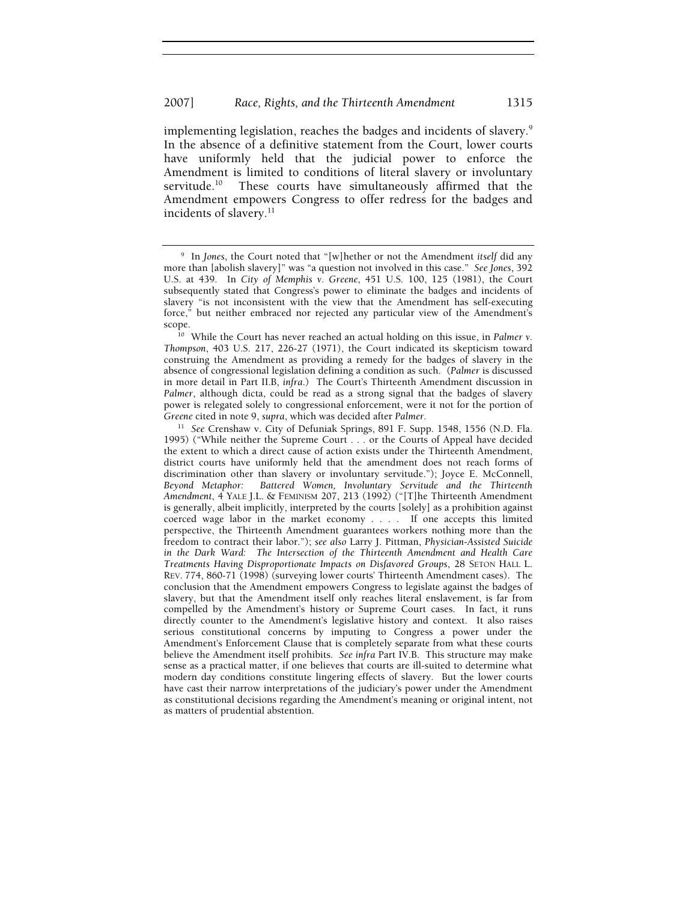implementing legislation, reaches the badges and incidents of slavery.[9] In the absence of a definitive statement from the Court, lower courts have uniformly held that the judicial power to enforce the Amendment is limited to conditions of literal slavery or involuntary servitude.[10] These courts have simultaneously affirmed that the Amendment empowers Congress to offer redress for the badges and incidents of slavery.[11]

---

[9] In *Jones*, the Court noted that "[w]hether or not the Amendment *itself* did any more than [abolish slavery]" was "a question not involved in this case." *See Jones*, 392 U.S. at 439. In *City of Memphis v. Greene*, 451 U.S. 100, 125 (1981), the Court subsequently stated that Congress's power to eliminate the badges and incidents of slavery "is not inconsistent with the view that the Amendment has self-executing force," but neither embraced nor rejected any particular view of the Amendment's scope.

[10] While the Court has never reached an actual holding on this issue, in *Palmer v. Thompson*, 403 U.S. 217, 226-27 (1971), the Court indicated its skepticism toward construing the Amendment as providing a remedy for the badges of slavery in the absence of congressional legislation defining a condition as such. (*Palmer* is discussed in more detail in Part II.B, *infra*.) The Court's Thirteenth Amendment discussion in *Palmer*, although dicta, could be read as a strong signal that the badges of slavery power is relegated solely to congressional enforcement, were it not for the portion of *Greene* cited in note 9, *supra*, which was decided after *Palmer*.

[11] *See* Crenshaw v. City of Defuniak Springs, 891 F. Supp. 1548, 1556 (N.D. Fla. 1995) ("While neither the Supreme Court . . . or the Courts of Appeal have decided the extent to which a direct cause of action exists under the Thirteenth Amendment, district courts have uniformly held that the amendment does not reach forms of discrimination other than slavery or involuntary servitude."); Joyce E. McConnell, *Beyond Metaphor: Battered Women, Involuntary Servitude and the Thirteenth Amendment*, 4 YALE J.L. & FEMINISM 207, 213 (1992) ("[T]he Thirteenth Amendment is generally, albeit implicitly, interpreted by the courts [solely] as a prohibition against coerced wage labor in the market economy . . . . If one accepts this limited perspective, the Thirteenth Amendment guarantees workers nothing more than the freedom to contract their labor."); *see also* Larry J. Pittman, *Physician-Assisted Suicide in the Dark Ward: The Intersection of the Thirteenth Amendment and Health Care Treatments Having Disproportionate Impacts on Disfavored Groups*, 28 SETON HALL L. REV. 774, 860-71 (1998) (surveying lower courts' Thirteenth Amendment cases). The conclusion that the Amendment empowers Congress to legislate against the badges of slavery, but that the Amendment itself only reaches literal enslavement, is far from compelled by the Amendment's history or Supreme Court cases. In fact, it runs directly counter to the Amendment's legislative history and context. It also raises serious constitutional concerns by imputing to Congress a power under the Amendment's Enforcement Clause that is completely separate from what these courts believe the Amendment itself prohibits. *See infra* Part IV.B. This structure may make sense as a practical matter, if one believes that courts are ill-suited to determine what modern day conditions constitute lingering effects of slavery. But the lower courts have cast their narrow interpretations of the judiciary's power under the Amendment as constitutional decisions regarding the Amendment's meaning or original intent, not as matters of prudential abstention.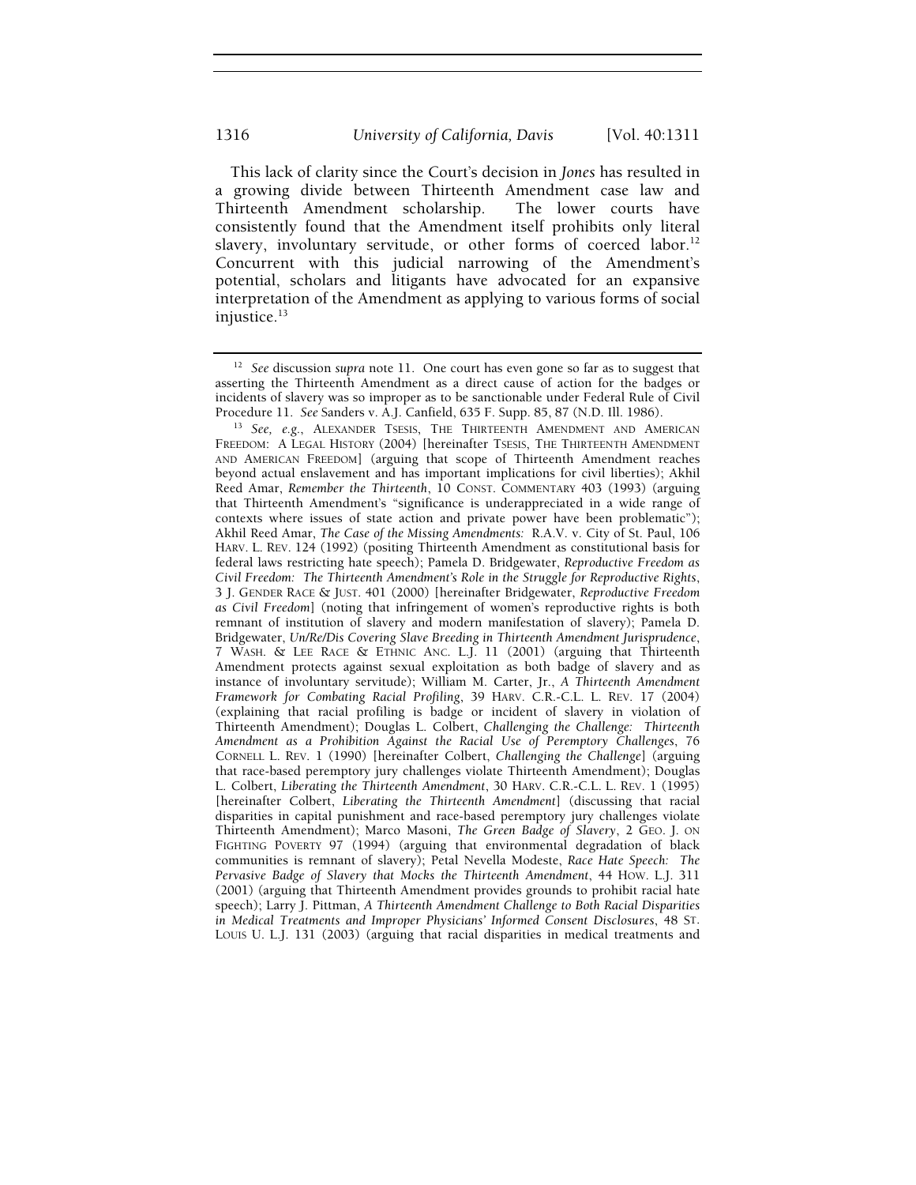This lack of clarity since the Court's decision in *Jones* has resulted in a growing divide between Thirteenth Amendment case law and Thirteenth Amendment scholarship. The lower courts have consistently found that the Amendment itself prohibits only literal slavery, involuntary servitude, or other forms of coerced labor.[12] Concurrent with this judicial narrowing of the Amendment's potential, scholars and litigants have advocated for an expansive interpretation of the Amendment as applying to various forms of social injustice.[13]

---

[12] *See* discussion *supra* note 11. One court has even gone so far as to suggest that asserting the Thirteenth Amendment as a direct cause of action for the badges or incidents of slavery was so improper as to be sanctionable under Federal Rule of Civil Procedure 11. *See* Sanders v. A.J. Canfield, 635 F. Supp. 85, 87 (N.D. Ill. 1986).

[13] *See, e.g.*, ALEXANDER TSESIS, THE THIRTEENTH AMENDMENT AND AMERICAN FREEDOM: A LEGAL HISTORY (2004) [hereinafter TSESIS, THE THIRTEENTH AMENDMENT AND AMERICAN FREEDOM] (arguing that scope of Thirteenth Amendment reaches beyond actual enslavement and has important implications for civil liberties); Akhil Reed Amar, *Remember the Thirteenth*, 10 CONST. COMMENTARY 403 (1993) (arguing that Thirteenth Amendment's "significance is underappreciated in a wide range of contexts where issues of state action and private power have been problematic"); Akhil Reed Amar, *The Case of the Missing Amendments:* R.A.V. v. City of St. Paul, 106 HARV. L. REV. 124 (1992) (positing Thirteenth Amendment as constitutional basis for federal laws restricting hate speech); Pamela D. Bridgewater, *Reproductive Freedom as Civil Freedom: The Thirteenth Amendment's Role in the Struggle for Reproductive Rights*, 3 J. GENDER RACE & JUST. 401 (2000) [hereinafter Bridgewater, *Reproductive Freedom as Civil Freedom*] (noting that infringement of women's reproductive rights is both remnant of institution of slavery and modern manifestation of slavery); Pamela D. Bridgewater, *Un/Re/Dis Covering Slave Breeding in Thirteenth Amendment Jurisprudence*, 7 WASH. & LEE RACE & ETHNIC ANC. L.J. 11 (2001) (arguing that Thirteenth Amendment protects against sexual exploitation as both badge of slavery and as instance of involuntary servitude); William M. Carter, Jr., *A Thirteenth Amendment Framework for Combating Racial Profiling*, 39 HARV. C.R.-C.L. L. REV. 17 (2004) (explaining that racial profiling is badge or incident of slavery in violation of Thirteenth Amendment); Douglas L. Colbert, *Challenging the Challenge: Thirteenth Amendment as a Prohibition Against the Racial Use of Peremptory Challenges*, 76 CORNELL L. REV. 1 (1990) [hereinafter Colbert, *Challenging the Challenge*] (arguing that race-based peremptory jury challenges violate Thirteenth Amendment); Douglas L. Colbert, *Liberating the Thirteenth Amendment*, 30 HARV. C.R.-C.L. L. REV. 1 (1995) [hereinafter Colbert, *Liberating the Thirteenth Amendment*] (discussing that racial disparities in capital punishment and race-based peremptory jury challenges violate Thirteenth Amendment); Marco Masoni, *The Green Badge of Slavery*, 2 GEO. J. ON FIGHTING POVERTY 97 (1994) (arguing that environmental degradation of black communities is remnant of slavery); Petal Nevella Modeste, *Race Hate Speech: The Pervasive Badge of Slavery that Mocks the Thirteenth Amendment*, 44 HOW. L.J. 311 (2001) (arguing that Thirteenth Amendment provides grounds to prohibit racial hate speech); Larry J. Pittman, *A Thirteenth Amendment Challenge to Both Racial Disparities in Medical Treatments and Improper Physicians' Informed Consent Disclosures*, 48 ST. LOUIS U. L.J. 131 (2003) (arguing that racial disparities in medical treatments and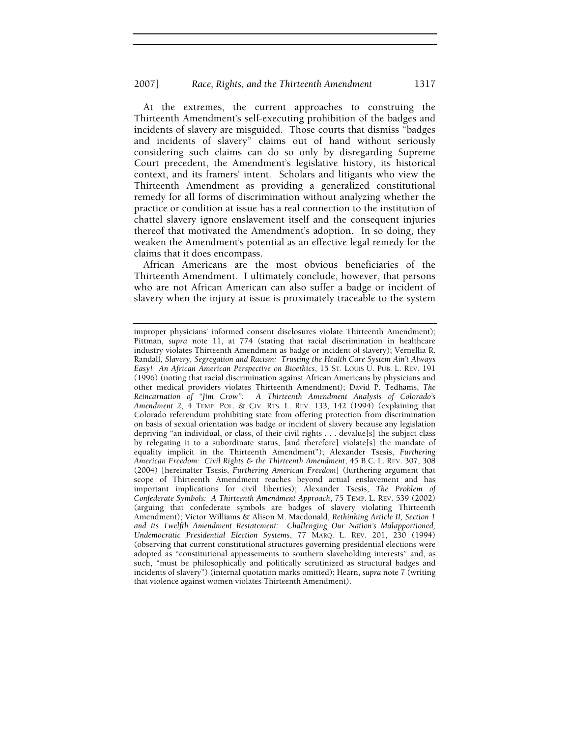At the extremes, the current approaches to construing the Thirteenth Amendment's self-executing prohibition of the badges and incidents of slavery are misguided. Those courts that dismiss "badges and incidents of slavery" claims out of hand without seriously considering such claims can do so only by disregarding Supreme Court precedent, the Amendment's legislative history, its historical context, and its framers' intent. Scholars and litigants who view the Thirteenth Amendment as providing a generalized constitutional remedy for all forms of discrimination without analyzing whether the practice or condition at issue has a real connection to the institution of chattel slavery ignore enslavement itself and the consequent injuries thereof that motivated the Amendment's adoption. In so doing, they weaken the Amendment's potential as an effective legal remedy for the claims that it does encompass.

African Americans are the most obvious beneficiaries of the Thirteenth Amendment. I ultimately conclude, however, that persons who are not African American can also suffer a badge or incident of slavery when the injury at issue is proximately traceable to the system

---

improper physicians' informed consent disclosures violate Thirteenth Amendment); Pittman, *supra* note 11, at 774 (stating that racial discrimination in healthcare industry violates Thirteenth Amendment as badge or incident of slavery); Vernellia R. Randall, *Slavery, Segregation and Racism: Trusting the Health Care System Ain't Always Easy! An African American Perspective on Bioethics*, 15 ST. LOUIS U. PUB. L. REV. 191 (1996) (noting that racial discrimination against African Americans by physicians and other medical providers violates Thirteenth Amendment); David P. Tedhams, *The Reincarnation of "Jim Crow": A Thirteenth Amendment Analysis of Colorado's Amendment 2*, 4 TEMP. POL. & CIV. RTS. L. REV. 133, 142 (1994) (explaining that Colorado referendum prohibiting state from offering protection from discrimination on basis of sexual orientation was badge or incident of slavery because any legislation depriving "an individual, or class, of their civil rights . . . devalue[s] the subject class by relegating it to a subordinate status, [and therefore] violate[s] the mandate of equality implicit in the Thirteenth Amendment"); Alexander Tsesis, *Furthering American Freedom: Civil Rights & the Thirteenth Amendment*, 45 B.C. L. REV. 307, 308 (2004) [hereinafter Tsesis, *Furthering American Freedom*] (furthering argument that scope of Thirteenth Amendment reaches beyond actual enslavement and has important implications for civil liberties); Alexander Tsesis, *The Problem of Confederate Symbols: A Thirteenth Amendment Approach*, 75 TEMP. L. REV. 539 (2002) (arguing that confederate symbols are badges of slavery violating Thirteenth Amendment); Victor Williams & Alison M. Macdonald, *Rethinking Article II, Section 1 and Its Twelfth Amendment Restatement: Challenging Our Nation's Malapportioned, Undemocratic Presidential Election Systems*, 77 MARQ. L. REV. 201, 230 (1994) (observing that current constitutional structures governing presidential elections were adopted as "constitutional appeasements to southern slaveholding interests" and, as such, "must be philosophically and politically scrutinized as structural badges and incidents of slavery") (internal quotation marks omitted); Hearn, *supra* note 7 (writing that violence against women violates Thirteenth Amendment).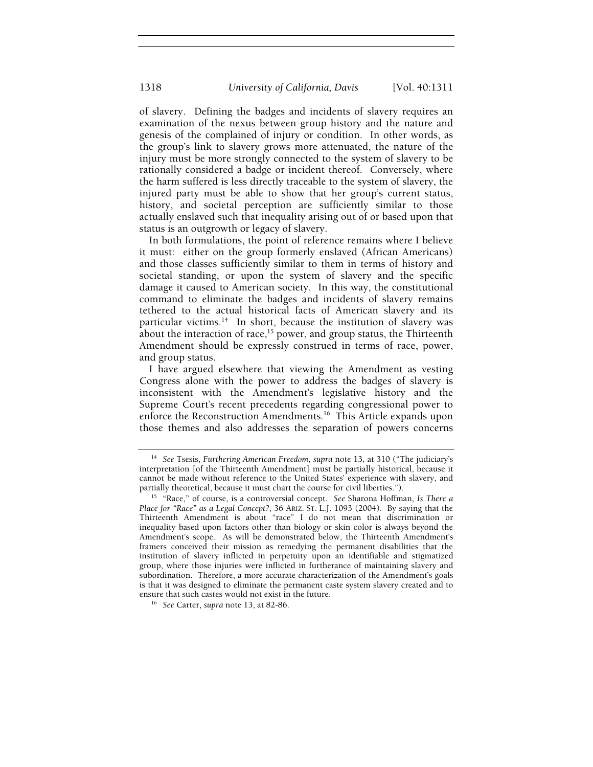of slavery. Defining the badges and incidents of slavery requires an examination of the nexus between group history and the nature and genesis of the complained of injury or condition. In other words, as the group's link to slavery grows more attenuated, the nature of the injury must be more strongly connected to the system of slavery to be rationally considered a badge or incident thereof. Conversely, where the harm suffered is less directly traceable to the system of slavery, the injured party must be able to show that her group's current status, history, and societal perception are sufficiently similar to those actually enslaved such that inequality arising out of or based upon that status is an outgrowth or legacy of slavery.

In both formulations, the point of reference remains where I believe it must: either on the group formerly enslaved (African Americans) and those classes sufficiently similar to them in terms of history and societal standing, or upon the system of slavery and the specific damage it caused to American society. In this way, the constitutional command to eliminate the badges and incidents of slavery remains tethered to the actual historical facts of American slavery and its particular victims.[14] In short, because the institution of slavery was about the interaction of race,[15] power, and group status, the Thirteenth Amendment should be expressly construed in terms of race, power, and group status.

I have argued elsewhere that viewing the Amendment as vesting Congress alone with the power to address the badges of slavery is inconsistent with the Amendment's legislative history and the Supreme Court's recent precedents regarding congressional power to enforce the Reconstruction Amendments.[16] This Article expands upon those themes and also addresses the separation of powers concerns

---

[14] *See* Tsesis, *Furthering American Freedom*, *supra* note 13, at 310 ("The judiciary's interpretation [of the Thirteenth Amendment] must be partially historical, because it cannot be made without reference to the United States' experience with slavery, and partially theoretical, because it must chart the course for civil liberties.").

[15] "Race," of course, is a controversial concept. *See* Sharona Hoffman, *Is There a Place for "Race" as a Legal Concept?*, 36 ARIZ. ST. L.J. 1093 (2004). By saying that the Thirteenth Amendment is about "race" I do not mean that discrimination or inequality based upon factors other than biology or skin color is always beyond the Amendment's scope. As will be demonstrated below, the Thirteenth Amendment's framers conceived their mission as remedying the permanent disabilities that the institution of slavery inflicted in perpetuity upon an identifiable and stigmatized group, where those injuries were inflicted in furtherance of maintaining slavery and subordination. Therefore, a more accurate characterization of the Amendment's goals is that it was designed to eliminate the permanent caste system slavery created and to ensure that such castes would not exist in the future.

[16] *See* Carter, *supra* note 13, at 82-86.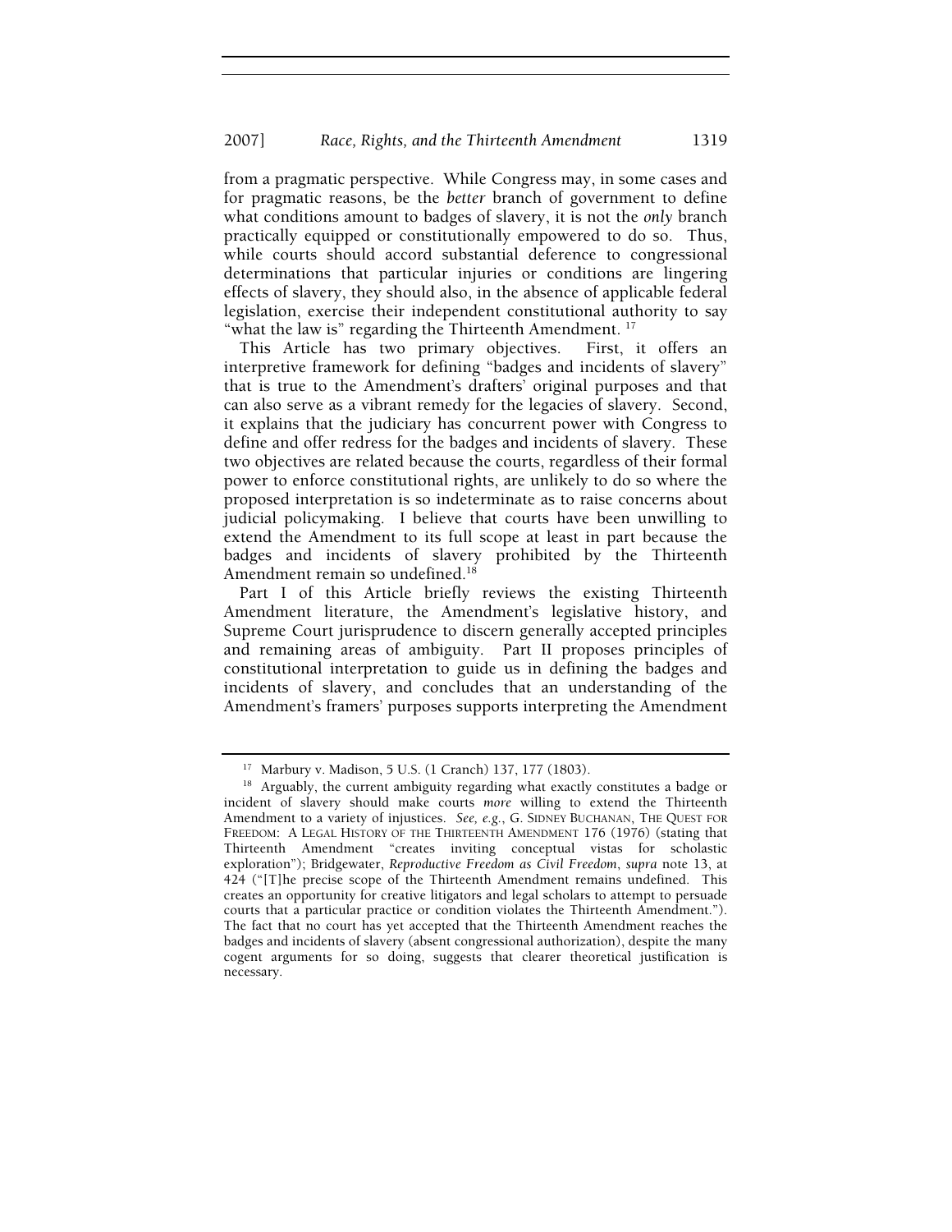from a pragmatic perspective. While Congress may, in some cases and for pragmatic reasons, be the *better* branch of government to define what conditions amount to badges of slavery, it is not the *only* branch practically equipped or constitutionally empowered to do so. Thus, while courts should accord substantial deference to congressional determinations that particular injuries or conditions are lingering effects of slavery, they should also, in the absence of applicable federal legislation, exercise their independent constitutional authority to say "what the law is" regarding the Thirteenth Amendment.[17]

This Article has two primary objectives. First, it offers an interpretive framework for defining "badges and incidents of slavery" that is true to the Amendment's drafters' original purposes and that can also serve as a vibrant remedy for the legacies of slavery. Second, it explains that the judiciary has concurrent power with Congress to define and offer redress for the badges and incidents of slavery. These two objectives are related because the courts, regardless of their formal power to enforce constitutional rights, are unlikely to do so where the proposed interpretation is so indeterminate as to raise concerns about judicial policymaking. I believe that courts have been unwilling to extend the Amendment to its full scope at least in part because the badges and incidents of slavery prohibited by the Thirteenth Amendment remain so undefined.[18]

Part I of this Article briefly reviews the existing Thirteenth Amendment literature, the Amendment's legislative history, and Supreme Court jurisprudence to discern generally accepted principles and remaining areas of ambiguity. Part II proposes principles of constitutional interpretation to guide us in defining the badges and incidents of slavery, and concludes that an understanding of the Amendment's framers' purposes supports interpreting the Amendment

---

[17] Marbury v. Madison, 5 U.S. (1 Cranch) 137, 177 (1803).

[18] Arguably, the current ambiguity regarding what exactly constitutes a badge or incident of slavery should make courts *more* willing to extend the Thirteenth Amendment to a variety of injustices. *See, e.g.*, G. SIDNEY BUCHANAN, THE QUEST FOR FREEDOM: A LEGAL HISTORY OF THE THIRTEENTH AMENDMENT 176 (1976) (stating that Thirteenth Amendment "creates inviting conceptual vistas for scholastic exploration"); Bridgewater, *Reproductive Freedom as Civil Freedom*, *supra* note 13, at 424 ("[T]he precise scope of the Thirteenth Amendment remains undefined. This creates an opportunity for creative litigators and legal scholars to attempt to persuade courts that a particular practice or condition violates the Thirteenth Amendment."). The fact that no court has yet accepted that the Thirteenth Amendment reaches the badges and incidents of slavery (absent congressional authorization), despite the many cogent arguments for so doing, suggests that clearer theoretical justification is necessary.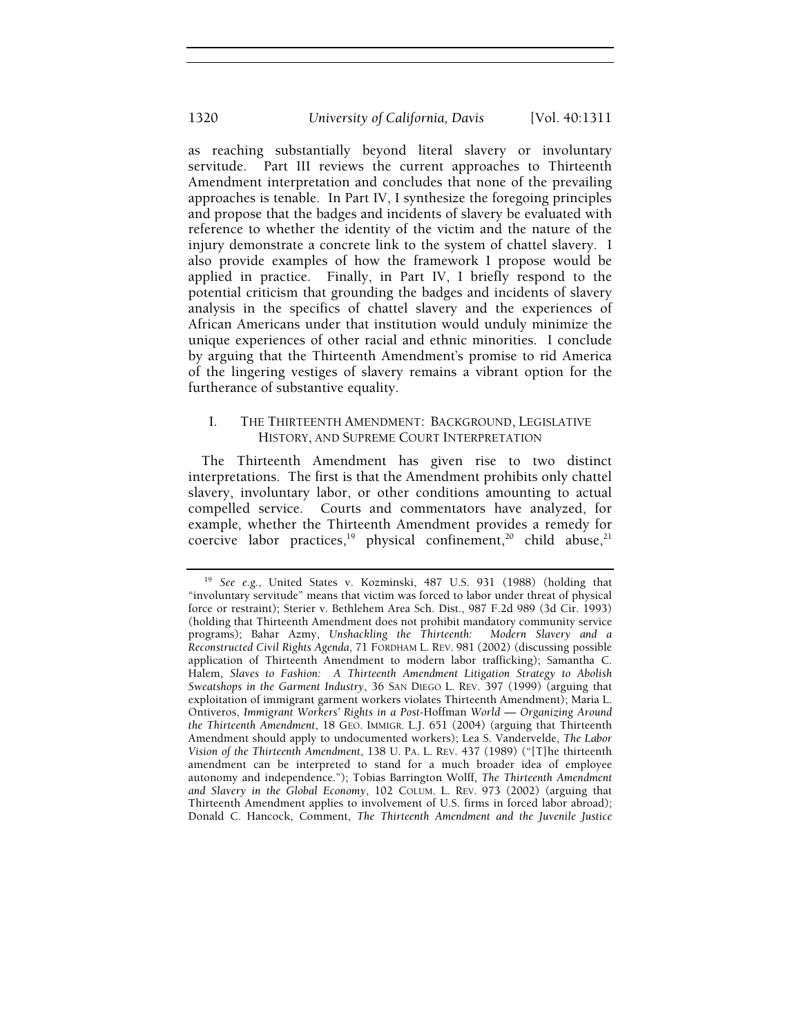as reaching substantially beyond literal slavery or involuntary servitude. Part III reviews the current approaches to Thirteenth Amendment interpretation and concludes that none of the prevailing approaches is tenable. In Part IV, I synthesize the foregoing principles and propose that the badges and incidents of slavery be evaluated with reference to whether the identity of the victim and the nature of the injury demonstrate a concrete link to the system of chattel slavery. I also provide examples of how the framework I propose would be applied in practice. Finally, in Part IV, I briefly respond to the potential criticism that grounding the badges and incidents of slavery analysis in the specifics of chattel slavery and the experiences of African Americans under that institution would unduly minimize the unique experiences of other racial and ethnic minorities. I conclude by arguing that the Thirteenth Amendment's promise to rid America of the lingering vestiges of slavery remains a vibrant option for the furtherance of substantive equality.

## I. THE THIRTEENTH AMENDMENT: BACKGROUND, LEGISLATIVE HISTORY, AND SUPREME COURT INTERPRETATION

The Thirteenth Amendment has given rise to two distinct interpretations. The first is that the Amendment prohibits only chattel slavery, involuntary labor, or other conditions amounting to actual compelled service. Courts and commentators have analyzed, for example, whether the Thirteenth Amendment provides a remedy for coercive labor practices,[19] physical confinement,[20] child abuse,[21]

---

[19] *See e.g.*, United States v. Kozminski, 487 U.S. 931 (1988) (holding that "involuntary servitude" means that victim was forced to labor under threat of physical force or restraint); Sterier v. Bethlehem Area Sch. Dist., 987 F.2d 989 (3d Cir. 1993) (holding that Thirteenth Amendment does not prohibit mandatory community service programs); Bahar Azmy, *Unshackling the Thirteenth: Modern Slavery and a Reconstructed Civil Rights Agenda*, 71 FORDHAM L. REV. 981 (2002) (discussing possible application of Thirteenth Amendment to modern labor trafficking); Samantha C. Halem, *Slaves to Fashion: A Thirteenth Amendment Litigation Strategy to Abolish Sweatshops in the Garment Industry*, 36 SAN DIEGO L. REV. 397 (1999) (arguing that exploitation of immigrant garment workers violates Thirteenth Amendment); Maria L. Ontiveros, *Immigrant Workers' Rights in a Post-*Hoffman *World — Organizing Around the Thirteenth Amendment*, 18 GEO. IMMIGR. L.J. 651 (2004) (arguing that Thirteenth Amendment should apply to undocumented workers); Lea S. Vandervelde, *The Labor Vision of the Thirteenth Amendment*, 138 U. PA. L. REV. 437 (1989) ("[T]he thirteenth amendment can be interpreted to stand for a much broader idea of employee autonomy and independence."); Tobias Barrington Wolff, *The Thirteenth Amendment and Slavery in the Global Economy*, 102 COLUM. L. REV. 973 (2002) (arguing that Thirteenth Amendment applies to involvement of U.S. firms in forced labor abroad); Donald C. Hancock, Comment, *The Thirteenth Amendment and the Juvenile Justice*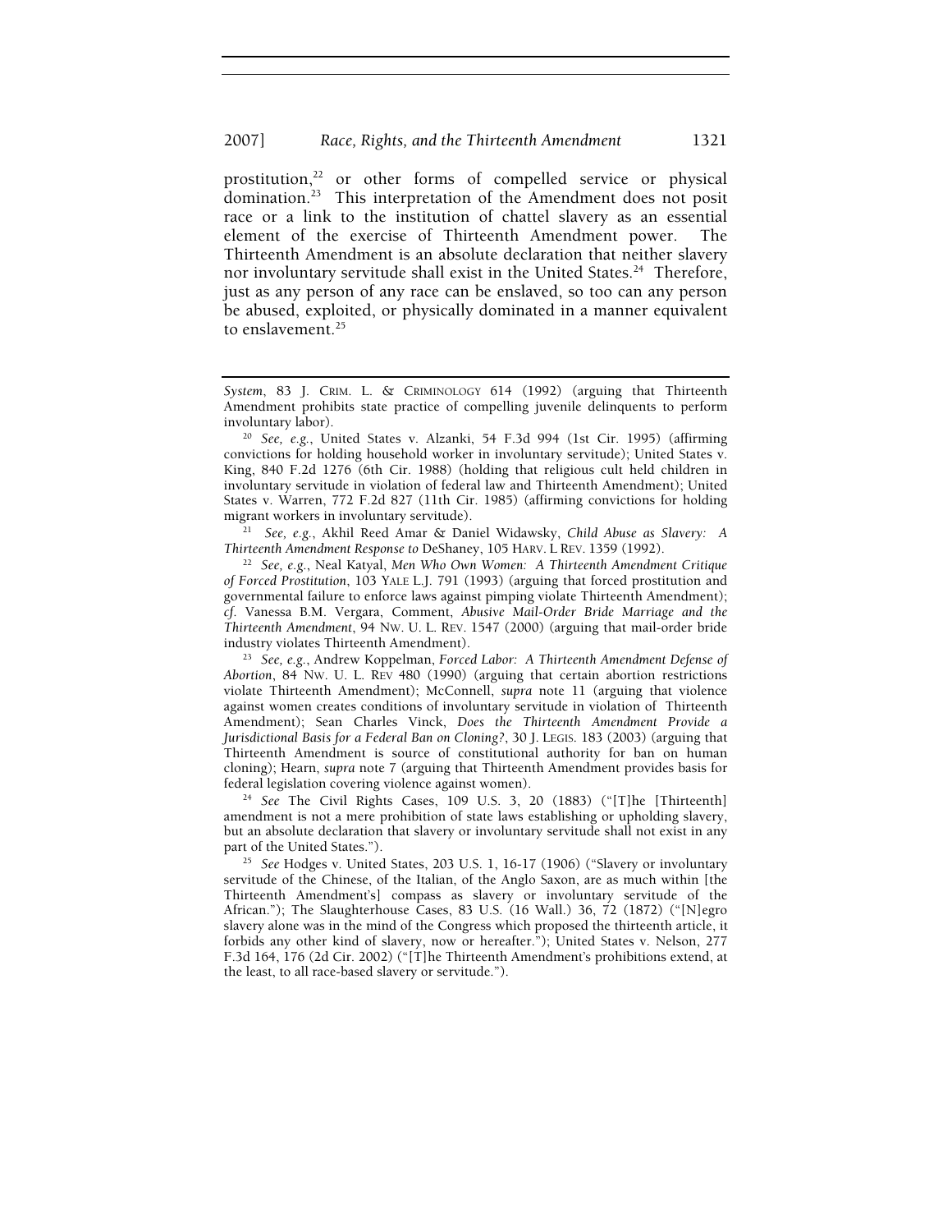prostitution,[22] or other forms of compelled service or physical domination.[23] This interpretation of the Amendment does not posit race or a link to the institution of chattel slavery as an essential element of the exercise of Thirteenth Amendment power. The Thirteenth Amendment is an absolute declaration that neither slavery nor involuntary servitude shall exist in the United States.[24] Therefore, just as any person of any race can be enslaved, so too can any person be abused, exploited, or physically dominated in a manner equivalent to enslavement.[25]

---

*System*, 83 J. CRIM. L. & CRIMINOLOGY 614 (1992) (arguing that Thirteenth Amendment prohibits state practice of compelling juvenile delinquents to perform involuntary labor).

[20] *See, e.g.*, United States v. Alzanki, 54 F.3d 994 (1st Cir. 1995) (affirming convictions for holding household worker in involuntary servitude); United States v. King, 840 F.2d 1276 (6th Cir. 1988) (holding that religious cult held children in involuntary servitude in violation of federal law and Thirteenth Amendment); United States v. Warren, 772 F.2d 827 (11th Cir. 1985) (affirming convictions for holding migrant workers in involuntary servitude).

[21] *See, e.g.*, Akhil Reed Amar & Daniel Widawsky, *Child Abuse as Slavery: A Thirteenth Amendment Response to* DeShaney, 105 HARV. L REV. 1359 (1992).

[22] *See, e.g.*, Neal Katyal, *Men Who Own Women: A Thirteenth Amendment Critique of Forced Prostitution*, 103 YALE L.J. 791 (1993) (arguing that forced prostitution and governmental failure to enforce laws against pimping violate Thirteenth Amendment); *cf.* Vanessa B.M. Vergara, Comment, *Abusive Mail-Order Bride Marriage and the Thirteenth Amendment*, 94 NW. U. L. REV. 1547 (2000) (arguing that mail-order bride industry violates Thirteenth Amendment).

[23] *See, e.g.*, Andrew Koppelman, *Forced Labor: A Thirteenth Amendment Defense of Abortion*, 84 NW. U. L. REV 480 (1990) (arguing that certain abortion restrictions violate Thirteenth Amendment); McConnell, *supra* note 11 (arguing that violence against women creates conditions of involuntary servitude in violation of Thirteenth Amendment); Sean Charles Vinck, *Does the Thirteenth Amendment Provide a Jurisdictional Basis for a Federal Ban on Cloning?*, 30 J. LEGIS. 183 (2003) (arguing that Thirteenth Amendment is source of constitutional authority for ban on human cloning); Hearn, *supra* note 7 (arguing that Thirteenth Amendment provides basis for federal legislation covering violence against women).

[24] *See* The Civil Rights Cases, 109 U.S. 3, 20 (1883) ("[T]he [Thirteenth] amendment is not a mere prohibition of state laws establishing or upholding slavery, but an absolute declaration that slavery or involuntary servitude shall not exist in any part of the United States.").

[25] *See* Hodges v. United States, 203 U.S. 1, 16-17 (1906) ("Slavery or involuntary servitude of the Chinese, of the Italian, of the Anglo Saxon, are as much within [the Thirteenth Amendment's] compass as slavery or involuntary servitude of the African."); The Slaughterhouse Cases, 83 U.S. (16 Wall.) 36, 72 (1872) ("[N]egro slavery alone was in the mind of the Congress which proposed the thirteenth article, it forbids any other kind of slavery, now or hereafter."); United States v. Nelson, 277 F.3d 164, 176 (2d Cir. 2002) ("[T]he Thirteenth Amendment's prohibitions extend, at the least, to all race-based slavery or servitude.").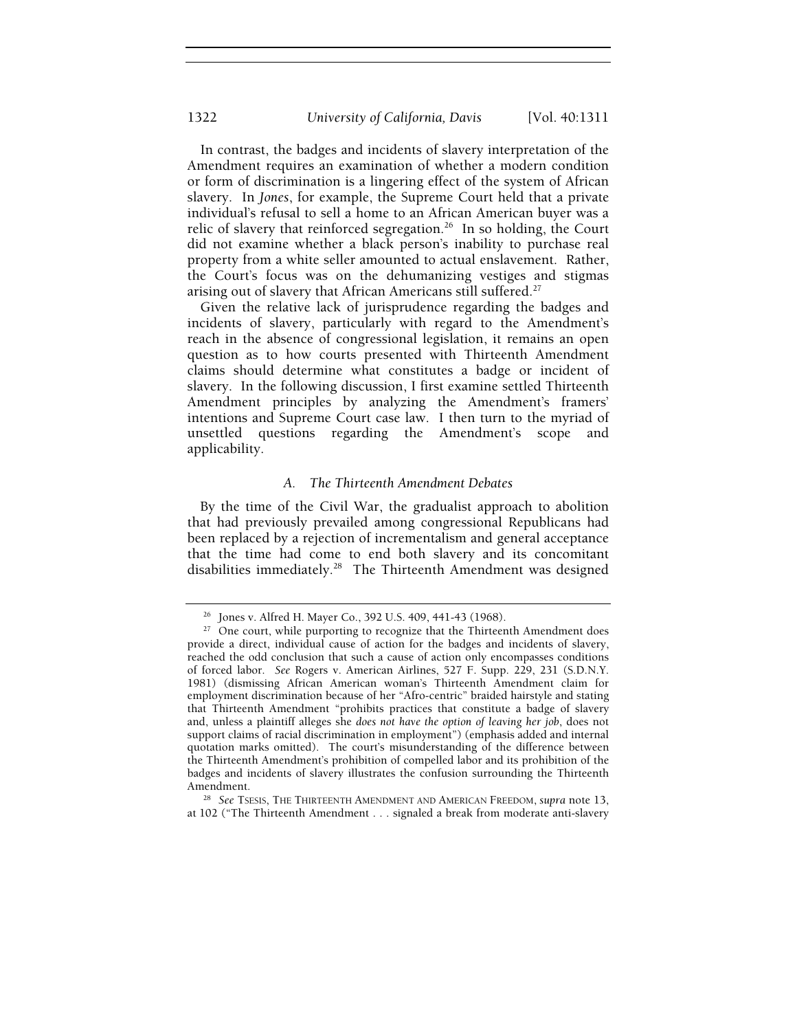In contrast, the badges and incidents of slavery interpretation of the Amendment requires an examination of whether a modern condition or form of discrimination is a lingering effect of the system of African slavery. In *Jones*, for example, the Supreme Court held that a private individual's refusal to sell a home to an African American buyer was a relic of slavery that reinforced segregation.[26] In so holding, the Court did not examine whether a black person's inability to purchase real property from a white seller amounted to actual enslavement. Rather, the Court's focus was on the dehumanizing vestiges and stigmas arising out of slavery that African Americans still suffered.[27]

Given the relative lack of jurisprudence regarding the badges and incidents of slavery, particularly with regard to the Amendment's reach in the absence of congressional legislation, it remains an open question as to how courts presented with Thirteenth Amendment claims should determine what constitutes a badge or incident of slavery. In the following discussion, I first examine settled Thirteenth Amendment principles by analyzing the Amendment's framers' intentions and Supreme Court case law. I then turn to the myriad of unsettled questions regarding the Amendment's scope and applicability.

### *A. The Thirteenth Amendment Debates*

By the time of the Civil War, the gradualist approach to abolition that had previously prevailed among congressional Republicans had been replaced by a rejection of incrementalism and general acceptance that the time had come to end both slavery and its concomitant disabilities immediately.[28] The Thirteenth Amendment was designed

---

[26] Jones v. Alfred H. Mayer Co., 392 U.S. 409, 441-43 (1968).

[27] One court, while purporting to recognize that the Thirteenth Amendment does provide a direct, individual cause of action for the badges and incidents of slavery, reached the odd conclusion that such a cause of action only encompasses conditions of forced labor. *See* Rogers v. American Airlines, 527 F. Supp. 229, 231 (S.D.N.Y. 1981) (dismissing African American woman's Thirteenth Amendment claim for employment discrimination because of her "Afro-centric" braided hairstyle and stating that Thirteenth Amendment "prohibits practices that constitute a badge of slavery and, unless a plaintiff alleges she *does not have the option of leaving her job*, does not support claims of racial discrimination in employment") (emphasis added and internal quotation marks omitted). The court's misunderstanding of the difference between the Thirteenth Amendment's prohibition of compelled labor and its prohibition of the badges and incidents of slavery illustrates the confusion surrounding the Thirteenth Amendment.

[28] *See* TSESIS, THE THIRTEENTH AMENDMENT AND AMERICAN FREEDOM, *supra* note 13, at 102 ("The Thirteenth Amendment . . . signaled a break from moderate anti-slavery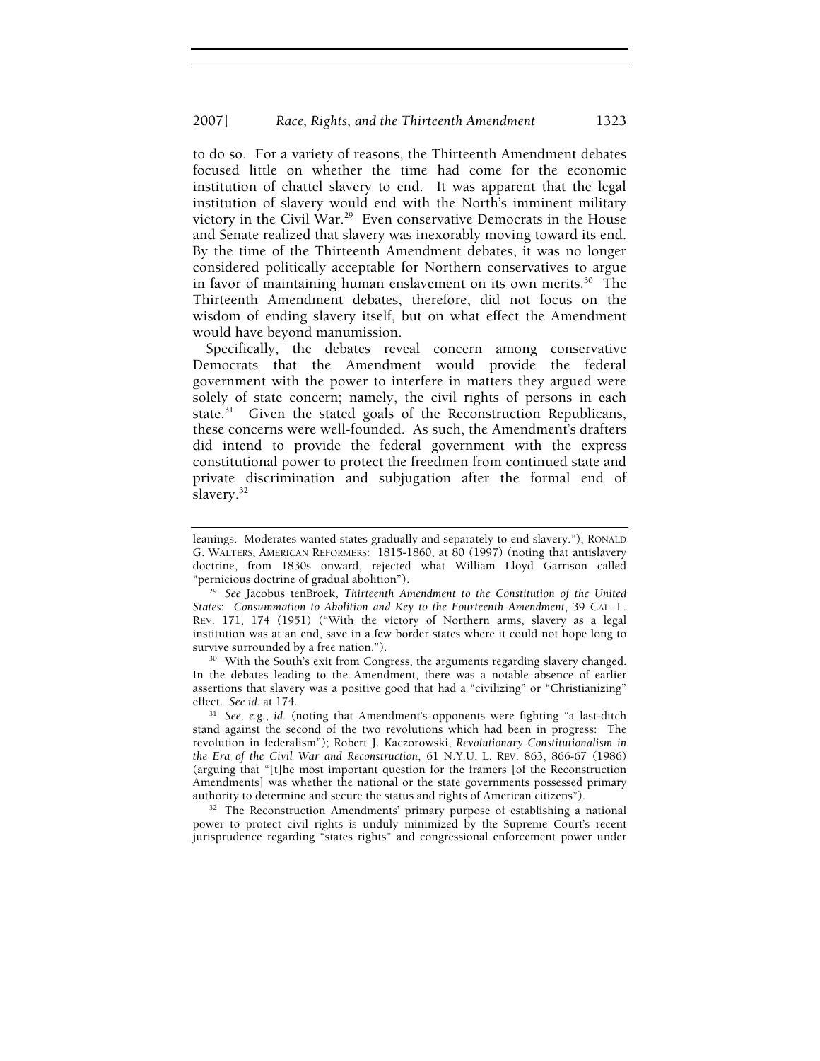to do so. For a variety of reasons, the Thirteenth Amendment debates focused little on whether the time had come for the economic institution of chattel slavery to end. It was apparent that the legal institution of slavery would end with the North's imminent military victory in the Civil War.[29] Even conservative Democrats in the House and Senate realized that slavery was inexorably moving toward its end. By the time of the Thirteenth Amendment debates, it was no longer considered politically acceptable for Northern conservatives to argue in favor of maintaining human enslavement on its own merits.[30] The Thirteenth Amendment debates, therefore, did not focus on the wisdom of ending slavery itself, but on what effect the Amendment would have beyond manumission.

Specifically, the debates reveal concern among conservative Democrats that the Amendment would provide the federal government with the power to interfere in matters they argued were solely of state concern; namely, the civil rights of persons in each state.[31] Given the stated goals of the Reconstruction Republicans, these concerns were well-founded. As such, the Amendment's drafters did intend to provide the federal government with the express constitutional power to protect the freedmen from continued state and private discrimination and subjugation after the formal end of slavery.[32]

---

leanings. Moderates wanted states gradually and separately to end slavery."); RONALD G. WALTERS, AMERICAN REFORMERS: 1815-1860, at 80 (1997) (noting that antislavery doctrine, from 1830s onward, rejected what William Lloyd Garrison called "pernicious doctrine of gradual abolition").

[29] *See* Jacobus tenBroek, *Thirteenth Amendment to the Constitution of the United States*: *Consummation to Abolition and Key to the Fourteenth Amendment*, 39 CAL. L. REV. 171, 174 (1951) ("With the victory of Northern arms, slavery as a legal institution was at an end, save in a few border states where it could not hope long to survive surrounded by a free nation.").

[30] With the South's exit from Congress, the arguments regarding slavery changed. In the debates leading to the Amendment, there was a notable absence of earlier assertions that slavery was a positive good that had a "civilizing" or "Christianizing" effect. *See id.* at 174.

[31] *See, e.g.*, *id.* (noting that Amendment's opponents were fighting "a last-ditch stand against the second of the two revolutions which had been in progress: The revolution in federalism"); Robert J. Kaczorowski, *Revolutionary Constitutionalism in the Era of the Civil War and Reconstruction*, 61 N.Y.U. L. REV. 863, 866-67 (1986) (arguing that "[t]he most important question for the framers [of the Reconstruction Amendments] was whether the national or the state governments possessed primary authority to determine and secure the status and rights of American citizens").

[32] The Reconstruction Amendments' primary purpose of establishing a national power to protect civil rights is unduly minimized by the Supreme Court's recent jurisprudence regarding "states rights" and congressional enforcement power under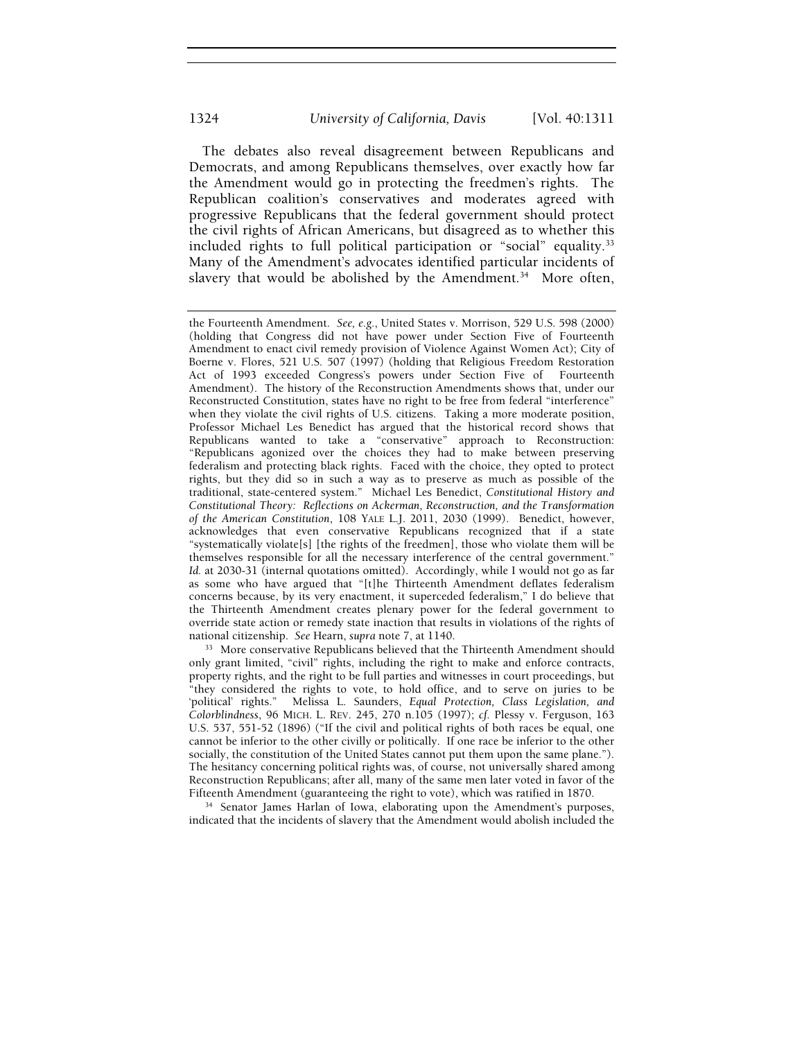The debates also reveal disagreement between Republicans and Democrats, and among Republicans themselves, over exactly how far the Amendment would go in protecting the freedmen's rights. The Republican coalition's conservatives and moderates agreed with progressive Republicans that the federal government should protect the civil rights of African Americans, but disagreed as to whether this included rights to full political participation or "social" equality.[33] Many of the Amendment's advocates identified particular incidents of slavery that would be abolished by the Amendment.[34] More often,

---

the Fourteenth Amendment. *See, e.g.*, United States v. Morrison, 529 U.S. 598 (2000) (holding that Congress did not have power under Section Five of Fourteenth Amendment to enact civil remedy provision of Violence Against Women Act); City of Boerne v. Flores, 521 U.S. 507 (1997) (holding that Religious Freedom Restoration Act of 1993 exceeded Congress's powers under Section Five of Fourteenth Amendment). The history of the Reconstruction Amendments shows that, under our Reconstructed Constitution, states have no right to be free from federal "interference" when they violate the civil rights of U.S. citizens. Taking a more moderate position, Professor Michael Les Benedict has argued that the historical record shows that Republicans wanted to take a "conservative" approach to Reconstruction: "Republicans agonized over the choices they had to make between preserving federalism and protecting black rights. Faced with the choice, they opted to protect rights, but they did so in such a way as to preserve as much as possible of the traditional, state-centered system." Michael Les Benedict, *Constitutional History and Constitutional Theory: Reflections on Ackerman, Reconstruction, and the Transformation of the American Constitution*, 108 YALE L.J. 2011, 2030 (1999). Benedict, however, acknowledges that even conservative Republicans recognized that if a state "systematically violate[s] [the rights of the freedmen], those who violate them will be themselves responsible for all the necessary interference of the central government." *Id.* at 2030-31 (internal quotations omitted). Accordingly, while I would not go as far as some who have argued that "[t]he Thirteenth Amendment deflates federalism concerns because, by its very enactment, it superceded federalism," I do believe that the Thirteenth Amendment creates plenary power for the federal government to override state action or remedy state inaction that results in violations of the rights of national citizenship. *See* Hearn, *supra* note 7, at 1140.

[33] More conservative Republicans believed that the Thirteenth Amendment should only grant limited, "civil" rights, including the right to make and enforce contracts, property rights, and the right to be full parties and witnesses in court proceedings, but "they considered the rights to vote, to hold office, and to serve on juries to be 'political' rights." Melissa L. Saunders, *Equal Protection, Class Legislation, and Colorblindness*, 96 MICH. L. REV. 245, 270 n.105 (1997); *cf.* Plessy v. Ferguson, 163 U.S. 537, 551-52 (1896) ("If the civil and political rights of both races be equal, one cannot be inferior to the other civilly or politically. If one race be inferior to the other socially, the constitution of the United States cannot put them upon the same plane."). The hesitancy concerning political rights was, of course, not universally shared among Reconstruction Republicans; after all, many of the same men later voted in favor of the Fifteenth Amendment (guaranteeing the right to vote), which was ratified in 1870.

[34] Senator James Harlan of Iowa, elaborating upon the Amendment's purposes, indicated that the incidents of slavery that the Amendment would abolish included the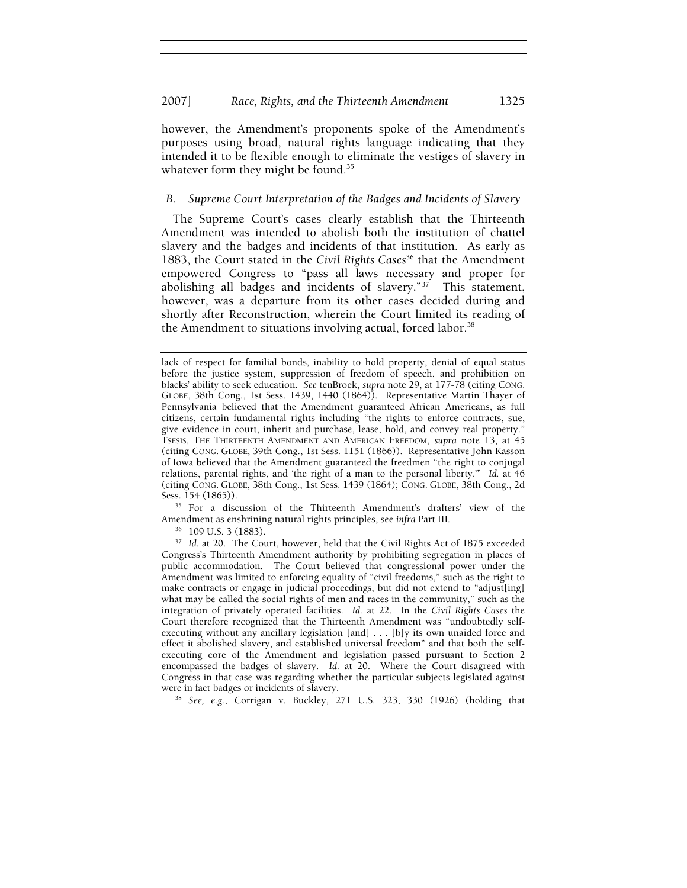however, the Amendment's proponents spoke of the Amendment's purposes using broad, natural rights language indicating that they intended it to be flexible enough to eliminate the vestiges of slavery in whatever form they might be found.[35]

### B. Supreme Court Interpretation of the Badges and Incidents of Slavery

The Supreme Court's cases clearly establish that the Thirteenth Amendment was intended to abolish both the institution of chattel slavery and the badges and incidents of that institution. As early as 1883, the Court stated in the *Civil Rights Cases*[36] that the Amendment empowered Congress to "pass all laws necessary and proper for abolishing all badges and incidents of slavery."[37] This statement, however, was a departure from its other cases decided during and shortly after Reconstruction, wherein the Court limited its reading of the Amendment to situations involving actual, forced labor.[38]

---

lack of respect for familial bonds, inability to hold property, denial of equal status before the justice system, suppression of freedom of speech, and prohibition on blacks' ability to seek education. *See* tenBroek, *supra* note 29, at 177-78 (citing CONG. GLOBE, 38th Cong., 1st Sess. 1439, 1440 (1864)). Representative Martin Thayer of Pennsylvania believed that the Amendment guaranteed African Americans, as full citizens, certain fundamental rights including "the rights to enforce contracts, sue, give evidence in court, inherit and purchase, lease, hold, and convey real property." TSESIS, THE THIRTEENTH AMENDMENT AND AMERICAN FREEDOM, *supra* note 13, at 45 (citing CONG. GLOBE, 39th Cong., 1st Sess. 1151 (1866)). Representative John Kasson of Iowa believed that the Amendment guaranteed the freedmen "the right to conjugal relations, parental rights, and 'the right of a man to the personal liberty.'" *Id.* at 46 (citing CONG. GLOBE, 38th Cong., 1st Sess. 1439 (1864); CONG. GLOBE, 38th Cong., 2d Sess. 154 (1865)).

[35] For a discussion of the Thirteenth Amendment's drafters' view of the Amendment as enshrining natural rights principles, see *infra* Part III.

[36] 109 U.S. 3 (1883).

[37] *Id.* at 20. The Court, however, held that the Civil Rights Act of 1875 exceeded Congress's Thirteenth Amendment authority by prohibiting segregation in places of public accommodation. The Court believed that congressional power under the Amendment was limited to enforcing equality of "civil freedoms," such as the right to make contracts or engage in judicial proceedings, but did not extend to "adjust[ing] what may be called the social rights of men and races in the community," such as the integration of privately operated facilities. *Id.* at 22. In the *Civil Rights Cases* the Court therefore recognized that the Thirteenth Amendment was "undoubtedly self-executing without any ancillary legislation [and] . . . [b]y its own unaided force and effect it abolished slavery, and established universal freedom" and that both the self-executing core of the Amendment and legislation passed pursuant to Section 2 encompassed the badges of slavery. *Id.* at 20. Where the Court disagreed with Congress in that case was regarding whether the particular subjects legislated against were in fact badges or incidents of slavery.

[38] *See, e.g.*, Corrigan v. Buckley, 271 U.S. 323, 330 (1926) (holding that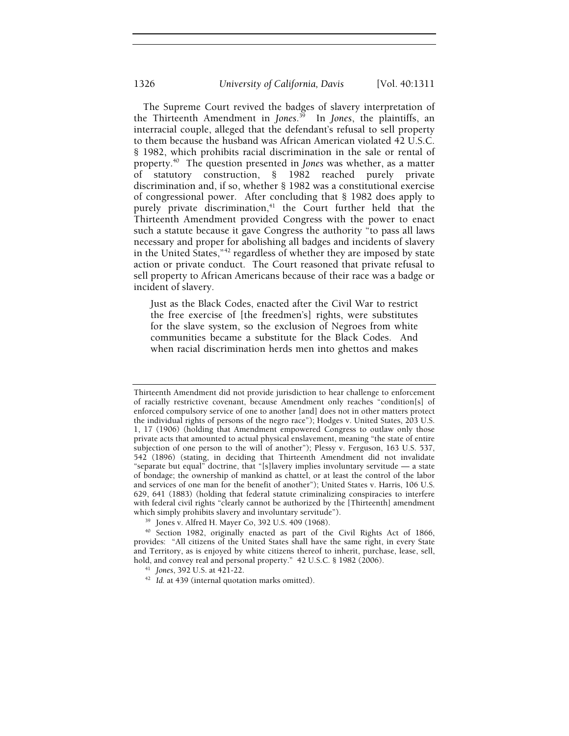The Supreme Court revived the badges of slavery interpretation of the Thirteenth Amendment in *Jones*.[39] In *Jones*, the plaintiffs, an interracial couple, alleged that the defendant's refusal to sell property to them because the husband was African American violated 42 U.S.C. § 1982, which prohibits racial discrimination in the sale or rental of property.[40] The question presented in *Jones* was whether, as a matter of statutory construction, § 1982 reached purely private discrimination and, if so, whether § 1982 was a constitutional exercise of congressional power. After concluding that § 1982 does apply to purely private discrimination,[41] the Court further held that the Thirteenth Amendment provided Congress with the power to enact such a statute because it gave Congress the authority "to pass all laws necessary and proper for abolishing all badges and incidents of slavery in the United States,"[42] regardless of whether they are imposed by state action or private conduct. The Court reasoned that private refusal to sell property to African Americans because of their race was a badge or incident of slavery.

> Just as the Black Codes, enacted after the Civil War to restrict the free exercise of [the freedmen's] rights, were substitutes for the slave system, so the exclusion of Negroes from white communities became a substitute for the Black Codes. And when racial discrimination herds men into ghettos and makes

---

Thirteenth Amendment did not provide jurisdiction to hear challenge to enforcement of racially restrictive covenant, because Amendment only reaches "condition[s] of enforced compulsory service of one to another [and] does not in other matters protect the individual rights of persons of the negro race"); Hodges v. United States, 203 U.S. 1, 17 (1906) (holding that Amendment empowered Congress to outlaw only those private acts that amounted to actual physical enslavement, meaning "the state of entire subjection of one person to the will of another"); Plessy v. Ferguson, 163 U.S. 537, 542 (1896) (stating, in deciding that Thirteenth Amendment did not invalidate "separate but equal" doctrine, that "[s]lavery implies involuntary servitude — a state of bondage; the ownership of mankind as chattel, or at least the control of the labor and services of one man for the benefit of another"); United States v. Harris, 106 U.S. 629, 641 (1883) (holding that federal statute criminalizing conspiracies to interfere with federal civil rights "clearly cannot be authorized by the [Thirteenth] amendment which simply prohibits slavery and involuntary servitude").

[39] Jones v. Alfred H. Mayer Co, 392 U.S. 409 (1968).

[40] Section 1982, originally enacted as part of the Civil Rights Act of 1866, provides: "All citizens of the United States shall have the same right, in every State and Territory, as is enjoyed by white citizens thereof to inherit, purchase, lease, sell, hold, and convey real and personal property." 42 U.S.C. § 1982 (2006).

[41] *Jones*, 392 U.S. at 421-22.

[42] *Id.* at 439 (internal quotation marks omitted).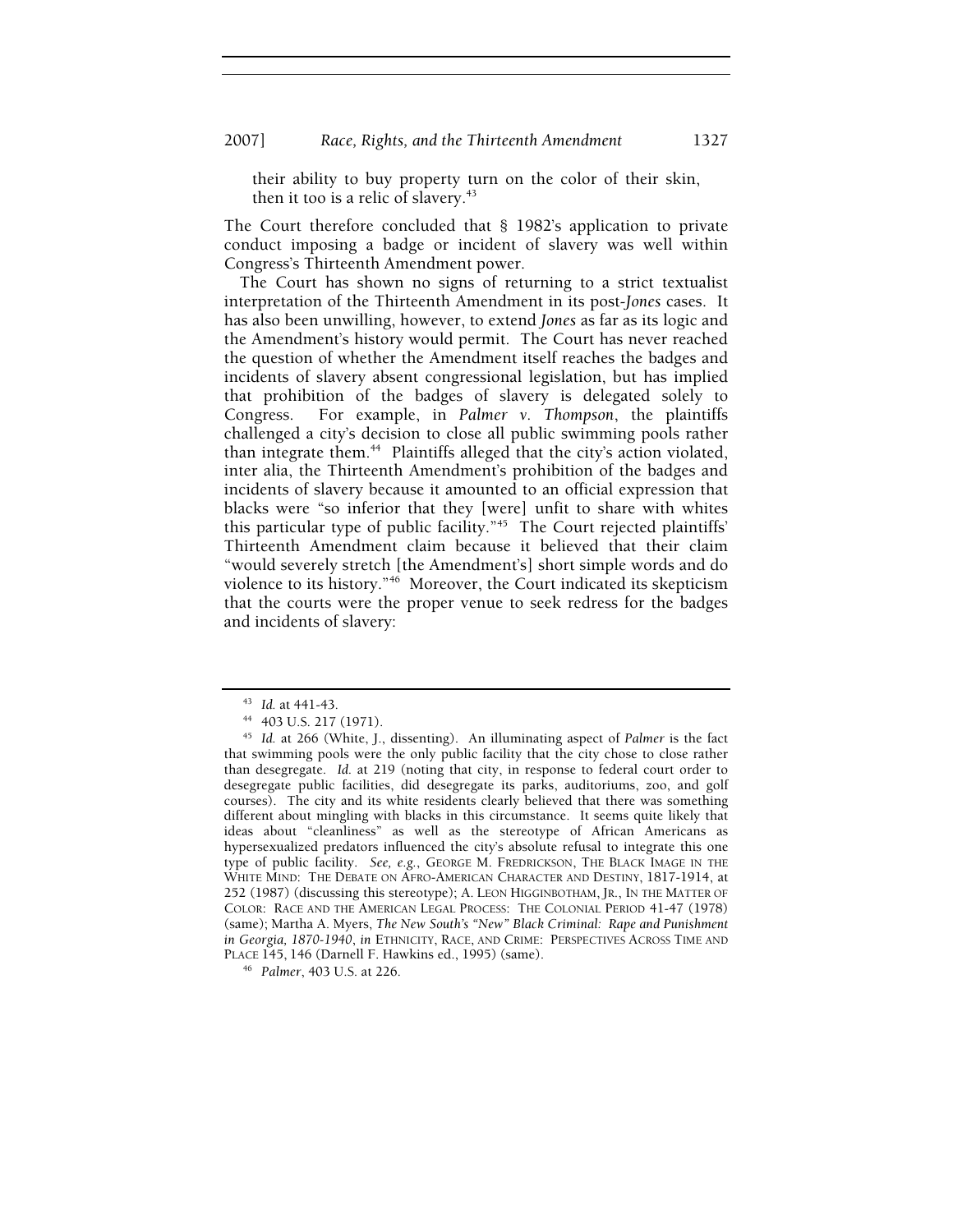their ability to buy property turn on the color of their skin, then it too is a relic of slavery.[43]

The Court therefore concluded that § 1982's application to private conduct imposing a badge or incident of slavery was well within Congress's Thirteenth Amendment power.

The Court has shown no signs of returning to a strict textualist interpretation of the Thirteenth Amendment in its post-*Jones* cases. It has also been unwilling, however, to extend *Jones* as far as its logic and the Amendment's history would permit. The Court has never reached the question of whether the Amendment itself reaches the badges and incidents of slavery absent congressional legislation, but has implied that prohibition of the badges of slavery is delegated solely to Congress. For example, in *Palmer v. Thompson*, the plaintiffs challenged a city's decision to close all public swimming pools rather than integrate them.[44] Plaintiffs alleged that the city's action violated, inter alia, the Thirteenth Amendment's prohibition of the badges and incidents of slavery because it amounted to an official expression that blacks were "so inferior that they [were] unfit to share with whites this particular type of public facility."[45] The Court rejected plaintiffs' Thirteenth Amendment claim because it believed that their claim "would severely stretch [the Amendment's] short simple words and do violence to its history."[46] Moreover, the Court indicated its skepticism that the courts were the proper venue to seek redress for the badges and incidents of slavery:

---

[43] *Id.* at 441-43.

[44] 403 U.S. 217 (1971).

[45] *Id.* at 266 (White, J., dissenting). An illuminating aspect of *Palmer* is the fact that swimming pools were the only public facility that the city chose to close rather than desegregate. *Id.* at 219 (noting that city, in response to federal court order to desegregate public facilities, did desegregate its parks, auditoriums, zoo, and golf courses). The city and its white residents clearly believed that there was something different about mingling with blacks in this circumstance. It seems quite likely that ideas about "cleanliness" as well as the stereotype of African Americans as hypersexualized predators influenced the city's absolute refusal to integrate this one type of public facility. *See, e.g.*, GEORGE M. FREDRICKSON, THE BLACK IMAGE IN THE WHITE MIND: THE DEBATE ON AFRO-AMERICAN CHARACTER AND DESTINY, 1817-1914, at 252 (1987) (discussing this stereotype); A. LEON HIGGINBOTHAM, JR., IN THE MATTER OF COLOR: RACE AND THE AMERICAN LEGAL PROCESS: THE COLONIAL PERIOD 41-47 (1978) (same); Martha A. Myers, *The New South's "New" Black Criminal: Rape and Punishment in Georgia, 1870-1940*, *in* ETHNICITY, RACE, AND CRIME: PERSPECTIVES ACROSS TIME AND PLACE 145, 146 (Darnell F. Hawkins ed., 1995) (same).

[46] *Palmer*, 403 U.S. at 226.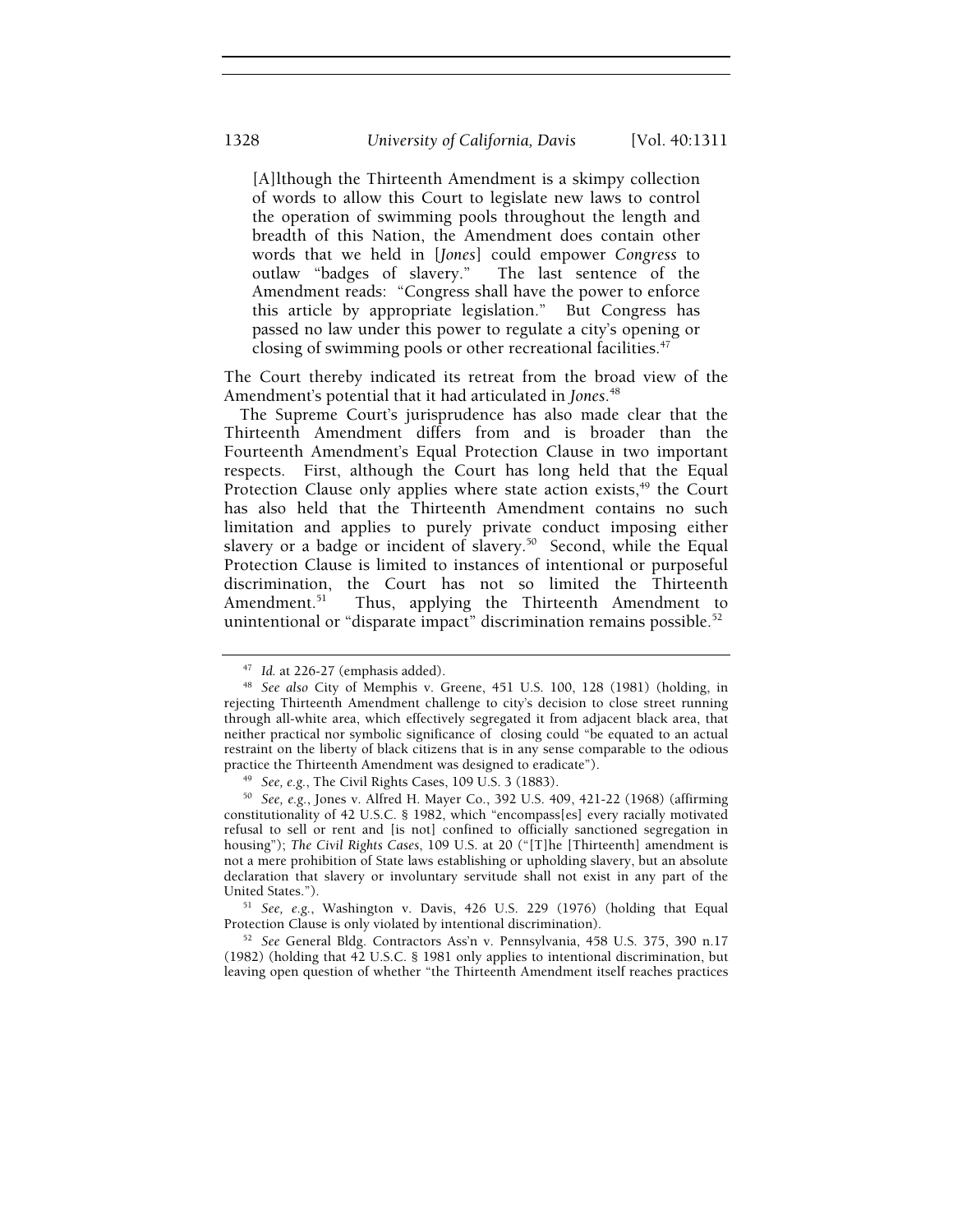> [A]lthough the Thirteenth Amendment is a skimpy collection of words to allow this Court to legislate new laws to control the operation of swimming pools throughout the length and breadth of this Nation, the Amendment does contain other words that we held in [*Jones*] could empower *Congress* to outlaw "badges of slavery." The last sentence of the Amendment reads: "Congress shall have the power to enforce this article by appropriate legislation." But Congress has passed no law under this power to regulate a city's opening or closing of swimming pools or other recreational facilities.[47]

The Court thereby indicated its retreat from the broad view of the Amendment's potential that it had articulated in *Jones*.[48]

The Supreme Court's jurisprudence has also made clear that the Thirteenth Amendment differs from and is broader than the Fourteenth Amendment's Equal Protection Clause in two important respects. First, although the Court has long held that the Equal Protection Clause only applies where state action exists,[49] the Court has also held that the Thirteenth Amendment contains no such limitation and applies to purely private conduct imposing either slavery or a badge or incident of slavery.[50] Second, while the Equal Protection Clause is limited to instances of intentional or purposeful discrimination, the Court has not so limited the Thirteenth Amendment.[51] Thus, applying the Thirteenth Amendment to unintentional or "disparate impact" discrimination remains possible.[52]

---

[47] *Id.* at 226-27 (emphasis added).

[48] *See also* City of Memphis v. Greene, 451 U.S. 100, 128 (1981) (holding, in rejecting Thirteenth Amendment challenge to city's decision to close street running through all-white area, which effectively segregated it from adjacent black area, that neither practical nor symbolic significance of closing could "be equated to an actual restraint on the liberty of black citizens that is in any sense comparable to the odious practice the Thirteenth Amendment was designed to eradicate").

[49] *See, e.g.*, The Civil Rights Cases, 109 U.S. 3 (1883).

[50] *See, e.g.*, Jones v. Alfred H. Mayer Co., 392 U.S. 409, 421-22 (1968) (affirming constitutionality of 42 U.S.C. § 1982, which "encompass[es] every racially motivated refusal to sell or rent and [is not] confined to officially sanctioned segregation in housing"); *The Civil Rights Cases*, 109 U.S. at 20 ("[T]he [Thirteenth] amendment is not a mere prohibition of State laws establishing or upholding slavery, but an absolute declaration that slavery or involuntary servitude shall not exist in any part of the United States.").

[51] *See, e.g.*, Washington v. Davis, 426 U.S. 229 (1976) (holding that Equal Protection Clause is only violated by intentional discrimination).

[52] *See* General Bldg. Contractors Ass'n v. Pennsylvania, 458 U.S. 375, 390 n.17 (1982) (holding that 42 U.S.C. § 1981 only applies to intentional discrimination, but leaving open question of whether "the Thirteenth Amendment itself reaches practices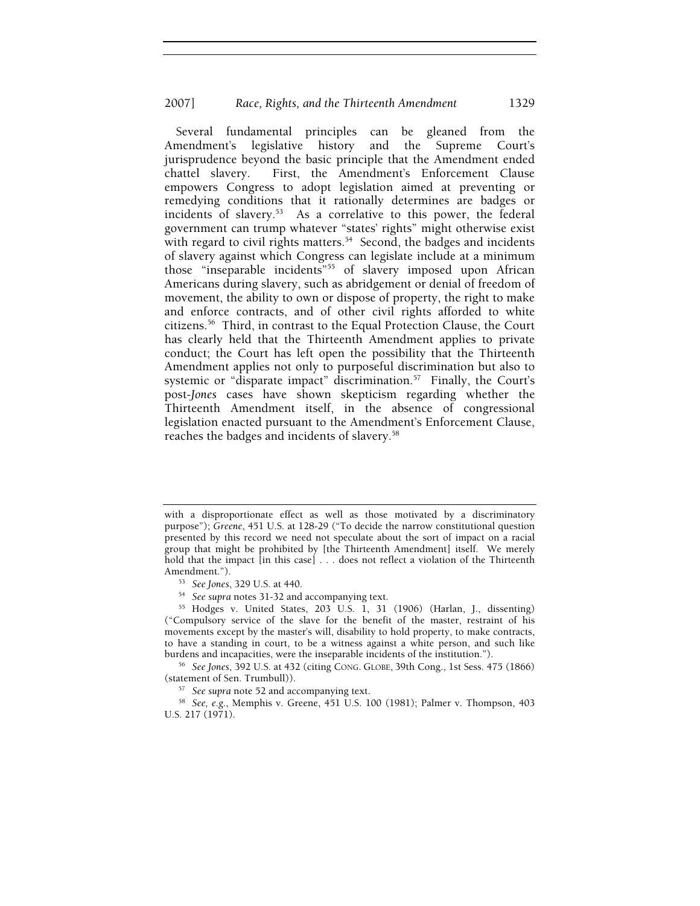Several fundamental principles can be gleaned from the Amendment's legislative history and the Supreme Court's jurisprudence beyond the basic principle that the Amendment ended chattel slavery. First, the Amendment's Enforcement Clause empowers Congress to adopt legislation aimed at preventing or remedying conditions that it rationally determines are badges or incidents of slavery.[53] As a correlative to this power, the federal government can trump whatever "states' rights" might otherwise exist with regard to civil rights matters.[54] Second, the badges and incidents of slavery against which Congress can legislate include at a minimum those "inseparable incidents"[55] of slavery imposed upon African Americans during slavery, such as abridgement or denial of freedom of movement, the ability to own or dispose of property, the right to make and enforce contracts, and of other civil rights afforded to white citizens.[56] Third, in contrast to the Equal Protection Clause, the Court has clearly held that the Thirteenth Amendment applies to private conduct; the Court has left open the possibility that the Thirteenth Amendment applies not only to purposeful discrimination but also to systemic or "disparate impact" discrimination.[57] Finally, the Court's post-*Jones* cases have shown skepticism regarding whether the Thirteenth Amendment itself, in the absence of congressional legislation enacted pursuant to the Amendment's Enforcement Clause, reaches the badges and incidents of slavery.[58]

---

with a disproportionate effect as well as those motivated by a discriminatory purpose"); *Greene*, 451 U.S. at 128-29 ("To decide the narrow constitutional question presented by this record we need not speculate about the sort of impact on a racial group that might be prohibited by [the Thirteenth Amendment] itself. We merely hold that the impact [in this case] . . . does not reflect a violation of the Thirteenth Amendment.").

[53] *See Jones*, 329 U.S. at 440.

[54] *See supra* notes 31-32 and accompanying text.

[55] Hodges v. United States, 203 U.S. 1, 31 (1906) (Harlan, J., dissenting) ("Compulsory service of the slave for the benefit of the master, restraint of his movements except by the master's will, disability to hold property, to make contracts, to have a standing in court, to be a witness against a white person, and such like burdens and incapacities, were the inseparable incidents of the institution.").

[56] *See Jones*, 392 U.S. at 432 (citing CONG. GLOBE, 39th Cong., 1st Sess. 475 (1866) (statement of Sen. Trumbull)).

[57] *See supra* note 52 and accompanying text.

[58] *See, e.g.*, Memphis v. Greene, 451 U.S. 100 (1981); Palmer v. Thompson, 403 U.S. 217 (1971).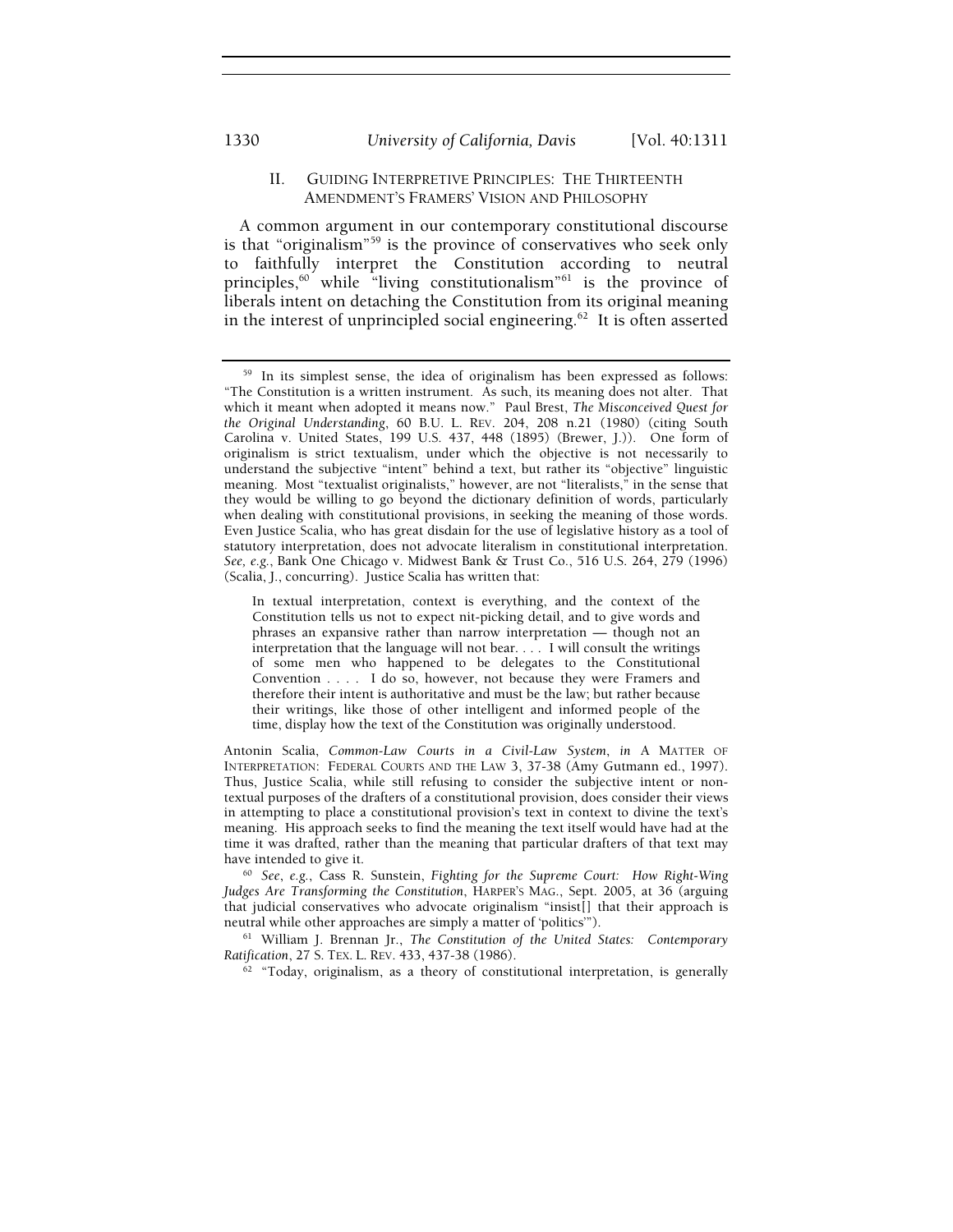## II. Guiding Interpretive Principles: The Thirteenth Amendment's Framers' Vision and Philosophy

A common argument in our contemporary constitutional discourse is that "originalism"[59] is the province of conservatives who seek only to faithfully interpret the Constitution according to neutral principles,[60] while "living constitutionalism"[61] is the province of liberals intent on detaching the Constitution from its original meaning in the interest of unprincipled social engineering.[62] It is often asserted

---

[59] In its simplest sense, the idea of originalism has been expressed as follows: "The Constitution is a written instrument. As such, its meaning does not alter. That which it meant when adopted it means now." Paul Brest, *The Misconceived Quest for the Original Understanding*, 60 B.U. L. REV. 204, 208 n.21 (1980) (citing South Carolina v. United States, 199 U.S. 437, 448 (1895) (Brewer, J.)). One form of originalism is strict textualism, under which the objective is not necessarily to understand the subjective "intent" behind a text, but rather its "objective" linguistic meaning. Most "textualist originalists," however, are not "literalists," in the sense that they would be willing to go beyond the dictionary definition of words, particularly when dealing with constitutional provisions, in seeking the meaning of those words. Even Justice Scalia, who has great disdain for the use of legislative history as a tool of statutory interpretation, does not advocate literalism in constitutional interpretation. *See, e.g.*, Bank One Chicago v. Midwest Bank & Trust Co., 516 U.S. 264, 279 (1996) (Scalia, J., concurring). Justice Scalia has written that:

> In textual interpretation, context is everything, and the context of the Constitution tells us not to expect nit-picking detail, and to give words and phrases an expansive rather than narrow interpretation — though not an interpretation that the language will not bear. . . . I will consult the writings of some men who happened to be delegates to the Constitutional Convention . . . . I do so, however, not because they were Framers and therefore their intent is authoritative and must be the law; but rather because their writings, like those of other intelligent and informed people of the time, display how the text of the Constitution was originally understood.

Antonin Scalia, *Common-Law Courts in a Civil-Law System*, *in* A MATTER OF INTERPRETATION: FEDERAL COURTS AND THE LAW 3, 37-38 (Amy Gutmann ed., 1997). Thus, Justice Scalia, while still refusing to consider the subjective intent or non-textual purposes of the drafters of a constitutional provision, does consider their views in attempting to place a constitutional provision's text in context to divine the text's meaning. His approach seeks to find the meaning the text itself would have had at the time it was drafted, rather than the meaning that particular drafters of that text may have intended to give it.

[60] *See, e.g.*, Cass R. Sunstein, *Fighting for the Supreme Court: How Right-Wing Judges Are Transforming the Constitution*, HARPER'S MAG., Sept. 2005, at 36 (arguing that judicial conservatives who advocate originalism "insist[] that their approach is neutral while other approaches are simply a matter of 'politics'").

[61] William J. Brennan Jr., *The Constitution of the United States: Contemporary Ratification*, 27 S. TEX. L. REV. 433, 437-38 (1986).

[62] "Today, originalism, as a theory of constitutional interpretation, is generally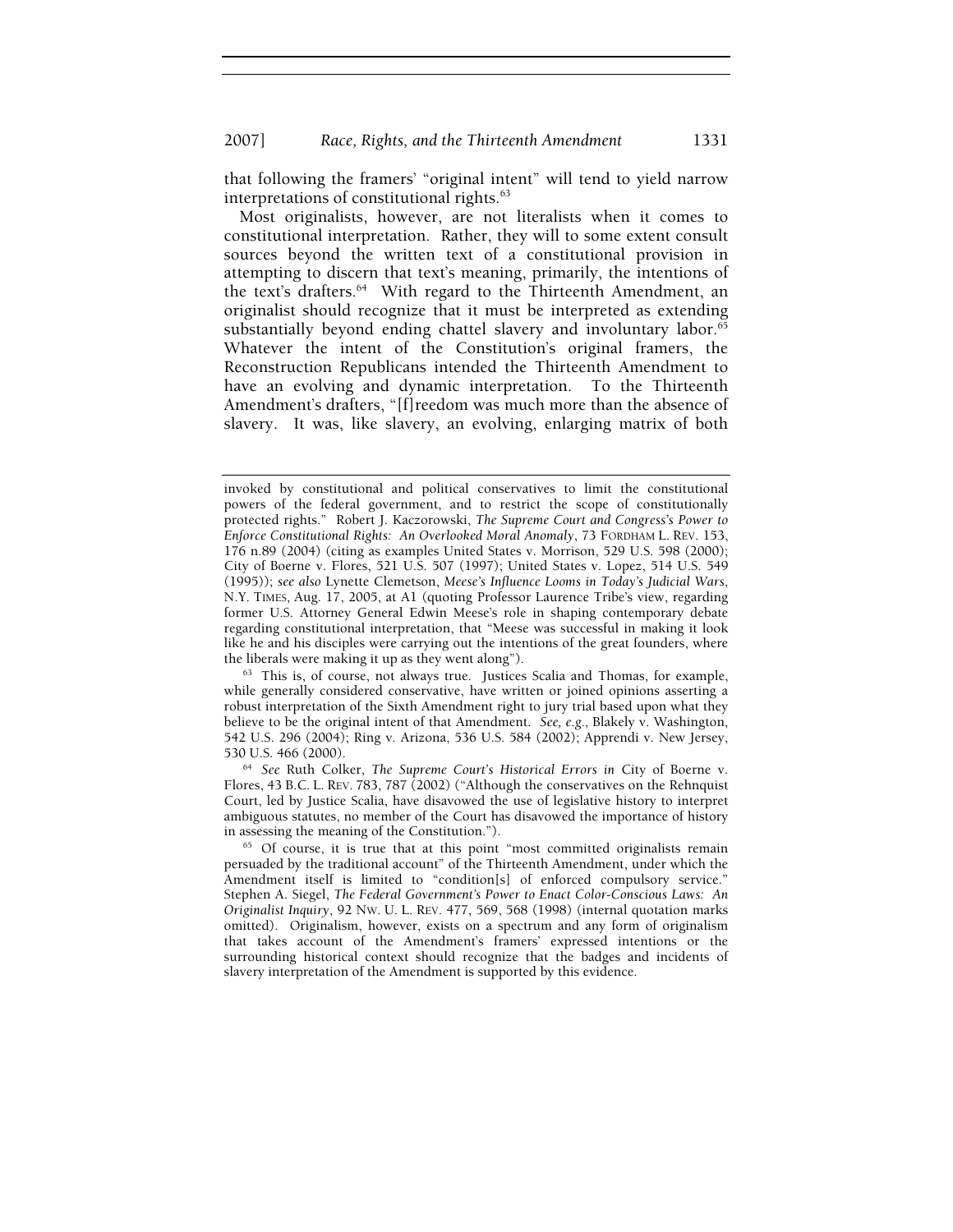that following the framers' "original intent" will tend to yield narrow interpretations of constitutional rights.[63]

Most originalists, however, are not literalists when it comes to constitutional interpretation. Rather, they will to some extent consult sources beyond the written text of a constitutional provision in attempting to discern that text's meaning, primarily, the intentions of the text's drafters.[64] With regard to the Thirteenth Amendment, an originalist should recognize that it must be interpreted as extending substantially beyond ending chattel slavery and involuntary labor.[65] Whatever the intent of the Constitution's original framers, the Reconstruction Republicans intended the Thirteenth Amendment to have an evolving and dynamic interpretation. To the Thirteenth Amendment's drafters, "[f]reedom was much more than the absence of slavery. It was, like slavery, an evolving, enlarging matrix of both

---

invoked by constitutional and political conservatives to limit the constitutional powers of the federal government, and to restrict the scope of constitutionally protected rights." Robert J. Kaczorowski, *The Supreme Court and Congress's Power to Enforce Constitutional Rights: An Overlooked Moral Anomaly*, 73 FORDHAM L. REV. 153, 176 n.89 (2004) (citing as examples United States v. Morrison, 529 U.S. 598 (2000); City of Boerne v. Flores, 521 U.S. 507 (1997); United States v. Lopez, 514 U.S. 549 (1995)); *see also* Lynette Clemetson, *Meese's Influence Looms in Today's Judicial Wars*, N.Y. TIMES, Aug. 17, 2005, at A1 (quoting Professor Laurence Tribe's view, regarding former U.S. Attorney General Edwin Meese's role in shaping contemporary debate regarding constitutional interpretation, that "Meese was successful in making it look like he and his disciples were carrying out the intentions of the great founders, where the liberals were making it up as they went along").

[63] This is, of course, not always true. Justices Scalia and Thomas, for example, while generally considered conservative, have written or joined opinions asserting a robust interpretation of the Sixth Amendment right to jury trial based upon what they believe to be the original intent of that Amendment. *See, e.g.*, Blakely v. Washington, 542 U.S. 296 (2004); Ring v. Arizona, 536 U.S. 584 (2002); Apprendi v. New Jersey, 530 U.S. 466 (2000).

[64] *See* Ruth Colker, *The Supreme Court's Historical Errors in* City of Boerne v. Flores, 43 B.C. L. REV. 783, 787 (2002) ("Although the conservatives on the Rehnquist Court, led by Justice Scalia, have disavowed the use of legislative history to interpret ambiguous statutes, no member of the Court has disavowed the importance of history in assessing the meaning of the Constitution.").

[65] Of course, it is true that at this point "most committed originalists remain persuaded by the traditional account" of the Thirteenth Amendment, under which the Amendment itself is limited to "condition[s] of enforced compulsory service." Stephen A. Siegel, *The Federal Government's Power to Enact Color-Conscious Laws: An Originalist Inquiry*, 92 NW. U. L. REV. 477, 569, 568 (1998) (internal quotation marks omitted). Originalism, however, exists on a spectrum and any form of originalism that takes account of the Amendment's framers' expressed intentions or the surrounding historical context should recognize that the badges and incidents of slavery interpretation of the Amendment is supported by this evidence.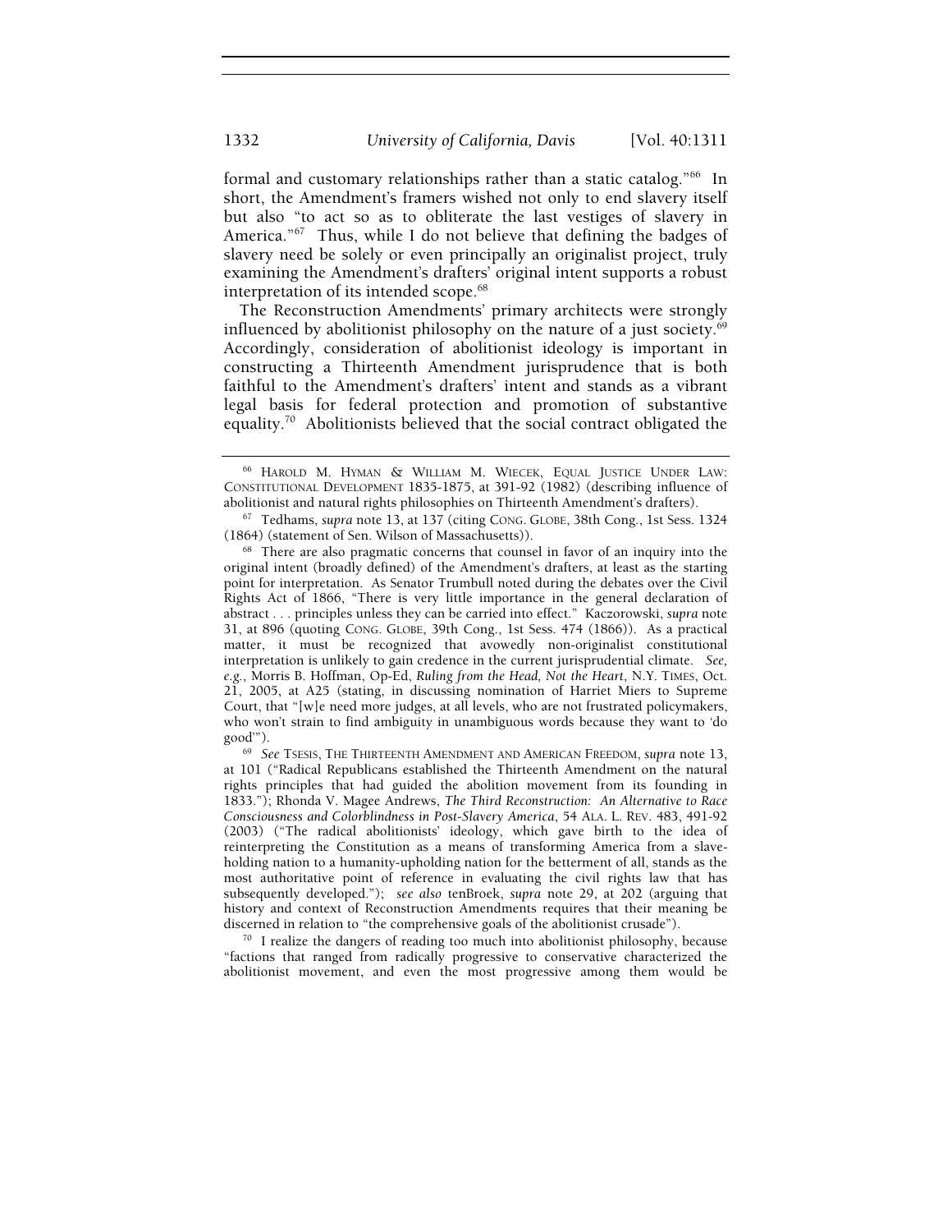formal and customary relationships rather than a static catalog."[66] In short, the Amendment's framers wished not only to end slavery itself but also "to act so as to obliterate the last vestiges of slavery in America."[67] Thus, while I do not believe that defining the badges of slavery need be solely or even principally an originalist project, truly examining the Amendment's drafters' original intent supports a robust interpretation of its intended scope.[68]

The Reconstruction Amendments' primary architects were strongly influenced by abolitionist philosophy on the nature of a just society.[69] Accordingly, consideration of abolitionist ideology is important in constructing a Thirteenth Amendment jurisprudence that is both faithful to the Amendment's drafters' intent and stands as a vibrant legal basis for federal protection and promotion of substantive equality.[70] Abolitionists believed that the social contract obligated the

---

[66] HAROLD M. HYMAN & WILLIAM M. WIECEK, EQUAL JUSTICE UNDER LAW: CONSTITUTIONAL DEVELOPMENT 1835-1875, at 391-92 (1982) (describing influence of abolitionist and natural rights philosophies on Thirteenth Amendment's drafters).

[67] Tedhams, *supra* note 13, at 137 (citing CONG. GLOBE, 38th Cong., 1st Sess. 1324 (1864) (statement of Sen. Wilson of Massachusetts)).

[68] There are also pragmatic concerns that counsel in favor of an inquiry into the original intent (broadly defined) of the Amendment's drafters, at least as the starting point for interpretation. As Senator Trumbull noted during the debates over the Civil Rights Act of 1866, "There is very little importance in the general declaration of abstract . . . principles unless they can be carried into effect." Kaczorowski, *supra* note 31, at 896 (quoting CONG. GLOBE, 39th Cong., 1st Sess. 474 (1866)). As a practical matter, it must be recognized that avowedly non-originalist constitutional interpretation is unlikely to gain credence in the current jurisprudential climate. *See, e.g.*, Morris B. Hoffman, Op-Ed, *Ruling from the Head, Not the Heart*, N.Y. TIMES, Oct. 21, 2005, at A25 (stating, in discussing nomination of Harriet Miers to Supreme Court, that "[w]e need more judges, at all levels, who are not frustrated policymakers, who won't strain to find ambiguity in unambiguous words because they want to 'do good'").

[69] *See* TSESIS, THE THIRTEENTH AMENDMENT AND AMERICAN FREEDOM, *supra* note 13, at 101 ("Radical Republicans established the Thirteenth Amendment on the natural rights principles that had guided the abolition movement from its founding in 1833."); Rhonda V. Magee Andrews, *The Third Reconstruction: An Alternative to Race Consciousness and Colorblindness in Post-Slavery America*, 54 ALA. L. REV. 483, 491-92 (2003) ("The radical abolitionists' ideology, which gave birth to the idea of reinterpreting the Constitution as a means of transforming America from a slave-holding nation to a humanity-upholding nation for the betterment of all, stands as the most authoritative point of reference in evaluating the civil rights law that has subsequently developed."); *see also* tenBroek, *supra* note 29, at 202 (arguing that history and context of Reconstruction Amendments requires that their meaning be discerned in relation to "the comprehensive goals of the abolitionist crusade").

[70] I realize the dangers of reading too much into abolitionist philosophy, because "factions that ranged from radically progressive to conservative characterized the abolitionist movement, and even the most progressive among them would be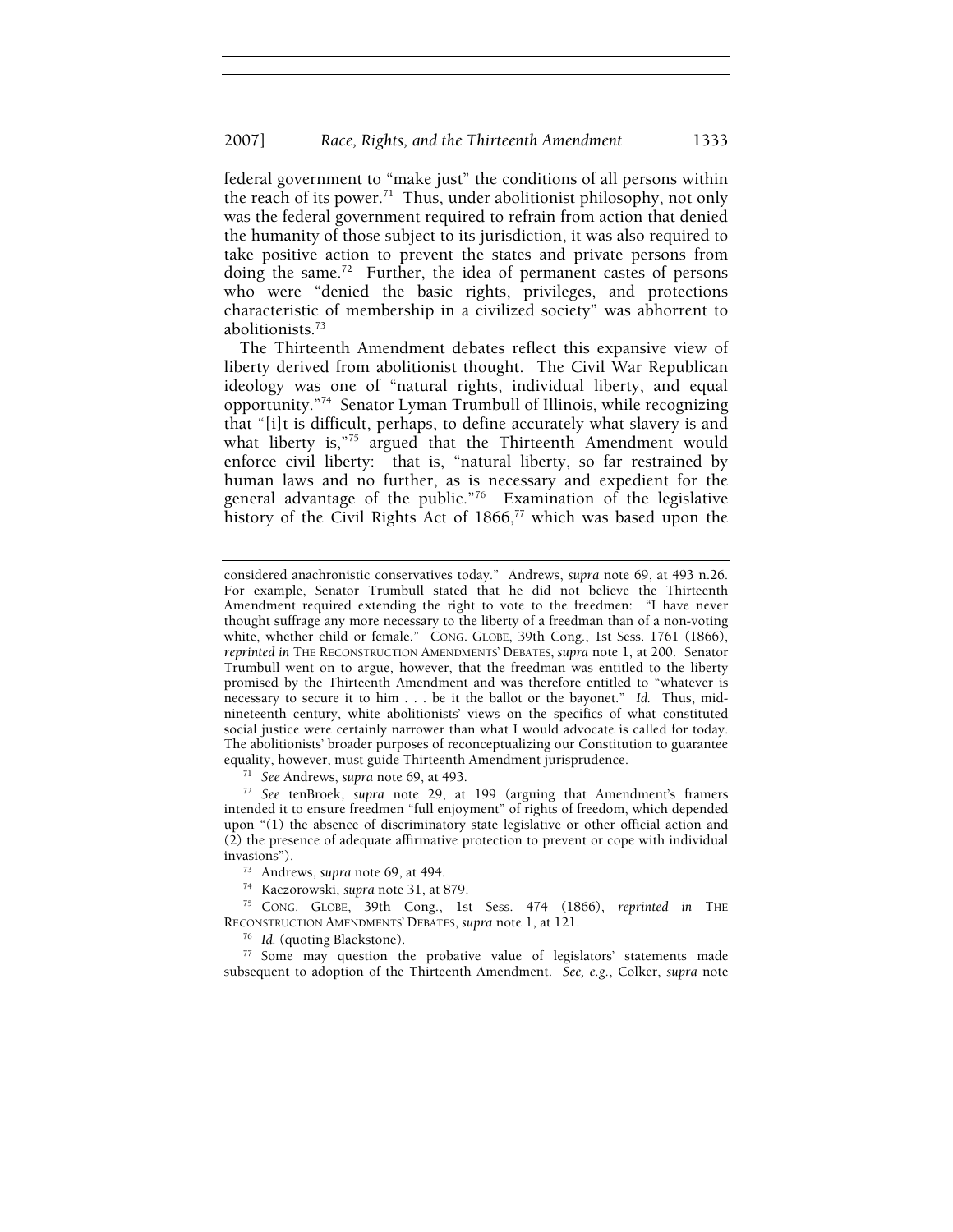federal government to "make just" the conditions of all persons within the reach of its power.[71] Thus, under abolitionist philosophy, not only was the federal government required to refrain from action that denied the humanity of those subject to its jurisdiction, it was also required to take positive action to prevent the states and private persons from doing the same.[72] Further, the idea of permanent castes of persons who were "denied the basic rights, privileges, and protections characteristic of membership in a civilized society" was abhorrent to abolitionists.[73]

The Thirteenth Amendment debates reflect this expansive view of liberty derived from abolitionist thought. The Civil War Republican ideology was one of "natural rights, individual liberty, and equal opportunity."[74] Senator Lyman Trumbull of Illinois, while recognizing that "[i]t is difficult, perhaps, to define accurately what slavery is and what liberty is,"[75] argued that the Thirteenth Amendment would enforce civil liberty: that is, "natural liberty, so far restrained by human laws and no further, as is necessary and expedient for the general advantage of the public."[76] Examination of the legislative history of the Civil Rights Act of 1866,[77] which was based upon the

---

considered anachronistic conservatives today." Andrews, *supra* note 69, at 493 n.26. For example, Senator Trumbull stated that he did not believe the Thirteenth Amendment required extending the right to vote to the freedmen: "I have never thought suffrage any more necessary to the liberty of a freedman than of a non-voting white, whether child or female." CONG. GLOBE, 39th Cong., 1st Sess. 1761 (1866), *reprinted in* THE RECONSTRUCTION AMENDMENTS' DEBATES, *supra* note 1, at 200. Senator Trumbull went on to argue, however, that the freedman was entitled to the liberty promised by the Thirteenth Amendment and was therefore entitled to "whatever is necessary to secure it to him . . . be it the ballot or the bayonet." *Id.* Thus, mid-nineteenth century, white abolitionists' views on the specifics of what constituted social justice were certainly narrower than what I would advocate is called for today. The abolitionists' broader purposes of reconceptualizing our Constitution to guarantee equality, however, must guide Thirteenth Amendment jurisprudence.

[71] *See* Andrews, *supra* note 69, at 493.

[72] *See* tenBroek, *supra* note 29, at 199 (arguing that Amendment's framers intended it to ensure freedmen "full enjoyment" of rights of freedom, which depended upon "(1) the absence of discriminatory state legislative or other official action and (2) the presence of adequate affirmative protection to prevent or cope with individual invasions").

[73] Andrews, *supra* note 69, at 494.

[74] Kaczorowski, *supra* note 31, at 879.

[75] CONG. GLOBE, 39th Cong., 1st Sess. 474 (1866), *reprinted in* THE RECONSTRUCTION AMENDMENTS' DEBATES, *supra* note 1, at 121.

[76] *Id.* (quoting Blackstone).

[77] Some may question the probative value of legislators' statements made subsequent to adoption of the Thirteenth Amendment. *See, e.g.*, Colker, *supra* note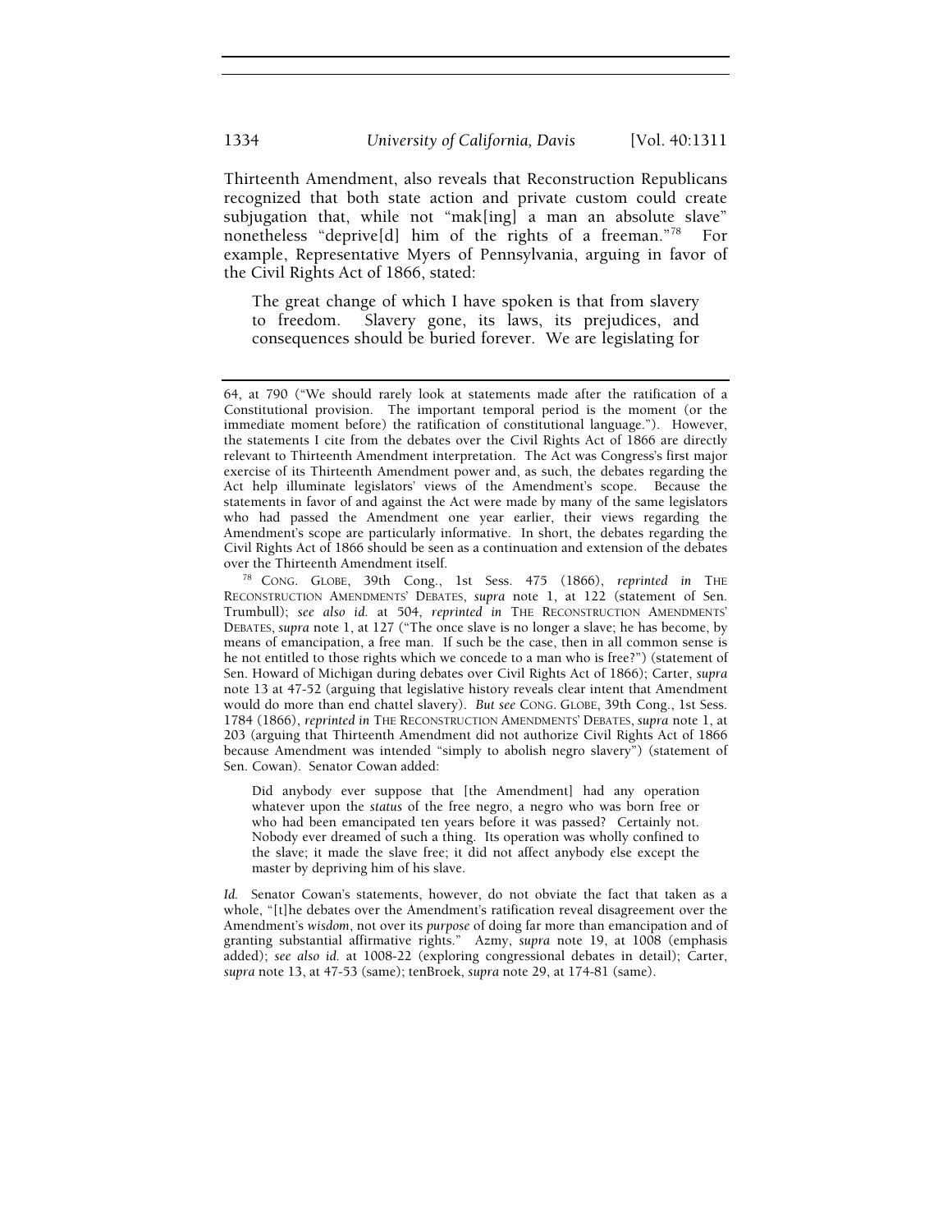Thirteenth Amendment, also reveals that Reconstruction Republicans recognized that both state action and private custom could create subjugation that, while not "mak[ing] a man an absolute slave" nonetheless "deprive[d] him of the rights of a freeman."[78] For example, Representative Myers of Pennsylvania, arguing in favor of the Civil Rights Act of 1866, stated:

> The great change of which I have spoken is that from slavery to freedom. Slavery gone, its laws, its prejudices, and consequences should be buried forever. We are legislating for

---

64, at 790 ("We should rarely look at statements made after the ratification of a Constitutional provision. The important temporal period is the moment (or the immediate moment before) the ratification of constitutional language."). However, the statements I cite from the debates over the Civil Rights Act of 1866 are directly relevant to Thirteenth Amendment interpretation. The Act was Congress's first major exercise of its Thirteenth Amendment power and, as such, the debates regarding the Act help illuminate legislators' views of the Amendment's scope. Because the statements in favor of and against the Act were made by many of the same legislators who had passed the Amendment one year earlier, their views regarding the Amendment's scope are particularly informative. In short, the debates regarding the Civil Rights Act of 1866 should be seen as a continuation and extension of the debates over the Thirteenth Amendment itself.

[78] CONG. GLOBE, 39th Cong., 1st Sess. 475 (1866), *reprinted in* THE RECONSTRUCTION AMENDMENTS' DEBATES, *supra* note 1, at 122 (statement of Sen. Trumbull); *see also id.* at 504, *reprinted in* THE RECONSTRUCTION AMENDMENTS' DEBATES, *supra* note 1, at 127 ("The once slave is no longer a slave; he has become, by means of emancipation, a free man. If such be the case, then in all common sense is he not entitled to those rights which we concede to a man who is free?") (statement of Sen. Howard of Michigan during debates over Civil Rights Act of 1866); Carter, *supra* note 13 at 47-52 (arguing that legislative history reveals clear intent that Amendment would do more than end chattel slavery). *But see* CONG. GLOBE, 39th Cong., 1st Sess. 1784 (1866), *reprinted in* THE RECONSTRUCTION AMENDMENTS' DEBATES, *supra* note 1, at 203 (arguing that Thirteenth Amendment did not authorize Civil Rights Act of 1866 because Amendment was intended "simply to abolish negro slavery") (statement of Sen. Cowan). Senator Cowan added:

> Did anybody ever suppose that [the Amendment] had any operation whatever upon the *status* of the free negro, a negro who was born free or who had been emancipated ten years before it was passed? Certainly not. Nobody ever dreamed of such a thing. Its operation was wholly confined to the slave; it made the slave free; it did not affect anybody else except the master by depriving him of his slave.

*Id.* Senator Cowan's statements, however, do not obviate the fact that taken as a whole, "[t]he debates over the Amendment's ratification reveal disagreement over the Amendment's *wisdom*, not over its *purpose* of doing far more than emancipation and of granting substantial affirmative rights." Azmy, *supra* note 19, at 1008 (emphasis added); *see also id.* at 1008-22 (exploring congressional debates in detail); Carter, *supra* note 13, at 47-53 (same); tenBroek, *supra* note 29, at 174-81 (same).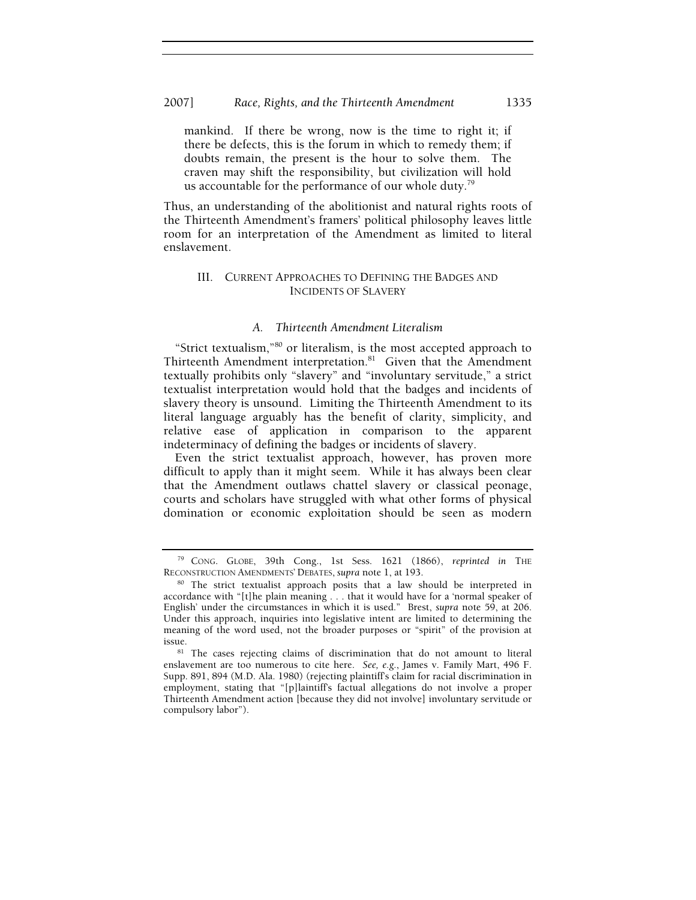> mankind. If there be wrong, now is the time to right it; if there be defects, this is the forum in which to remedy them; if doubts remain, the present is the hour to solve them. The craven may shift the responsibility, but civilization will hold us accountable for the performance of our whole duty.[79]

Thus, an understanding of the abolitionist and natural rights roots of the Thirteenth Amendment's framers' political philosophy leaves little room for an interpretation of the Amendment as limited to literal enslavement.

## III. CURRENT APPROACHES TO DEFINING THE BADGES AND INCIDENTS OF SLAVERY

### A. *Thirteenth Amendment Literalism*

"Strict textualism,"[80] or literalism, is the most accepted approach to Thirteenth Amendment interpretation.[81] Given that the Amendment textually prohibits only "slavery" and "involuntary servitude," a strict textualist interpretation would hold that the badges and incidents of slavery theory is unsound. Limiting the Thirteenth Amendment to its literal language arguably has the benefit of clarity, simplicity, and relative ease of application in comparison to the apparent indeterminacy of defining the badges or incidents of slavery.

Even the strict textualist approach, however, has proven more difficult to apply than it might seem. While it has always been clear that the Amendment outlaws chattel slavery or classical peonage, courts and scholars have struggled with what other forms of physical domination or economic exploitation should be seen as modern

---

[79] CONG. GLOBE, 39th Cong., 1st Sess. 1621 (1866), *reprinted in* THE RECONSTRUCTION AMENDMENTS' DEBATES, *supra* note 1, at 193.

[80] The strict textualist approach posits that a law should be interpreted in accordance with "[t]he plain meaning . . . that it would have for a 'normal speaker of English' under the circumstances in which it is used." Brest, *supra* note 59, at 206. Under this approach, inquiries into legislative intent are limited to determining the meaning of the word used, not the broader purposes or "spirit" of the provision at issue.

[81] The cases rejecting claims of discrimination that do not amount to literal enslavement are too numerous to cite here. *See, e.g.*, James v. Family Mart, 496 F. Supp. 891, 894 (M.D. Ala. 1980) (rejecting plaintiff's claim for racial discrimination in employment, stating that "[p]laintiff's factual allegations do not involve a proper Thirteenth Amendment action [because they did not involve] involuntary servitude or compulsory labor").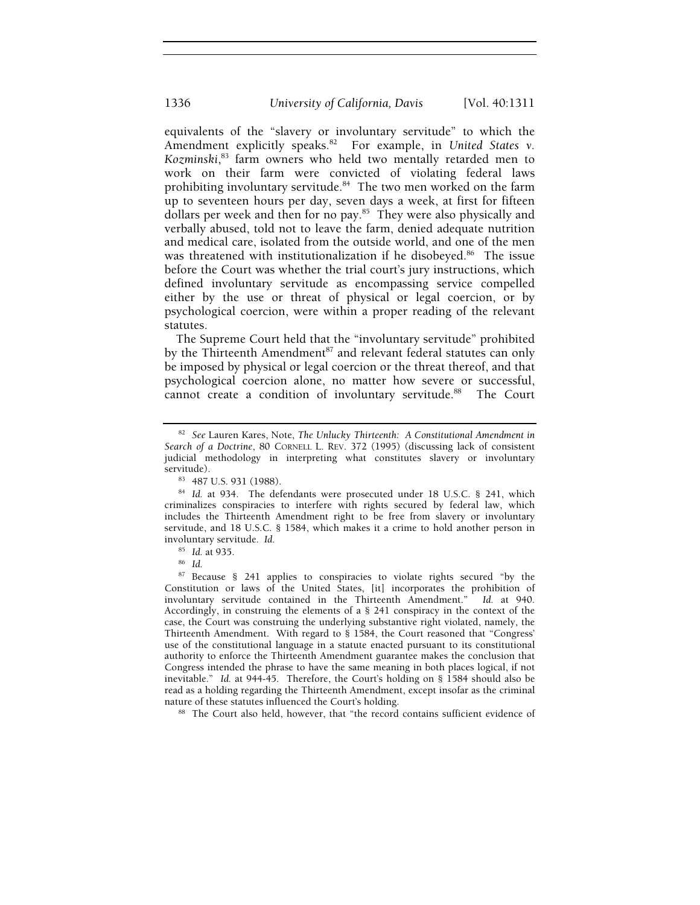equivalents of the "slavery or involuntary servitude" to which the Amendment explicitly speaks.[82] For example, in *United States v. Kozminski*,[83] farm owners who held two mentally retarded men to work on their farm were convicted of violating federal laws prohibiting involuntary servitude.[84] The two men worked on the farm up to seventeen hours per day, seven days a week, at first for fifteen dollars per week and then for no pay.[85] They were also physically and verbally abused, told not to leave the farm, denied adequate nutrition and medical care, isolated from the outside world, and one of the men was threatened with institutionalization if he disobeyed.[86] The issue before the Court was whether the trial court's jury instructions, which defined involuntary servitude as encompassing service compelled either by the use or threat of physical or legal coercion, or by psychological coercion, were within a proper reading of the relevant statutes.

The Supreme Court held that the "involuntary servitude" prohibited by the Thirteenth Amendment[87] and relevant federal statutes can only be imposed by physical or legal coercion or the threat thereof, and that psychological coercion alone, no matter how severe or successful, cannot create a condition of involuntary servitude.[88] The Court

---

[82] *See* Lauren Kares, Note, *The Unlucky Thirteenth: A Constitutional Amendment in Search of a Doctrine*, 80 CORNELL L. REV. 372 (1995) (discussing lack of consistent judicial methodology in interpreting what constitutes slavery or involuntary servitude).

[83] 487 U.S. 931 (1988).

[84] *Id.* at 934. The defendants were prosecuted under 18 U.S.C. § 241, which criminalizes conspiracies to interfere with rights secured by federal law, which includes the Thirteenth Amendment right to be free from slavery or involuntary servitude, and 18 U.S.C. § 1584, which makes it a crime to hold another person in involuntary servitude. *Id.*

[85] *Id.* at 935.

[86] *Id.*

[87] Because § 241 applies to conspiracies to violate rights secured "by the Constitution or laws of the United States, [it] incorporates the prohibition of involuntary servitude contained in the Thirteenth Amendment." *Id.* at 940. Accordingly, in construing the elements of a § 241 conspiracy in the context of the case, the Court was construing the underlying substantive right violated, namely, the Thirteenth Amendment. With regard to § 1584, the Court reasoned that "Congress' use of the constitutional language in a statute enacted pursuant to its constitutional authority to enforce the Thirteenth Amendment guarantee makes the conclusion that Congress intended the phrase to have the same meaning in both places logical, if not inevitable." *Id.* at 944-45. Therefore, the Court's holding on § 1584 should also be read as a holding regarding the Thirteenth Amendment, except insofar as the criminal nature of these statutes influenced the Court's holding.

[88] The Court also held, however, that "the record contains sufficient evidence of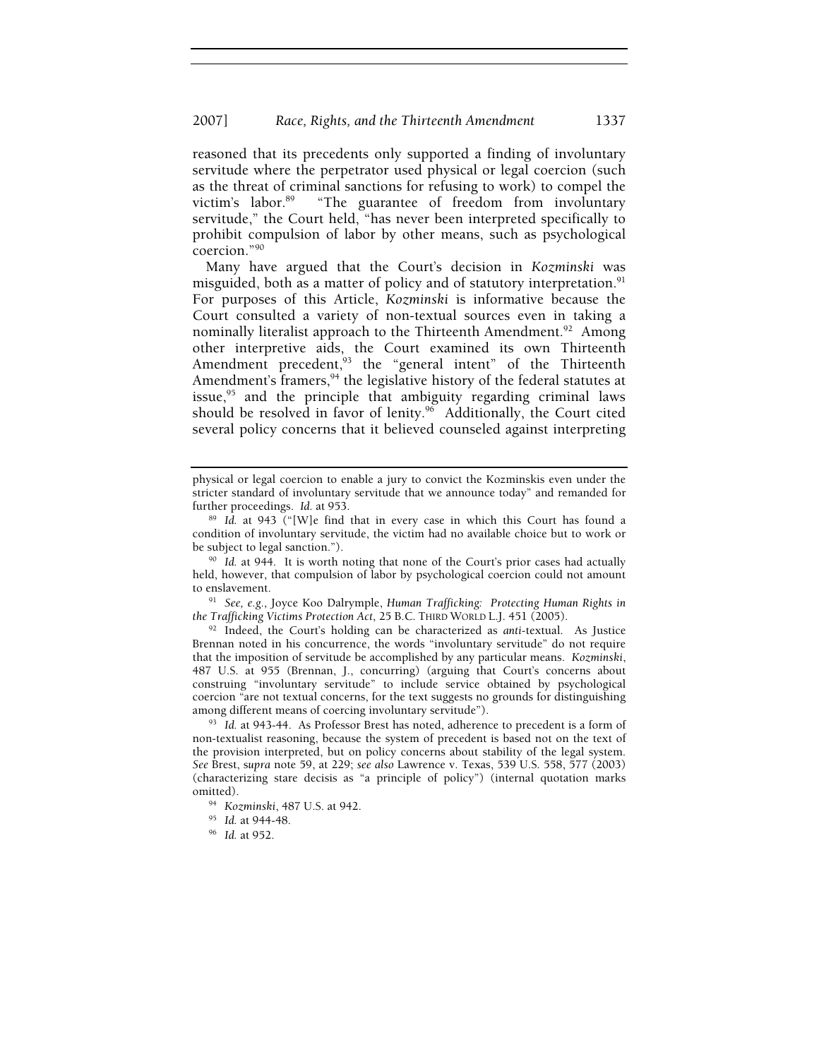reasoned that its precedents only supported a finding of involuntary servitude where the perpetrator used physical or legal coercion (such as the threat of criminal sanctions for refusing to work) to compel the victim's labor.[89] "The guarantee of freedom from involuntary servitude," the Court held, "has never been interpreted specifically to prohibit compulsion of labor by other means, such as psychological coercion."[90]

Many have argued that the Court's decision in *Kozminski* was misguided, both as a matter of policy and of statutory interpretation.[91] For purposes of this Article, *Kozminski* is informative because the Court consulted a variety of non-textual sources even in taking a nominally literalist approach to the Thirteenth Amendment.[92] Among other interpretive aids, the Court examined its own Thirteenth Amendment precedent,[93] the "general intent" of the Thirteenth Amendment's framers,[94] the legislative history of the federal statutes at issue,[95] and the principle that ambiguity regarding criminal laws should be resolved in favor of lenity.[96] Additionally, the Court cited several policy concerns that it believed counseled against interpreting

---

physical or legal coercion to enable a jury to convict the Kozminskis even under the stricter standard of involuntary servitude that we announce today" and remanded for further proceedings. *Id.* at 953.

[89] *Id.* at 943 ("[W]e find that in every case in which this Court has found a condition of involuntary servitude, the victim had no available choice but to work or be subject to legal sanction.").

[90] *Id.* at 944. It is worth noting that none of the Court's prior cases had actually held, however, that compulsion of labor by psychological coercion could not amount to enslavement.

[91] *See, e.g.*, Joyce Koo Dalrymple, *Human Trafficking: Protecting Human Rights in the Trafficking Victims Protection Act*, 25 B.C. THIRD WORLD L.J. 451 (2005).

[92] Indeed, the Court's holding can be characterized as *anti*-textual. As Justice Brennan noted in his concurrence, the words "involuntary servitude" do not require that the imposition of servitude be accomplished by any particular means. *Kozminski*, 487 U.S. at 955 (Brennan, J., concurring) (arguing that Court's concerns about construing "involuntary servitude" to include service obtained by psychological coercion "are not textual concerns, for the text suggests no grounds for distinguishing among different means of coercing involuntary servitude").

[93] *Id.* at 943-44. As Professor Brest has noted, adherence to precedent is a form of non-textualist reasoning, because the system of precedent is based not on the text of the provision interpreted, but on policy concerns about stability of the legal system. *See* Brest, *supra* note 59, at 229; *see also* Lawrence v. Texas, 539 U.S. 558, 577 (2003) (characterizing stare decisis as "a principle of policy") (internal quotation marks omitted).

[94] *Kozminski*, 487 U.S. at 942.

[95] *Id.* at 944-48.

[96] *Id.* at 952.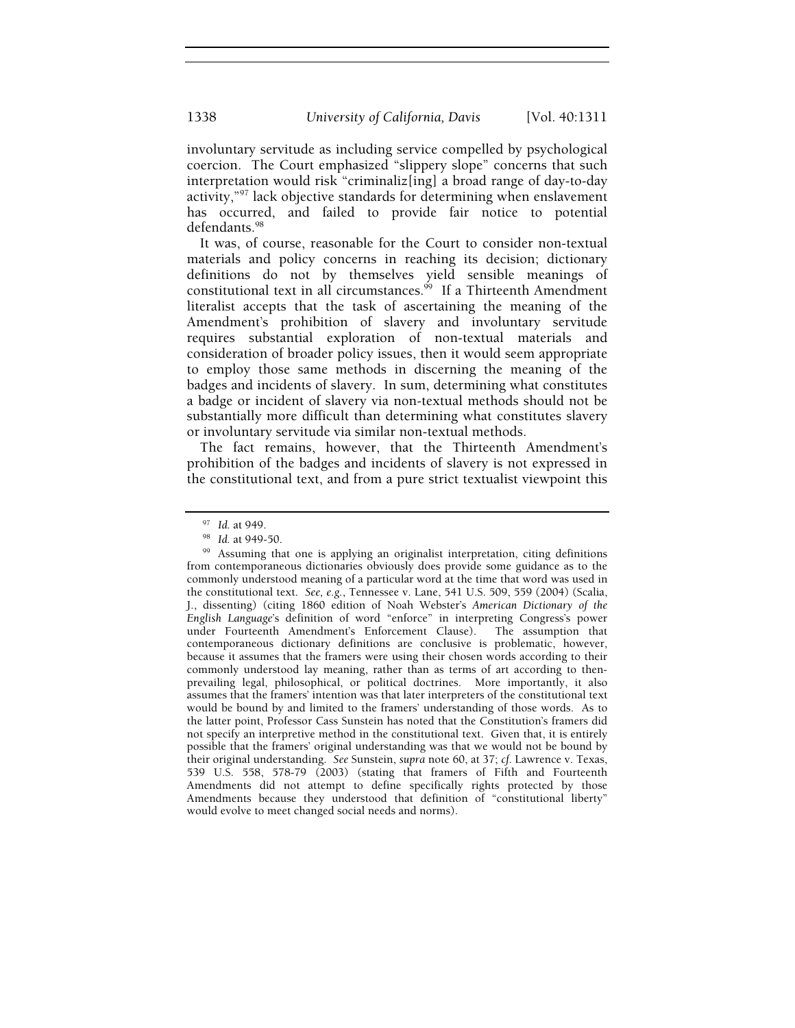involuntary servitude as including service compelled by psychological coercion. The Court emphasized "slippery slope" concerns that such interpretation would risk "criminaliz[ing] a broad range of day-to-day activity,"[97] lack objective standards for determining when enslavement has occurred, and failed to provide fair notice to potential defendants.[98]

It was, of course, reasonable for the Court to consider non-textual materials and policy concerns in reaching its decision; dictionary definitions do not by themselves yield sensible meanings of constitutional text in all circumstances.[99] If a Thirteenth Amendment literalist accepts that the task of ascertaining the meaning of the Amendment's prohibition of slavery and involuntary servitude requires substantial exploration of non-textual materials and consideration of broader policy issues, then it would seem appropriate to employ those same methods in discerning the meaning of the badges and incidents of slavery. In sum, determining what constitutes a badge or incident of slavery via non-textual methods should not be substantially more difficult than determining what constitutes slavery or involuntary servitude via similar non-textual methods.

The fact remains, however, that the Thirteenth Amendment's prohibition of the badges and incidents of slavery is not expressed in the constitutional text, and from a pure strict textualist viewpoint this

---

[97] *Id.* at 949.

[98] *Id.* at 949-50.

[99] Assuming that one is applying an originalist interpretation, citing definitions from contemporaneous dictionaries obviously does provide some guidance as to the commonly understood meaning of a particular word at the time that word was used in the constitutional text. *See, e.g.*, Tennessee v. Lane, 541 U.S. 509, 559 (2004) (Scalia, J., dissenting) (citing 1860 edition of Noah Webster's *American Dictionary of the English Language*'s definition of word "enforce" in interpreting Congress's power under Fourteenth Amendment's Enforcement Clause). The assumption that contemporaneous dictionary definitions are conclusive is problematic, however, because it assumes that the framers were using their chosen words according to their commonly understood lay meaning, rather than as terms of art according to then-prevailing legal, philosophical, or political doctrines. More importantly, it also assumes that the framers' intention was that later interpreters of the constitutional text would be bound by and limited to the framers' understanding of those words. As to the latter point, Professor Cass Sunstein has noted that the Constitution's framers did not specify an interpretive method in the constitutional text. Given that, it is entirely possible that the framers' original understanding was that we would not be bound by their original understanding. *See* Sunstein, *supra* note 60, at 37; *cf.* Lawrence v. Texas, 539 U.S. 558, 578-79 (2003) (stating that framers of Fifth and Fourteenth Amendments did not attempt to define specifically rights protected by those Amendments because they understood that definition of "constitutional liberty" would evolve to meet changed social needs and norms).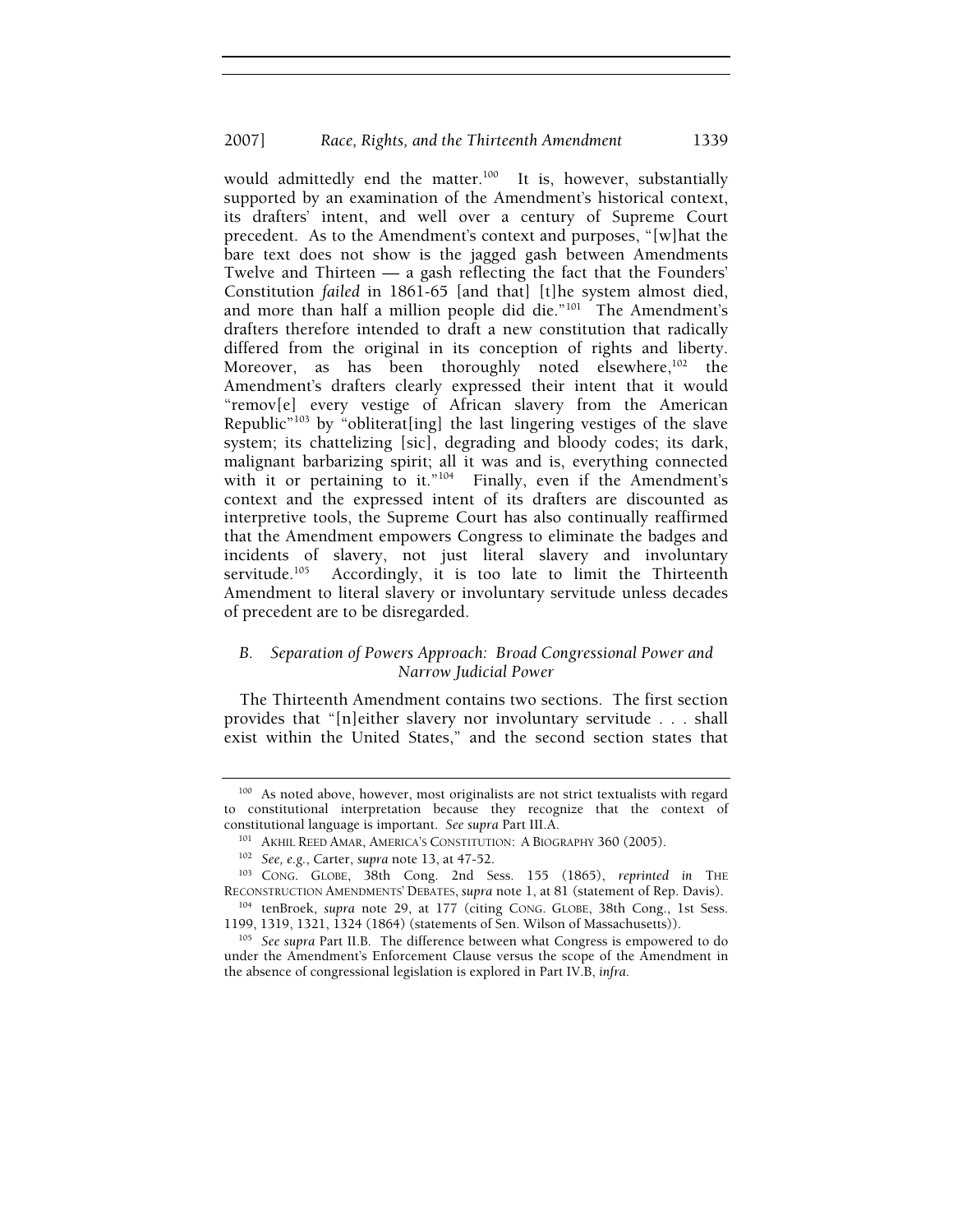would admittedly end the matter.[100] It is, however, substantially supported by an examination of the Amendment's historical context, its drafters' intent, and well over a century of Supreme Court precedent. As to the Amendment's context and purposes, "[w]hat the bare text does not show is the jagged gash between Amendments Twelve and Thirteen — a gash reflecting the fact that the Founders' Constitution *failed* in 1861-65 [and that] [t]he system almost died, and more than half a million people did die."[101] The Amendment's drafters therefore intended to draft a new constitution that radically differed from the original in its conception of rights and liberty. Moreover, as has been thoroughly noted elsewhere,[102] the Amendment's drafters clearly expressed their intent that it would "remov[e] every vestige of African slavery from the American Republic"[103] by "obliterat[ing] the last lingering vestiges of the slave system; its chattelizing [sic], degrading and bloody codes; its dark, malignant barbarizing spirit; all it was and is, everything connected with it or pertaining to it."[104] Finally, even if the Amendment's context and the expressed intent of its drafters are discounted as interpretive tools, the Supreme Court has also continually reaffirmed that the Amendment empowers Congress to eliminate the badges and incidents of slavery, not just literal slavery and involuntary servitude.[105] Accordingly, it is too late to limit the Thirteenth Amendment to literal slavery or involuntary servitude unless decades of precedent are to be disregarded.

### *B. Separation of Powers Approach: Broad Congressional Power and Narrow Judicial Power*

The Thirteenth Amendment contains two sections. The first section provides that "[n]either slavery nor involuntary servitude . . . shall exist within the United States," and the second section states that

---

[100] As noted above, however, most originalists are not strict textualists with regard to constitutional interpretation because they recognize that the context of constitutional language is important. *See supra* Part III.A.

[101] AKHIL REED AMAR, AMERICA'S CONSTITUTION: A BIOGRAPHY 360 (2005).

[102] *See, e.g.*, Carter, *supra* note 13, at 47-52.

[103] CONG. GLOBE, 38th Cong. 2nd Sess. 155 (1865), *reprinted in* THE RECONSTRUCTION AMENDMENTS' DEBATES, *supra* note 1, at 81 (statement of Rep. Davis).

[104] tenBroek, *supra* note 29, at 177 (citing CONG. GLOBE, 38th Cong., 1st Sess. 1199, 1319, 1321, 1324 (1864) (statements of Sen. Wilson of Massachusetts)).

[105] *See supra* Part II.B. The difference between what Congress is empowered to do under the Amendment's Enforcement Clause versus the scope of the Amendment in the absence of congressional legislation is explored in Part IV.B, *infra*.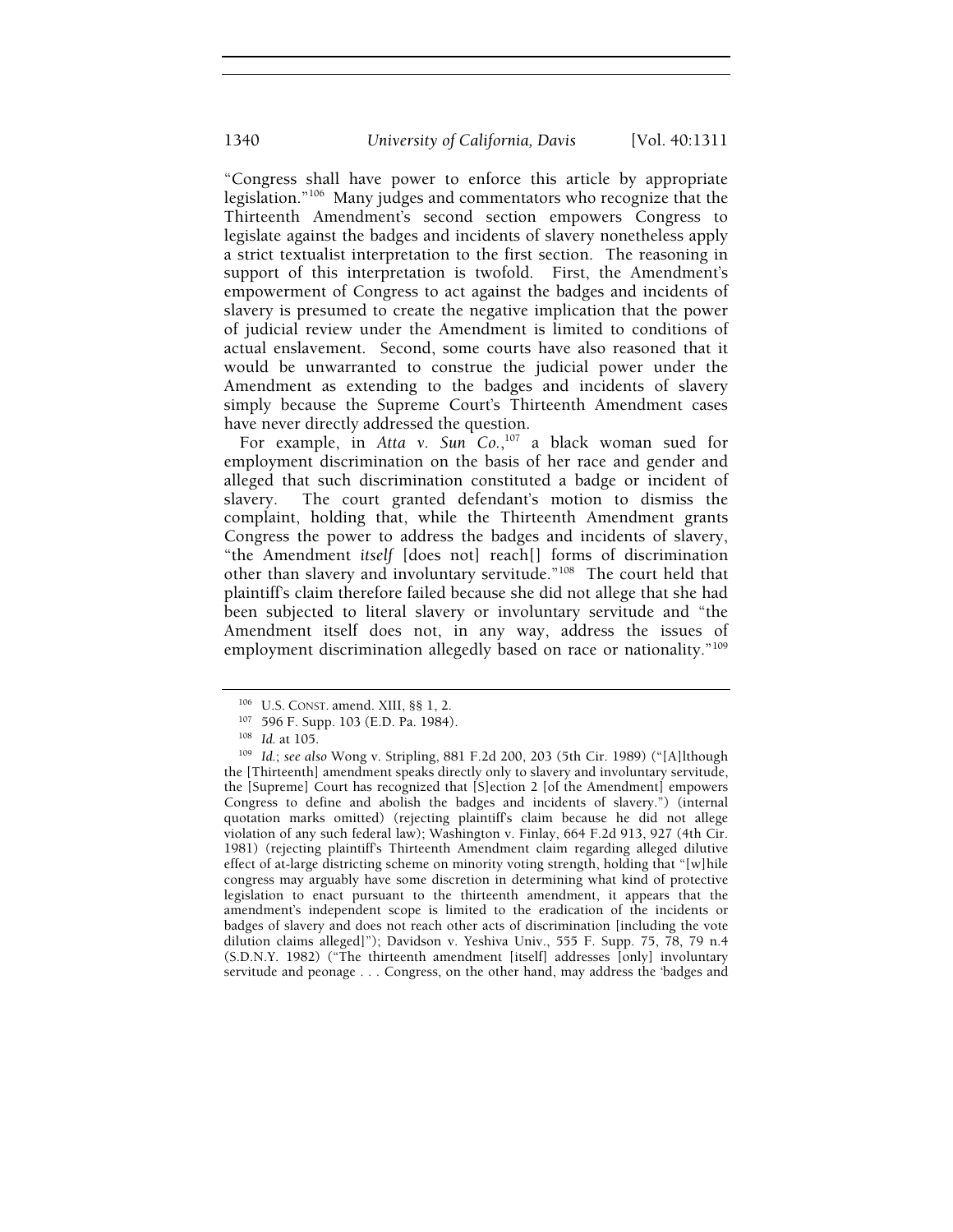"Congress shall have power to enforce this article by appropriate legislation."[106] Many judges and commentators who recognize that the Thirteenth Amendment's second section empowers Congress to legislate against the badges and incidents of slavery nonetheless apply a strict textualist interpretation to the first section. The reasoning in support of this interpretation is twofold. First, the Amendment's empowerment of Congress to act against the badges and incidents of slavery is presumed to create the negative implication that the power of judicial review under the Amendment is limited to conditions of actual enslavement. Second, some courts have also reasoned that it would be unwarranted to construe the judicial power under the Amendment as extending to the badges and incidents of slavery simply because the Supreme Court's Thirteenth Amendment cases have never directly addressed the question.

For example, in *Atta v. Sun Co.*,[107] a black woman sued for employment discrimination on the basis of her race and gender and alleged that such discrimination constituted a badge or incident of slavery. The court granted defendant's motion to dismiss the complaint, holding that, while the Thirteenth Amendment grants Congress the power to address the badges and incidents of slavery, "the Amendment *itself* [does not] reach[] forms of discrimination other than slavery and involuntary servitude."[108] The court held that plaintiff's claim therefore failed because she did not allege that she had been subjected to literal slavery or involuntary servitude and "the Amendment itself does not, in any way, address the issues of employment discrimination allegedly based on race or nationality."[109]

---

[106] U.S. CONST. amend. XIII, §§ 1, 2.

[107] 596 F. Supp. 103 (E.D. Pa. 1984).

[108] *Id.* at 105.

[109] *Id.*; *see also* Wong v. Stripling, 881 F.2d 200, 203 (5th Cir. 1989) ("[A]lthough the [Thirteenth] amendment speaks directly only to slavery and involuntary servitude, the [Supreme] Court has recognized that [S]ection 2 [of the Amendment] empowers Congress to define and abolish the badges and incidents of slavery.") (internal quotation marks omitted) (rejecting plaintiff's claim because he did not allege violation of any such federal law); Washington v. Finlay, 664 F.2d 913, 927 (4th Cir. 1981) (rejecting plaintiff's Thirteenth Amendment claim regarding alleged dilutive effect of at-large districting scheme on minority voting strength, holding that "[w]hile congress may arguably have some discretion in determining what kind of protective legislation to enact pursuant to the thirteenth amendment, it appears that the amendment's independent scope is limited to the eradication of the incidents or badges of slavery and does not reach other acts of discrimination [including the vote dilution claims alleged]"); Davidson v. Yeshiva Univ., 555 F. Supp. 75, 78, 79 n.4 (S.D.N.Y. 1982) ("The thirteenth amendment [itself] addresses [only] involuntary servitude and peonage . . . Congress, on the other hand, may address the 'badges and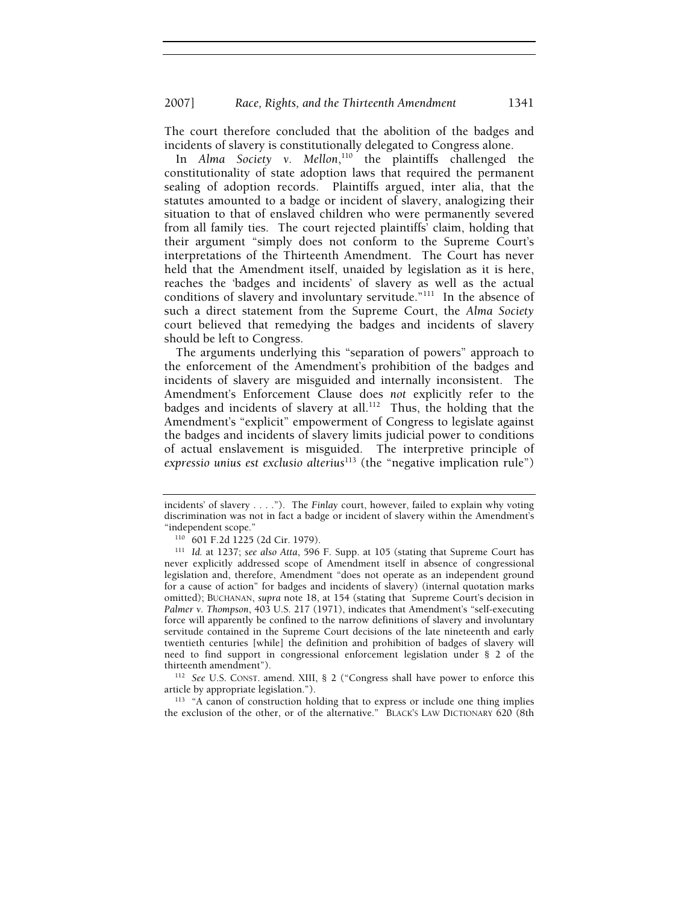The court therefore concluded that the abolition of the badges and incidents of slavery is constitutionally delegated to Congress alone.

In *Alma Society v. Mellon*,[110] the plaintiffs challenged the constitutionality of state adoption laws that required the permanent sealing of adoption records. Plaintiffs argued, inter alia, that the statutes amounted to a badge or incident of slavery, analogizing their situation to that of enslaved children who were permanently severed from all family ties. The court rejected plaintiffs' claim, holding that their argument "simply does not conform to the Supreme Court's interpretations of the Thirteenth Amendment. The Court has never held that the Amendment itself, unaided by legislation as it is here, reaches the 'badges and incidents' of slavery as well as the actual conditions of slavery and involuntary servitude."[111] In the absence of such a direct statement from the Supreme Court, the *Alma Society* court believed that remedying the badges and incidents of slavery should be left to Congress.

The arguments underlying this "separation of powers" approach to the enforcement of the Amendment's prohibition of the badges and incidents of slavery are misguided and internally inconsistent. The Amendment's Enforcement Clause does *not* explicitly refer to the badges and incidents of slavery at all.[112] Thus, the holding that the Amendment's "explicit" empowerment of Congress to legislate against the badges and incidents of slavery limits judicial power to conditions of actual enslavement is misguided. The interpretive principle of *expressio unius est exclusio alterius*[113] (the "negative implication rule")

---

incidents' of slavery . . . ."). The *Finlay* court, however, failed to explain why voting discrimination was not in fact a badge or incident of slavery within the Amendment's "independent scope."

[110] 601 F.2d 1225 (2d Cir. 1979).

[111] *Id.* at 1237; *see also Atta*, 596 F. Supp. at 105 (stating that Supreme Court has never explicitly addressed scope of Amendment itself in absence of congressional legislation and, therefore, Amendment "does not operate as an independent ground for a cause of action" for badges and incidents of slavery) (internal quotation marks omitted); BUCHANAN, *supra* note 18, at 154 (stating that Supreme Court's decision in *Palmer v. Thompson*, 403 U.S. 217 (1971), indicates that Amendment's "self-executing force will apparently be confined to the narrow definitions of slavery and involuntary servitude contained in the Supreme Court decisions of the late nineteenth and early twentieth centuries [while] the definition and prohibition of badges of slavery will need to find support in congressional enforcement legislation under § 2 of the thirteenth amendment").

[112] *See* U.S. CONST. amend. XIII, § 2 ("Congress shall have power to enforce this article by appropriate legislation.").

[113] "A canon of construction holding that to express or include one thing implies the exclusion of the other, or of the alternative." BLACK'S LAW DICTIONARY 620 (8th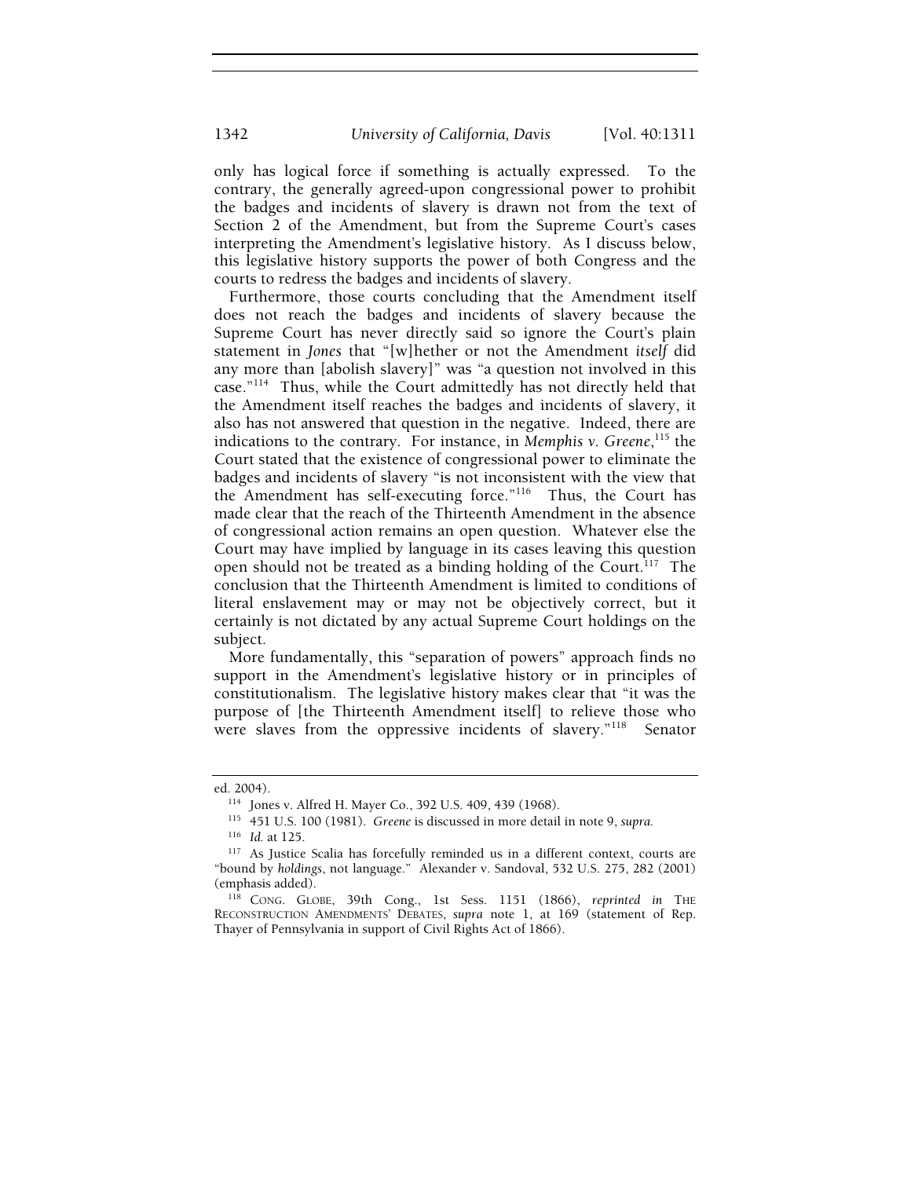only has logical force if something is actually expressed. To the contrary, the generally agreed-upon congressional power to prohibit the badges and incidents of slavery is drawn not from the text of Section 2 of the Amendment, but from the Supreme Court's cases interpreting the Amendment's legislative history. As I discuss below, this legislative history supports the power of both Congress and the courts to redress the badges and incidents of slavery.

Furthermore, those courts concluding that the Amendment itself does not reach the badges and incidents of slavery because the Supreme Court has never directly said so ignore the Court's plain statement in *Jones* that "[w]hether or not the Amendment *itself* did any more than [abolish slavery]" was "a question not involved in this case."[114] Thus, while the Court admittedly has not directly held that the Amendment itself reaches the badges and incidents of slavery, it also has not answered that question in the negative. Indeed, there are indications to the contrary. For instance, in *Memphis v. Greene*,[115] the Court stated that the existence of congressional power to eliminate the badges and incidents of slavery "is not inconsistent with the view that the Amendment has self-executing force."[116] Thus, the Court has made clear that the reach of the Thirteenth Amendment in the absence of congressional action remains an open question. Whatever else the Court may have implied by language in its cases leaving this question open should not be treated as a binding holding of the Court.[117] The conclusion that the Thirteenth Amendment is limited to conditions of literal enslavement may or may not be objectively correct, but it certainly is not dictated by any actual Supreme Court holdings on the subject.

More fundamentally, this "separation of powers" approach finds no support in the Amendment's legislative history or in principles of constitutionalism. The legislative history makes clear that "it was the purpose of [the Thirteenth Amendment itself] to relieve those who were slaves from the oppressive incidents of slavery."[118] Senator

---

ed. 2004).

[114] Jones v. Alfred H. Mayer Co., 392 U.S. 409, 439 (1968).

[115] 451 U.S. 100 (1981). *Greene* is discussed in more detail in note 9, *supra*.

[116] *Id.* at 125.

[117] As Justice Scalia has forcefully reminded us in a different context, courts are "bound by *holdings*, not language." Alexander v. Sandoval, 532 U.S. 275, 282 (2001) (emphasis added).

[118] CONG. GLOBE, 39th Cong., 1st Sess. 1151 (1866), *reprinted in* THE RECONSTRUCTION AMENDMENTS' DEBATES, *supra* note 1, at 169 (statement of Rep. Thayer of Pennsylvania in support of Civil Rights Act of 1866).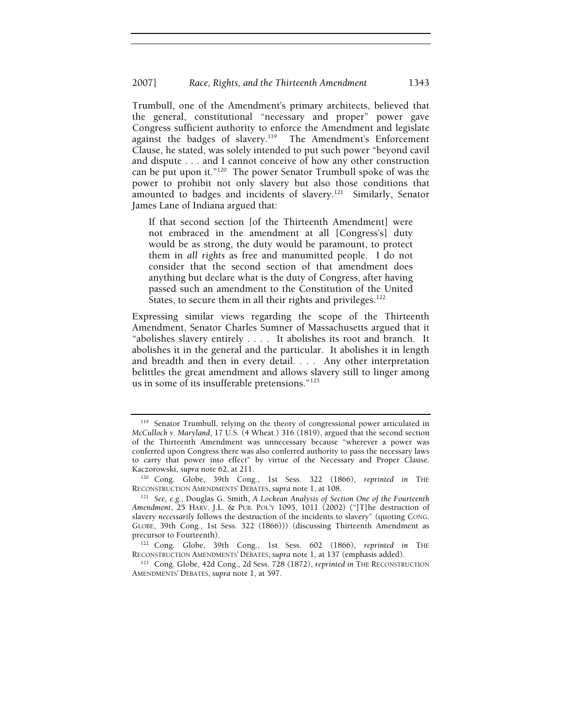Trumbull, one of the Amendment's primary architects, believed that the general, constitutional "necessary and proper" power gave Congress sufficient authority to enforce the Amendment and legislate against the badges of slavery.[119] The Amendment's Enforcement Clause, he stated, was solely intended to put such power "beyond cavil and dispute . . . and I cannot conceive of how any other construction can be put upon it."[120] The power Senator Trumbull spoke of was the power to prohibit not only slavery but also those conditions that amounted to badges and incidents of slavery.[121] Similarly, Senator James Lane of Indiana argued that:

> If that second section [of the Thirteenth Amendment] were not embraced in the amendment at all [Congress's] duty would be as strong, the duty would be paramount, to protect them in *all rights* as free and manumitted people. I do not consider that the second section of that amendment does anything but declare what is the duty of Congress, after having passed such an amendment to the Constitution of the United States, to secure them in all their rights and privileges.[122]

Expressing similar views regarding the scope of the Thirteenth Amendment, Senator Charles Sumner of Massachusetts argued that it "abolishes slavery entirely . . . . It abolishes its root and branch. It abolishes it in the general and the particular. It abolishes it in length and breadth and then in every detail. . . . Any other interpretation belittles the great amendment and allows slavery still to linger among us in some of its insufferable pretensions."[123]

---

[119] Senator Trumbull, relying on the theory of congressional power articulated in *McCulloch v. Maryland*, 17 U.S. (4 Wheat.) 316 (1819), argued that the second section of the Thirteenth Amendment was unnecessary because "wherever a power was conferred upon Congress there was also conferred authority to pass the necessary laws to carry that power into effect" by virtue of the Necessary and Proper Clause. Kaczorowski, *supra* note 62, at 211.

[120] Cong. Globe, 39th Cong., 1st Sess. 322 (1866), *reprinted in* THE RECONSTRUCTION AMENDMENTS' DEBATES, *supra* note 1, at 108.

[121] *See, e.g.*, Douglas G. Smith, *A Lockean Analysis of Section One of the Fourteenth Amendment*, 25 HARV. J.L. & PUB. POL'Y 1095, 1011 (2002) ("[T]he destruction of slavery *necessarily* follows the destruction of the incidents to slavery" (quoting CONG. GLOBE, 39th Cong., 1st Sess. 322 (1866))) (discussing Thirteenth Amendment as precursor to Fourteenth).

[122] Cong. Globe, 39th Cong., 1st Sess. 602 (1866), *reprinted in* THE RECONSTRUCTION AMENDMENTS' DEBATES, *supra* note 1, at 137 (emphasis added).

[123] Cong. Globe, 42d Cong., 2d Sess. 728 (1872), *reprinted in* THE RECONSTRUCTION AMENDMENTS' DEBATES, *supra* note 1, at 597.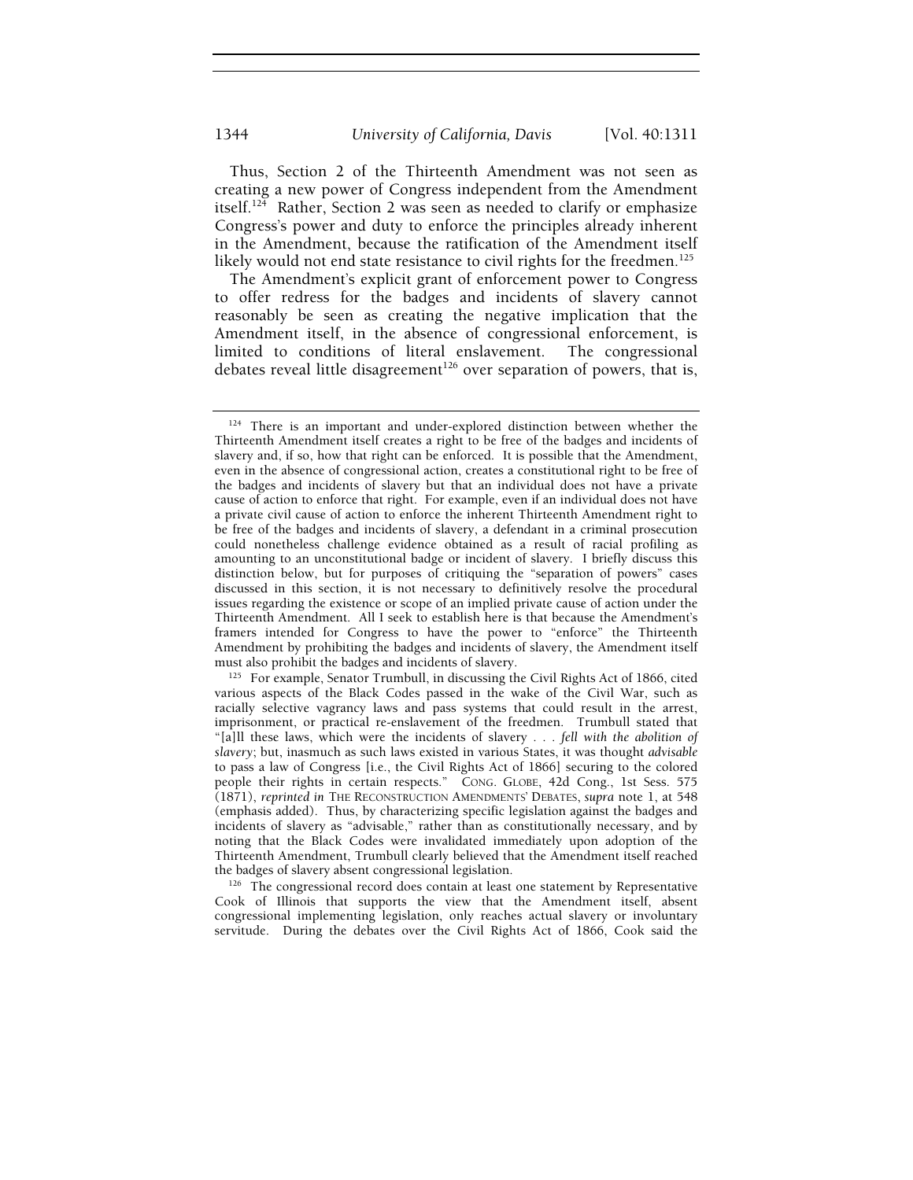Thus, Section 2 of the Thirteenth Amendment was not seen as creating a new power of Congress independent from the Amendment itself.[124] Rather, Section 2 was seen as needed to clarify or emphasize Congress's power and duty to enforce the principles already inherent in the Amendment, because the ratification of the Amendment itself likely would not end state resistance to civil rights for the freedmen.[125]

The Amendment's explicit grant of enforcement power to Congress to offer redress for the badges and incidents of slavery cannot reasonably be seen as creating the negative implication that the Amendment itself, in the absence of congressional enforcement, is limited to conditions of literal enslavement. The congressional debates reveal little disagreement[126] over separation of powers, that is,

---

[124] There is an important and under-explored distinction between whether the Thirteenth Amendment itself creates a right to be free of the badges and incidents of slavery and, if so, how that right can be enforced. It is possible that the Amendment, even in the absence of congressional action, creates a constitutional right to be free of the badges and incidents of slavery but that an individual does not have a private cause of action to enforce that right. For example, even if an individual does not have a private civil cause of action to enforce the inherent Thirteenth Amendment right to be free of the badges and incidents of slavery, a defendant in a criminal prosecution could nonetheless challenge evidence obtained as a result of racial profiling as amounting to an unconstitutional badge or incident of slavery. I briefly discuss this distinction below, but for purposes of critiquing the "separation of powers" cases discussed in this section, it is not necessary to definitively resolve the procedural issues regarding the existence or scope of an implied private cause of action under the Thirteenth Amendment. All I seek to establish here is that because the Amendment's framers intended for Congress to have the power to "enforce" the Thirteenth Amendment by prohibiting the badges and incidents of slavery, the Amendment itself must also prohibit the badges and incidents of slavery.

[125] For example, Senator Trumbull, in discussing the Civil Rights Act of 1866, cited various aspects of the Black Codes passed in the wake of the Civil War, such as racially selective vagrancy laws and pass systems that could result in the arrest, imprisonment, or practical re-enslavement of the freedmen. Trumbull stated that "[a]ll these laws, which were the incidents of slavery . . . *fell with the abolition of slavery*; but, inasmuch as such laws existed in various States, it was thought *advisable* to pass a law of Congress [i.e., the Civil Rights Act of 1866] securing to the colored people their rights in certain respects." CONG. GLOBE, 42d Cong., 1st Sess. 575 (1871), *reprinted in* THE RECONSTRUCTION AMENDMENTS' DEBATES, *supra* note 1, at 548 (emphasis added). Thus, by characterizing specific legislation against the badges and incidents of slavery as "advisable," rather than as constitutionally necessary, and by noting that the Black Codes were invalidated immediately upon adoption of the Thirteenth Amendment, Trumbull clearly believed that the Amendment itself reached the badges of slavery absent congressional legislation.

[126] The congressional record does contain at least one statement by Representative Cook of Illinois that supports the view that the Amendment itself, absent congressional implementing legislation, only reaches actual slavery or involuntary servitude. During the debates over the Civil Rights Act of 1866, Cook said the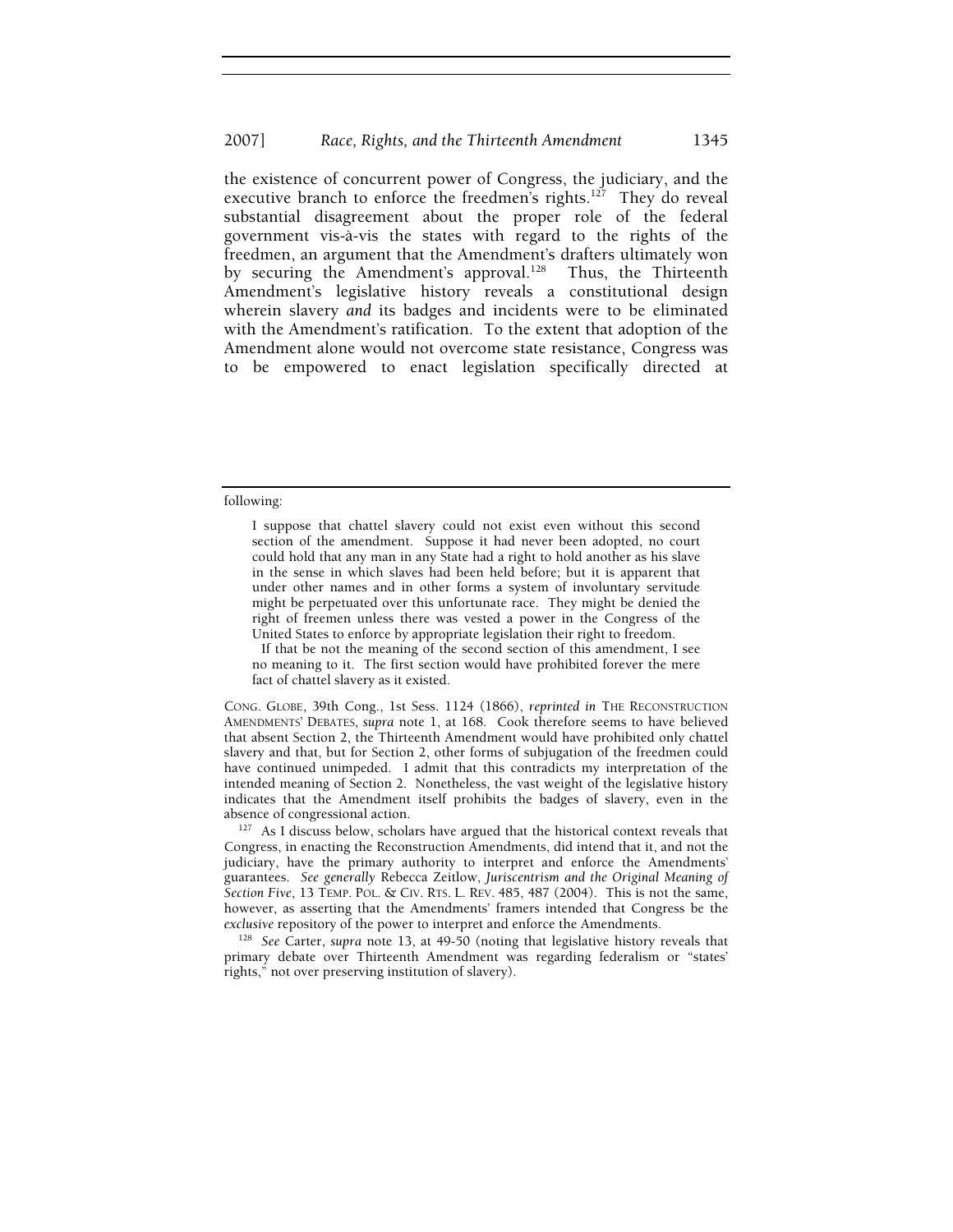the existence of concurrent power of Congress, the judiciary, and the executive branch to enforce the freedmen's rights.[127] They do reveal substantial disagreement about the proper role of the federal government vis-à-vis the states with regard to the rights of the freedmen, an argument that the Amendment's drafters ultimately won by securing the Amendment's approval.[128] Thus, the Thirteenth Amendment's legislative history reveals a constitutional design wherein slavery *and* its badges and incidents were to be eliminated with the Amendment's ratification. To the extent that adoption of the Amendment alone would not overcome state resistance, Congress was to be empowered to enact legislation specifically directed at

---

following:

> I suppose that chattel slavery could not exist even without this second section of the amendment. Suppose it had never been adopted, no court could hold that any man in any State had a right to hold another as his slave in the sense in which slaves had been held before; but it is apparent that under other names and in other forms a system of involuntary servitude might be perpetuated over this unfortunate race. They might be denied the right of freemen unless there was vested a power in the Congress of the United States to enforce by appropriate legislation their right to freedom.
>
> If that be not the meaning of the second section of this amendment, I see no meaning to it. The first section would have prohibited forever the mere fact of chattel slavery as it existed.

CONG. GLOBE, 39th Cong., 1st Sess. 1124 (1866), *reprinted in* THE RECONSTRUCTION AMENDMENTS' DEBATES, *supra* note 1, at 168. Cook therefore seems to have believed that absent Section 2, the Thirteenth Amendment would have prohibited only chattel slavery and that, but for Section 2, other forms of subjugation of the freedmen could have continued unimpeded. I admit that this contradicts my interpretation of the intended meaning of Section 2. Nonetheless, the vast weight of the legislative history indicates that the Amendment itself prohibits the badges of slavery, even in the absence of congressional action.

[127] As I discuss below, scholars have argued that the historical context reveals that Congress, in enacting the Reconstruction Amendments, did intend that it, and not the judiciary, have the primary authority to interpret and enforce the Amendments' guarantees. *See generally* Rebecca Zeitlow, *Juriscentrism and the Original Meaning of Section Five*, 13 TEMP. POL. & CIV. RTS. L. REV. 485, 487 (2004). This is not the same, however, as asserting that the Amendments' framers intended that Congress be the *exclusive* repository of the power to interpret and enforce the Amendments.

[128] *See* Carter, *supra* note 13, at 49-50 (noting that legislative history reveals that primary debate over Thirteenth Amendment was regarding federalism or "states' rights," not over preserving institution of slavery).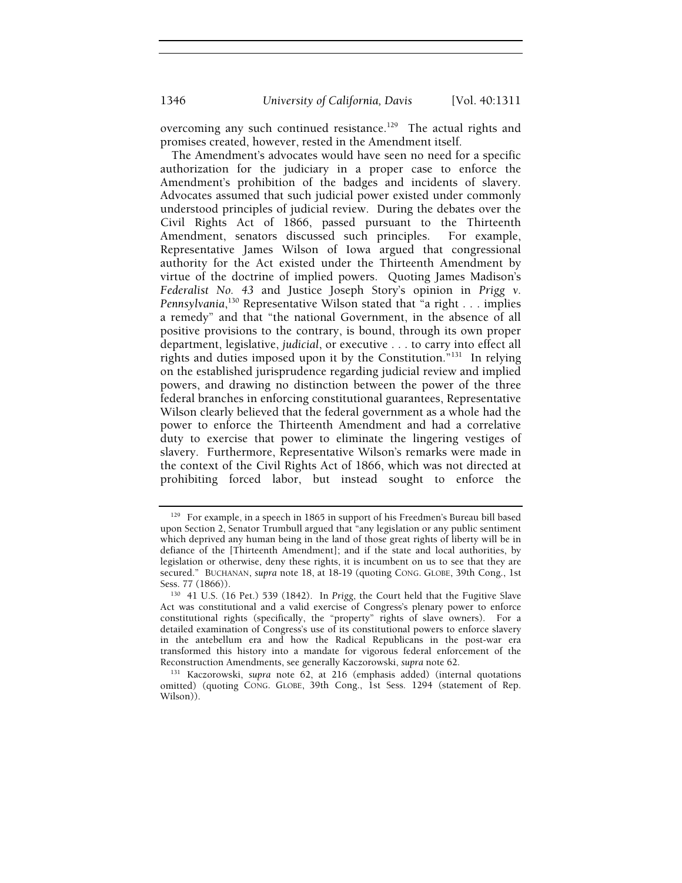overcoming any such continued resistance.[129] The actual rights and promises created, however, rested in the Amendment itself.

The Amendment's advocates would have seen no need for a specific authorization for the judiciary in a proper case to enforce the Amendment's prohibition of the badges and incidents of slavery. Advocates assumed that such judicial power existed under commonly understood principles of judicial review. During the debates over the Civil Rights Act of 1866, passed pursuant to the Thirteenth Amendment, senators discussed such principles. For example, Representative James Wilson of Iowa argued that congressional authority for the Act existed under the Thirteenth Amendment by virtue of the doctrine of implied powers. Quoting James Madison's *Federalist No. 43* and Justice Joseph Story's opinion in *Prigg v. Pennsylvania*,[130] Representative Wilson stated that "a right . . . implies a remedy" and that "the national Government, in the absence of all positive provisions to the contrary, is bound, through its own proper department, legislative, *judicial*, or executive . . . to carry into effect all rights and duties imposed upon it by the Constitution."[131] In relying on the established jurisprudence regarding judicial review and implied powers, and drawing no distinction between the power of the three federal branches in enforcing constitutional guarantees, Representative Wilson clearly believed that the federal government as a whole had the power to enforce the Thirteenth Amendment and had a correlative duty to exercise that power to eliminate the lingering vestiges of slavery. Furthermore, Representative Wilson's remarks were made in the context of the Civil Rights Act of 1866, which was not directed at prohibiting forced labor, but instead sought to enforce the

---

[129] For example, in a speech in 1865 in support of his Freedmen's Bureau bill based upon Section 2, Senator Trumbull argued that "any legislation or any public sentiment which deprived any human being in the land of those great rights of liberty will be in defiance of the [Thirteenth Amendment]; and if the state and local authorities, by legislation or otherwise, deny these rights, it is incumbent on us to see that they are secured." BUCHANAN, *supra* note 18, at 18-19 (quoting CONG. GLOBE, 39th Cong., 1st Sess. 77 (1866)).

[130] 41 U.S. (16 Pet.) 539 (1842). In *Prigg*, the Court held that the Fugitive Slave Act was constitutional and a valid exercise of Congress's plenary power to enforce constitutional rights (specifically, the "property" rights of slave owners). For a detailed examination of Congress's use of its constitutional powers to enforce slavery in the antebellum era and how the Radical Republicans in the post-war era transformed this history into a mandate for vigorous federal enforcement of the Reconstruction Amendments, see generally Kaczorowski, *supra* note 62.

[131] Kaczorowski, *supra* note 62, at 216 (emphasis added) (internal quotations omitted) (quoting CONG. GLOBE, 39th Cong., 1st Sess. 1294 (statement of Rep. Wilson)).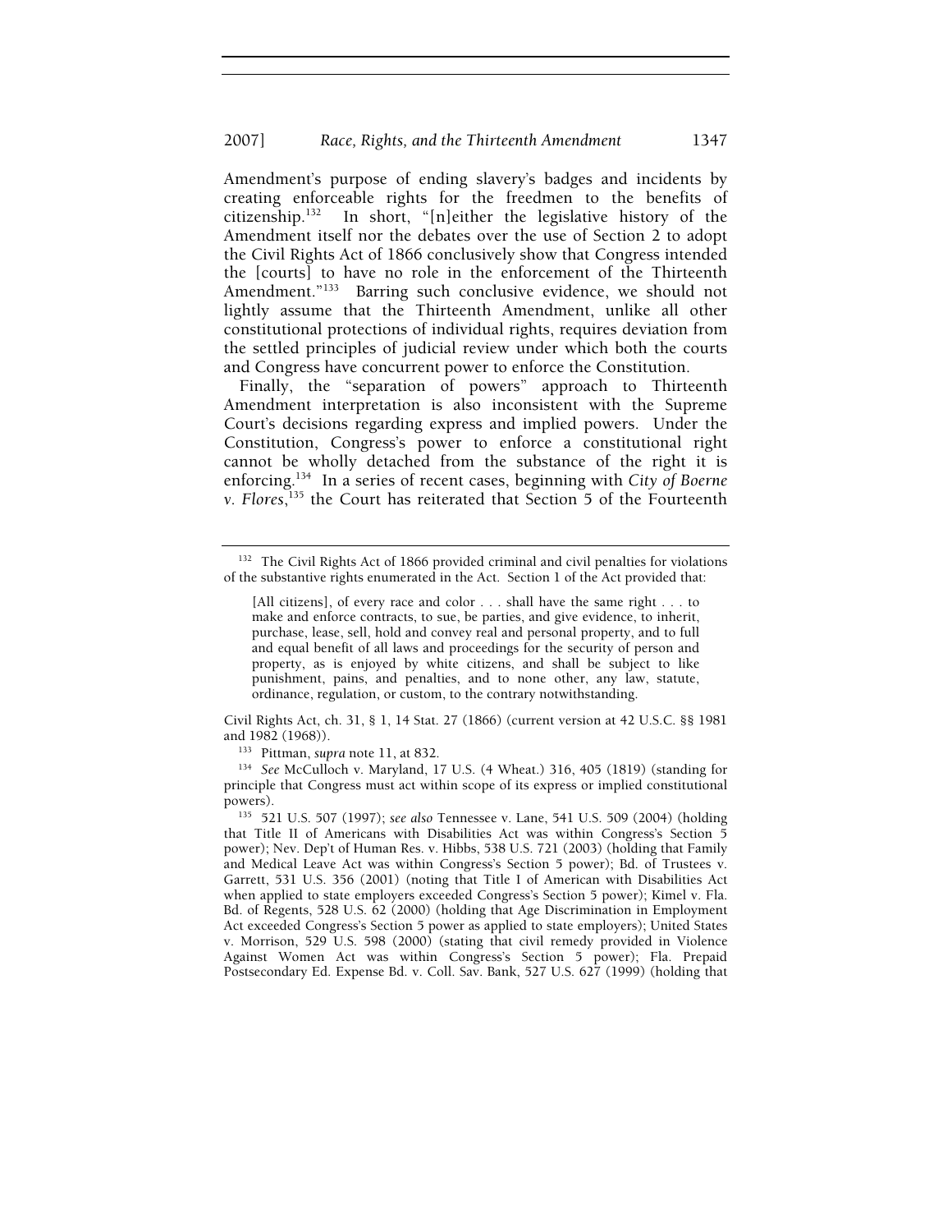Amendment's purpose of ending slavery's badges and incidents by creating enforceable rights for the freedmen to the benefits of citizenship.[132] In short, "[n]either the legislative history of the Amendment itself nor the debates over the use of Section 2 to adopt the Civil Rights Act of 1866 conclusively show that Congress intended the [courts] to have no role in the enforcement of the Thirteenth Amendment."[133] Barring such conclusive evidence, we should not lightly assume that the Thirteenth Amendment, unlike all other constitutional protections of individual rights, requires deviation from the settled principles of judicial review under which both the courts and Congress have concurrent power to enforce the Constitution.

Finally, the "separation of powers" approach to Thirteenth Amendment interpretation is also inconsistent with the Supreme Court's decisions regarding express and implied powers. Under the Constitution, Congress's power to enforce a constitutional right cannot be wholly detached from the substance of the right it is enforcing.[134] In a series of recent cases, beginning with *City of Boerne v. Flores*,[135] the Court has reiterated that Section 5 of the Fourteenth

---

[132] The Civil Rights Act of 1866 provided criminal and civil penalties for violations of the substantive rights enumerated in the Act. Section 1 of the Act provided that:

> [All citizens], of every race and color . . . shall have the same right . . . to make and enforce contracts, to sue, be parties, and give evidence, to inherit, purchase, lease, sell, hold and convey real and personal property, and to full and equal benefit of all laws and proceedings for the security of person and property, as is enjoyed by white citizens, and shall be subject to like punishment, pains, and penalties, and to none other, any law, statute, ordinance, regulation, or custom, to the contrary notwithstanding.

Civil Rights Act, ch. 31, § 1, 14 Stat. 27 (1866) (current version at 42 U.S.C. §§ 1981 and 1982 (1968)).

[133] Pittman, *supra* note 11, at 832.

[134] *See* McCulloch v. Maryland, 17 U.S. (4 Wheat.) 316, 405 (1819) (standing for principle that Congress must act within scope of its express or implied constitutional powers).

[135] 521 U.S. 507 (1997); *see also* Tennessee v. Lane, 541 U.S. 509 (2004) (holding that Title II of Americans with Disabilities Act was within Congress's Section 5 power); Nev. Dep't of Human Res. v. Hibbs, 538 U.S. 721 (2003) (holding that Family and Medical Leave Act was within Congress's Section 5 power); Bd. of Trustees v. Garrett, 531 U.S. 356 (2001) (noting that Title I of American with Disabilities Act when applied to state employers exceeded Congress's Section 5 power); Kimel v. Fla. Bd. of Regents, 528 U.S. 62 (2000) (holding that Age Discrimination in Employment Act exceeded Congress's Section 5 power as applied to state employers); United States v. Morrison, 529 U.S. 598 (2000) (stating that civil remedy provided in Violence Against Women Act was within Congress's Section 5 power); Fla. Prepaid Postsecondary Ed. Expense Bd. v. Coll. Sav. Bank, 527 U.S. 627 (1999) (holding that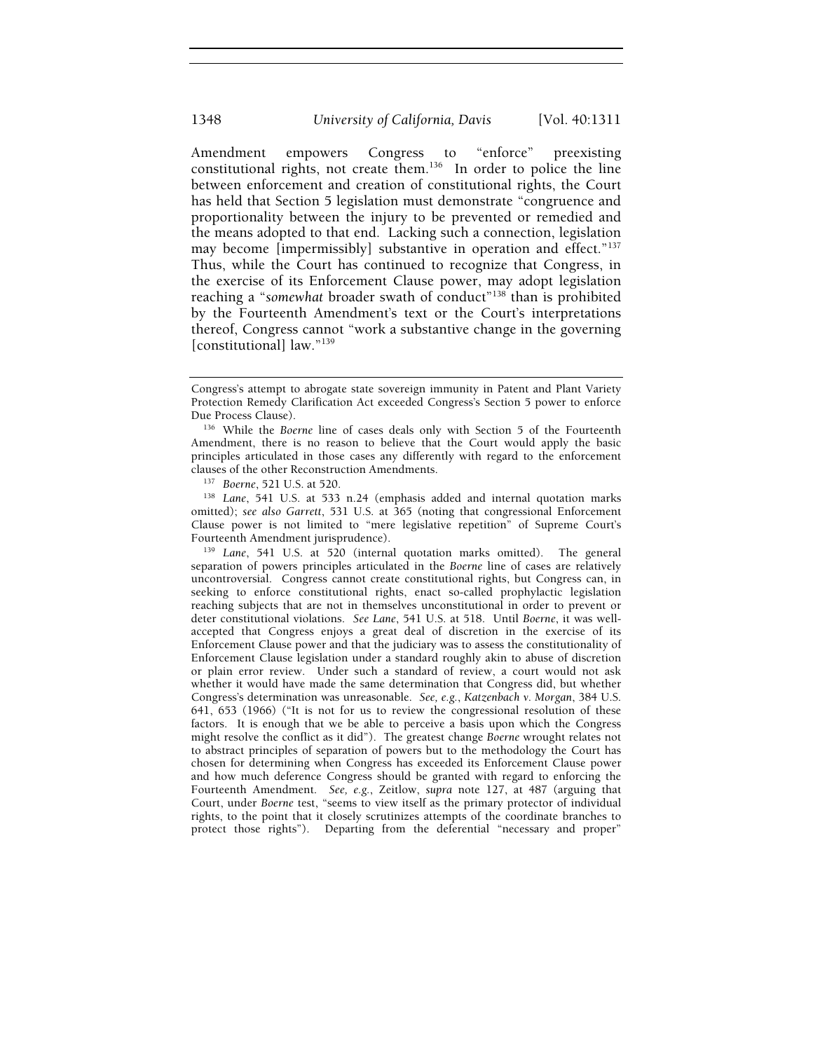Amendment empowers Congress to "enforce" preexisting constitutional rights, not create them.[136] In order to police the line between enforcement and creation of constitutional rights, the Court has held that Section 5 legislation must demonstrate "congruence and proportionality between the injury to be prevented or remedied and the means adopted to that end. Lacking such a connection, legislation may become [impermissibly] substantive in operation and effect."[137] Thus, while the Court has continued to recognize that Congress, in the exercise of its Enforcement Clause power, may adopt legislation reaching a "*somewhat* broader swath of conduct"[138] than is prohibited by the Fourteenth Amendment's text or the Court's interpretations thereof, Congress cannot "work a substantive change in the governing [constitutional] law."[139]

---

Congress's attempt to abrogate state sovereign immunity in Patent and Plant Variety Protection Remedy Clarification Act exceeded Congress's Section 5 power to enforce Due Process Clause).

[136] While the *Boerne* line of cases deals only with Section 5 of the Fourteenth Amendment, there is no reason to believe that the Court would apply the basic principles articulated in those cases any differently with regard to the enforcement clauses of the other Reconstruction Amendments.

[137] *Boerne*, 521 U.S. at 520.

[138] *Lane*, 541 U.S. at 533 n.24 (emphasis added and internal quotation marks omitted); *see also Garrett*, 531 U.S. at 365 (noting that congressional Enforcement Clause power is not limited to "mere legislative repetition" of Supreme Court's Fourteenth Amendment jurisprudence).

[139] *Lane*, 541 U.S. at 520 (internal quotation marks omitted). The general separation of powers principles articulated in the *Boerne* line of cases are relatively uncontroversial. Congress cannot create constitutional rights, but Congress can, in seeking to enforce constitutional rights, enact so-called prophylactic legislation reaching subjects that are not in themselves unconstitutional in order to prevent or deter constitutional violations. *See Lane*, 541 U.S. at 518. Until *Boerne*, it was well-accepted that Congress enjoys a great deal of discretion in the exercise of its Enforcement Clause power and that the judiciary was to assess the constitutionality of Enforcement Clause legislation under a standard roughly akin to abuse of discretion or plain error review. Under such a standard of review, a court would not ask whether it would have made the same determination that Congress did, but whether Congress's determination was unreasonable. *See, e.g.*, *Katzenbach v. Morgan*, 384 U.S. 641, 653 (1966) ("It is not for us to review the congressional resolution of these factors. It is enough that we be able to perceive a basis upon which the Congress might resolve the conflict as it did"). The greatest change *Boerne* wrought relates not to abstract principles of separation of powers but to the methodology the Court has chosen for determining when Congress has exceeded its Enforcement Clause power and how much deference Congress should be granted with regard to enforcing the Fourteenth Amendment. *See, e.g.*, Zeitlow, *supra* note 127, at 487 (arguing that Court, under *Boerne* test, "seems to view itself as the primary protector of individual rights, to the point that it closely scrutinizes attempts of the coordinate branches to protect those rights"). Departing from the deferential "necessary and proper"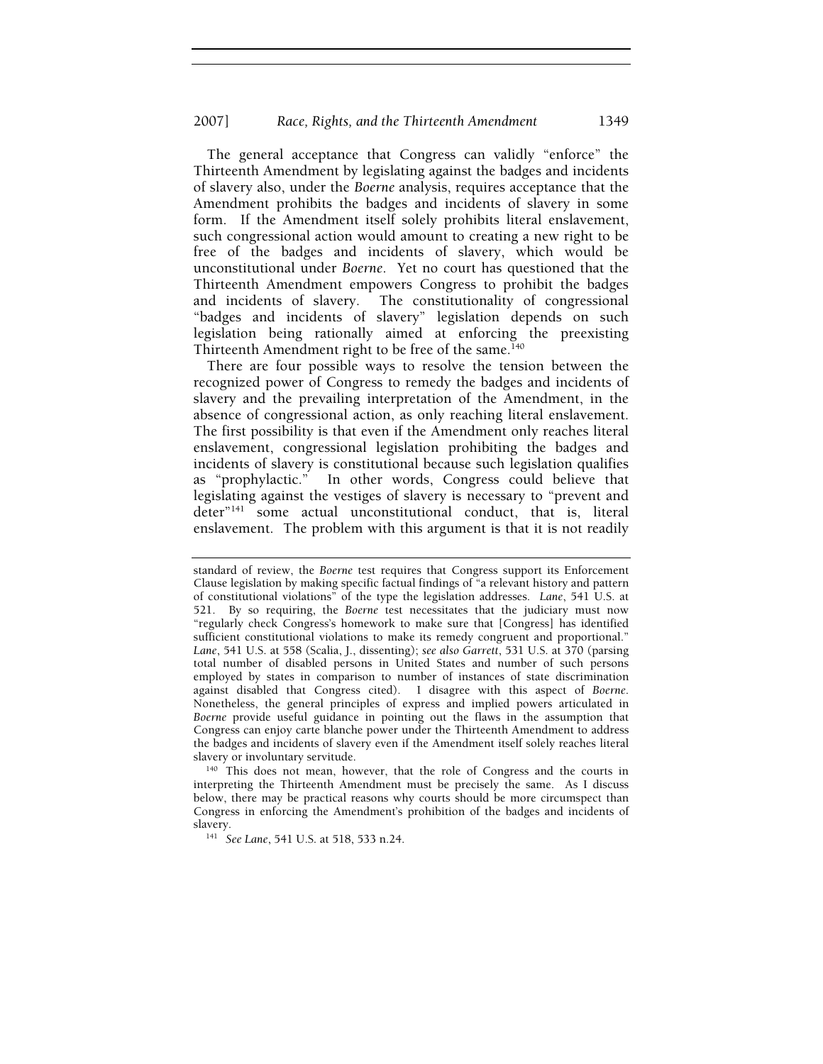The general acceptance that Congress can validly "enforce" the Thirteenth Amendment by legislating against the badges and incidents of slavery also, under the *Boerne* analysis, requires acceptance that the Amendment prohibits the badges and incidents of slavery in some form. If the Amendment itself solely prohibits literal enslavement, such congressional action would amount to creating a new right to be free of the badges and incidents of slavery, which would be unconstitutional under *Boerne*. Yet no court has questioned that the Thirteenth Amendment empowers Congress to prohibit the badges and incidents of slavery. The constitutionality of congressional "badges and incidents of slavery" legislation depends on such legislation being rationally aimed at enforcing the preexisting Thirteenth Amendment right to be free of the same.[140]

There are four possible ways to resolve the tension between the recognized power of Congress to remedy the badges and incidents of slavery and the prevailing interpretation of the Amendment, in the absence of congressional action, as only reaching literal enslavement. The first possibility is that even if the Amendment only reaches literal enslavement, congressional legislation prohibiting the badges and incidents of slavery is constitutional because such legislation qualifies as "prophylactic." In other words, Congress could believe that legislating against the vestiges of slavery is necessary to "prevent and deter"[141] some actual unconstitutional conduct, that is, literal enslavement. The problem with this argument is that it is not readily

---

standard of review, the *Boerne* test requires that Congress support its Enforcement Clause legislation by making specific factual findings of "a relevant history and pattern of constitutional violations" of the type the legislation addresses. *Lane*, 541 U.S. at 521. By so requiring, the *Boerne* test necessitates that the judiciary must now "regularly check Congress's homework to make sure that [Congress] has identified sufficient constitutional violations to make its remedy congruent and proportional." *Lane*, 541 U.S. at 558 (Scalia, J., dissenting); *see also Garrett*, 531 U.S. at 370 (parsing total number of disabled persons in United States and number of such persons employed by states in comparison to number of instances of state discrimination against disabled that Congress cited). I disagree with this aspect of *Boerne*. Nonetheless, the general principles of express and implied powers articulated in *Boerne* provide useful guidance in pointing out the flaws in the assumption that Congress can enjoy carte blanche power under the Thirteenth Amendment to address the badges and incidents of slavery even if the Amendment itself solely reaches literal slavery or involuntary servitude.

[140] This does not mean, however, that the role of Congress and the courts in interpreting the Thirteenth Amendment must be precisely the same. As I discuss below, there may be practical reasons why courts should be more circumspect than Congress in enforcing the Amendment's prohibition of the badges and incidents of slavery.

[141] *See Lane*, 541 U.S. at 518, 533 n.24.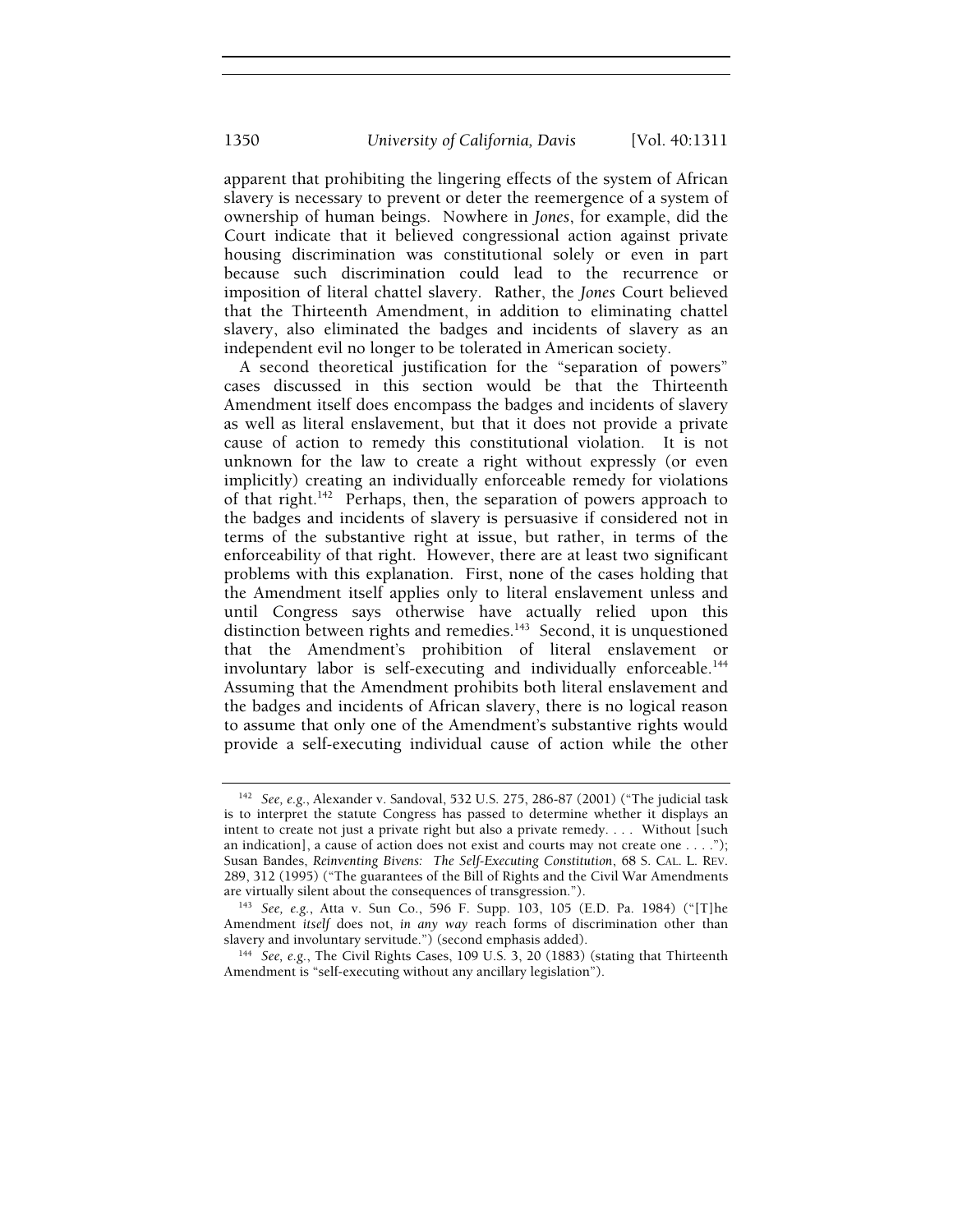apparent that prohibiting the lingering effects of the system of African slavery is necessary to prevent or deter the reemergence of a system of ownership of human beings. Nowhere in *Jones*, for example, did the Court indicate that it believed congressional action against private housing discrimination was constitutional solely or even in part because such discrimination could lead to the recurrence or imposition of literal chattel slavery. Rather, the *Jones* Court believed that the Thirteenth Amendment, in addition to eliminating chattel slavery, also eliminated the badges and incidents of slavery as an independent evil no longer to be tolerated in American society.

A second theoretical justification for the "separation of powers" cases discussed in this section would be that the Thirteenth Amendment itself does encompass the badges and incidents of slavery as well as literal enslavement, but that it does not provide a private cause of action to remedy this constitutional violation. It is not unknown for the law to create a right without expressly (or even implicitly) creating an individually enforceable remedy for violations of that right.[142] Perhaps, then, the separation of powers approach to the badges and incidents of slavery is persuasive if considered not in terms of the substantive right at issue, but rather, in terms of the enforceability of that right. However, there are at least two significant problems with this explanation. First, none of the cases holding that the Amendment itself applies only to literal enslavement unless and until Congress says otherwise have actually relied upon this distinction between rights and remedies.[143] Second, it is unquestioned that the Amendment's prohibition of literal enslavement or involuntary labor is self-executing and individually enforceable.[144] Assuming that the Amendment prohibits both literal enslavement and the badges and incidents of African slavery, there is no logical reason to assume that only one of the Amendment's substantive rights would provide a self-executing individual cause of action while the other

---

[142] *See, e.g.*, Alexander v. Sandoval, 532 U.S. 275, 286-87 (2001) ("The judicial task is to interpret the statute Congress has passed to determine whether it displays an intent to create not just a private right but also a private remedy. . . . Without [such an indication], a cause of action does not exist and courts may not create one . . . ."); Susan Bandes, *Reinventing Bivens: The Self-Executing Constitution*, 68 S. CAL. L. REV. 289, 312 (1995) ("The guarantees of the Bill of Rights and the Civil War Amendments are virtually silent about the consequences of transgression.").

[143] *See, e.g.*, Atta v. Sun Co., 596 F. Supp. 103, 105 (E.D. Pa. 1984) ("[T]he Amendment *itself* does not, *in any way* reach forms of discrimination other than slavery and involuntary servitude.") (second emphasis added).

[144] *See, e.g.*, The Civil Rights Cases, 109 U.S. 3, 20 (1883) (stating that Thirteenth Amendment is "self-executing without any ancillary legislation").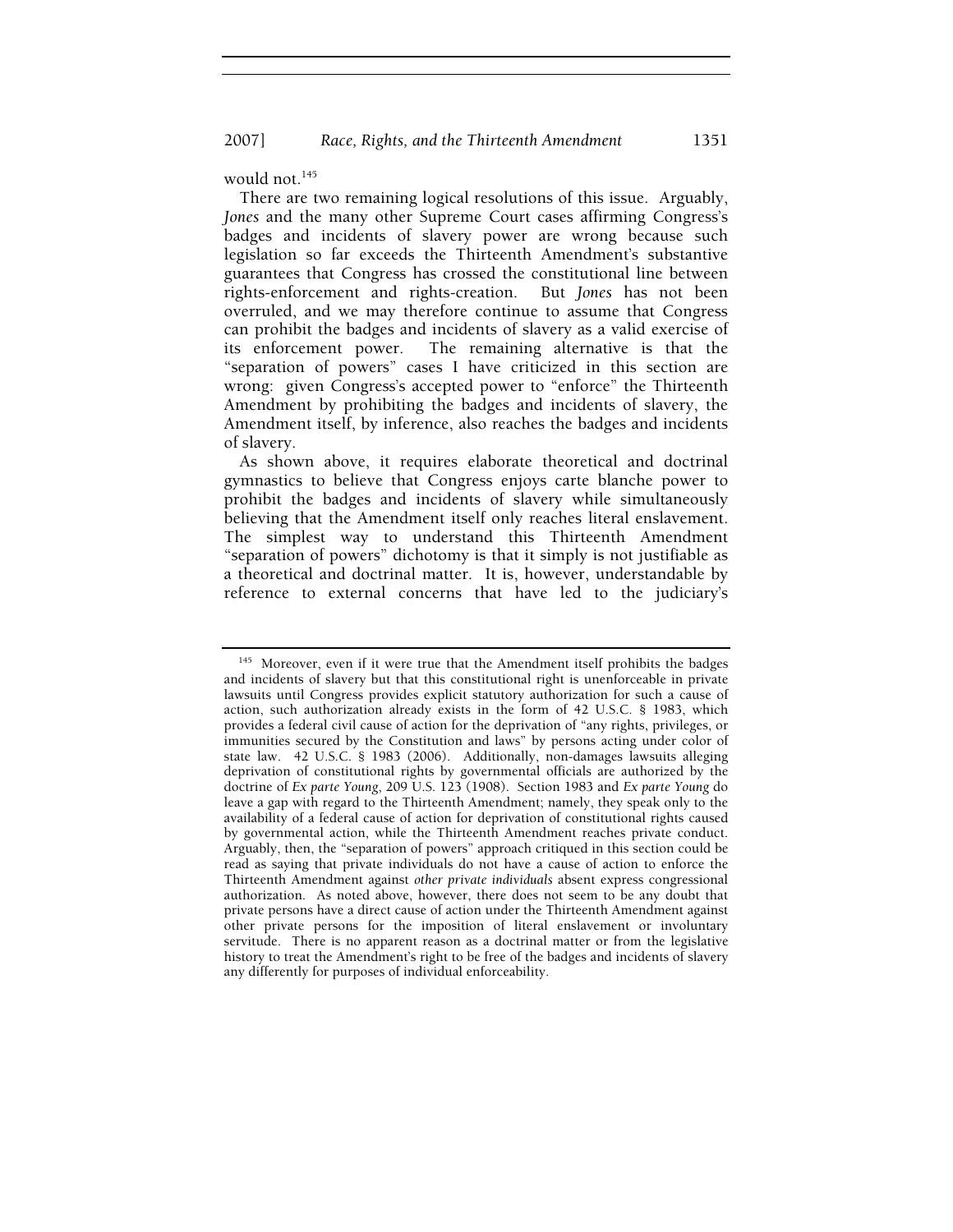would not.[145]

There are two remaining logical resolutions of this issue. Arguably, *Jones* and the many other Supreme Court cases affirming Congress's badges and incidents of slavery power are wrong because such legislation so far exceeds the Thirteenth Amendment's substantive guarantees that Congress has crossed the constitutional line between rights-enforcement and rights-creation. But *Jones* has not been overruled, and we may therefore continue to assume that Congress can prohibit the badges and incidents of slavery as a valid exercise of its enforcement power. The remaining alternative is that the "separation of powers" cases I have criticized in this section are wrong: given Congress's accepted power to "enforce" the Thirteenth Amendment by prohibiting the badges and incidents of slavery, the Amendment itself, by inference, also reaches the badges and incidents of slavery.

As shown above, it requires elaborate theoretical and doctrinal gymnastics to believe that Congress enjoys carte blanche power to prohibit the badges and incidents of slavery while simultaneously believing that the Amendment itself only reaches literal enslavement. The simplest way to understand this Thirteenth Amendment "separation of powers" dichotomy is that it simply is not justifiable as a theoretical and doctrinal matter. It is, however, understandable by reference to external concerns that have led to the judiciary's

---

[145] Moreover, even if it were true that the Amendment itself prohibits the badges and incidents of slavery but that this constitutional right is unenforceable in private lawsuits until Congress provides explicit statutory authorization for such a cause of action, such authorization already exists in the form of 42 U.S.C. § 1983, which provides a federal civil cause of action for the deprivation of "any rights, privileges, or immunities secured by the Constitution and laws" by persons acting under color of state law. 42 U.S.C. § 1983 (2006). Additionally, non-damages lawsuits alleging deprivation of constitutional rights by governmental officials are authorized by the doctrine of *Ex parte Young*, 209 U.S. 123 (1908). Section 1983 and *Ex parte Young* do leave a gap with regard to the Thirteenth Amendment; namely, they speak only to the availability of a federal cause of action for deprivation of constitutional rights caused by governmental action, while the Thirteenth Amendment reaches private conduct. Arguably, then, the "separation of powers" approach critiqued in this section could be read as saying that private individuals do not have a cause of action to enforce the Thirteenth Amendment against *other private individuals* absent express congressional authorization. As noted above, however, there does not seem to be any doubt that private persons have a direct cause of action under the Thirteenth Amendment against other private persons for the imposition of literal enslavement or involuntary servitude. There is no apparent reason as a doctrinal matter or from the legislative history to treat the Amendment's right to be free of the badges and incidents of slavery any differently for purposes of individual enforceability.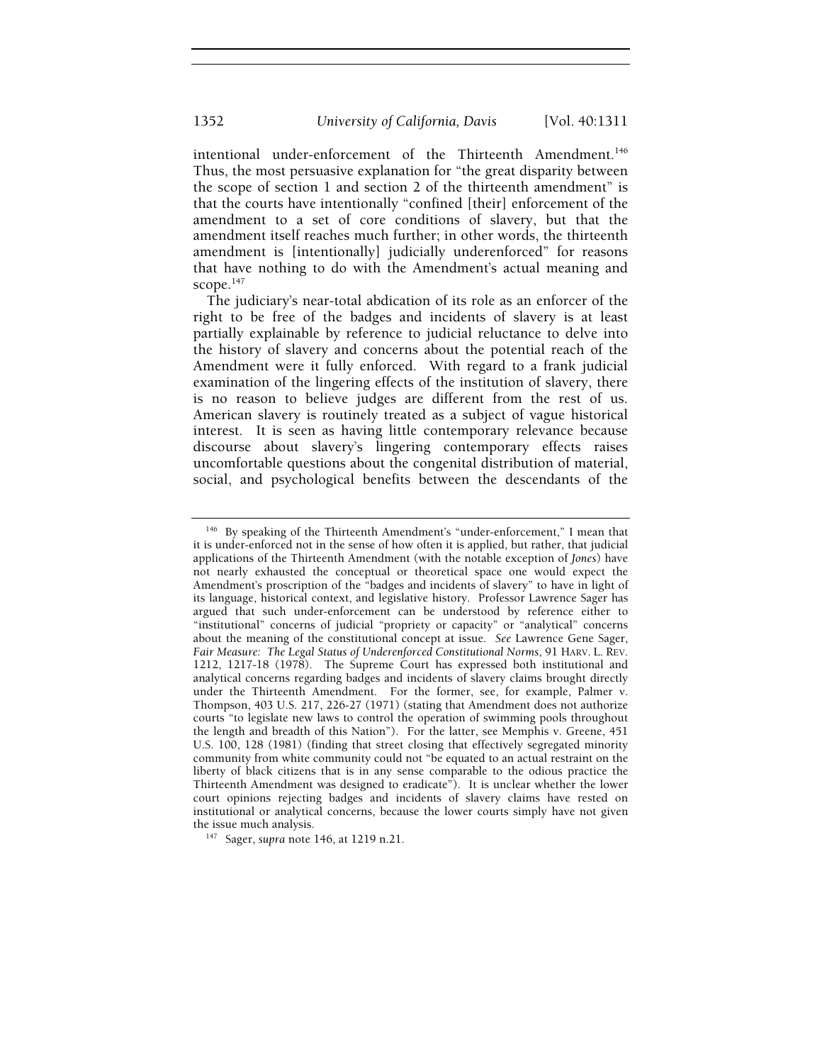intentional under-enforcement of the Thirteenth Amendment.[146] Thus, the most persuasive explanation for "the great disparity between the scope of section 1 and section 2 of the thirteenth amendment" is that the courts have intentionally "confined [their] enforcement of the amendment to a set of core conditions of slavery, but that the amendment itself reaches much further; in other words, the thirteenth amendment is [intentionally] judicially underenforced" for reasons that have nothing to do with the Amendment's actual meaning and scope.[147]

The judiciary's near-total abdication of its role as an enforcer of the right to be free of the badges and incidents of slavery is at least partially explainable by reference to judicial reluctance to delve into the history of slavery and concerns about the potential reach of the Amendment were it fully enforced. With regard to a frank judicial examination of the lingering effects of the institution of slavery, there is no reason to believe judges are different from the rest of us. American slavery is routinely treated as a subject of vague historical interest. It is seen as having little contemporary relevance because discourse about slavery's lingering contemporary effects raises uncomfortable questions about the congenital distribution of material, social, and psychological benefits between the descendants of the

---

[146] By speaking of the Thirteenth Amendment's "under-enforcement," I mean that it is under-enforced not in the sense of how often it is applied, but rather, that judicial applications of the Thirteenth Amendment (with the notable exception of *Jones*) have not nearly exhausted the conceptual or theoretical space one would expect the Amendment's proscription of the "badges and incidents of slavery" to have in light of its language, historical context, and legislative history. Professor Lawrence Sager has argued that such under-enforcement can be understood by reference either to "institutional" concerns of judicial "propriety or capacity" or "analytical" concerns about the meaning of the constitutional concept at issue. *See* Lawrence Gene Sager, *Fair Measure: The Legal Status of Underenforced Constitutional Norms*, 91 HARV. L. REV. 1212, 1217-18 (1978). The Supreme Court has expressed both institutional and analytical concerns regarding badges and incidents of slavery claims brought directly under the Thirteenth Amendment. For the former, see, for example, Palmer v. Thompson, 403 U.S. 217, 226-27 (1971) (stating that Amendment does not authorize courts "to legislate new laws to control the operation of swimming pools throughout the length and breadth of this Nation"). For the latter, see Memphis v. Greene, 451 U.S. 100, 128 (1981) (finding that street closing that effectively segregated minority community from white community could not "be equated to an actual restraint on the liberty of black citizens that is in any sense comparable to the odious practice the Thirteenth Amendment was designed to eradicate"). It is unclear whether the lower court opinions rejecting badges and incidents of slavery claims have rested on institutional or analytical concerns, because the lower courts simply have not given the issue much analysis.

[147] Sager, *supra* note 146, at 1219 n.21.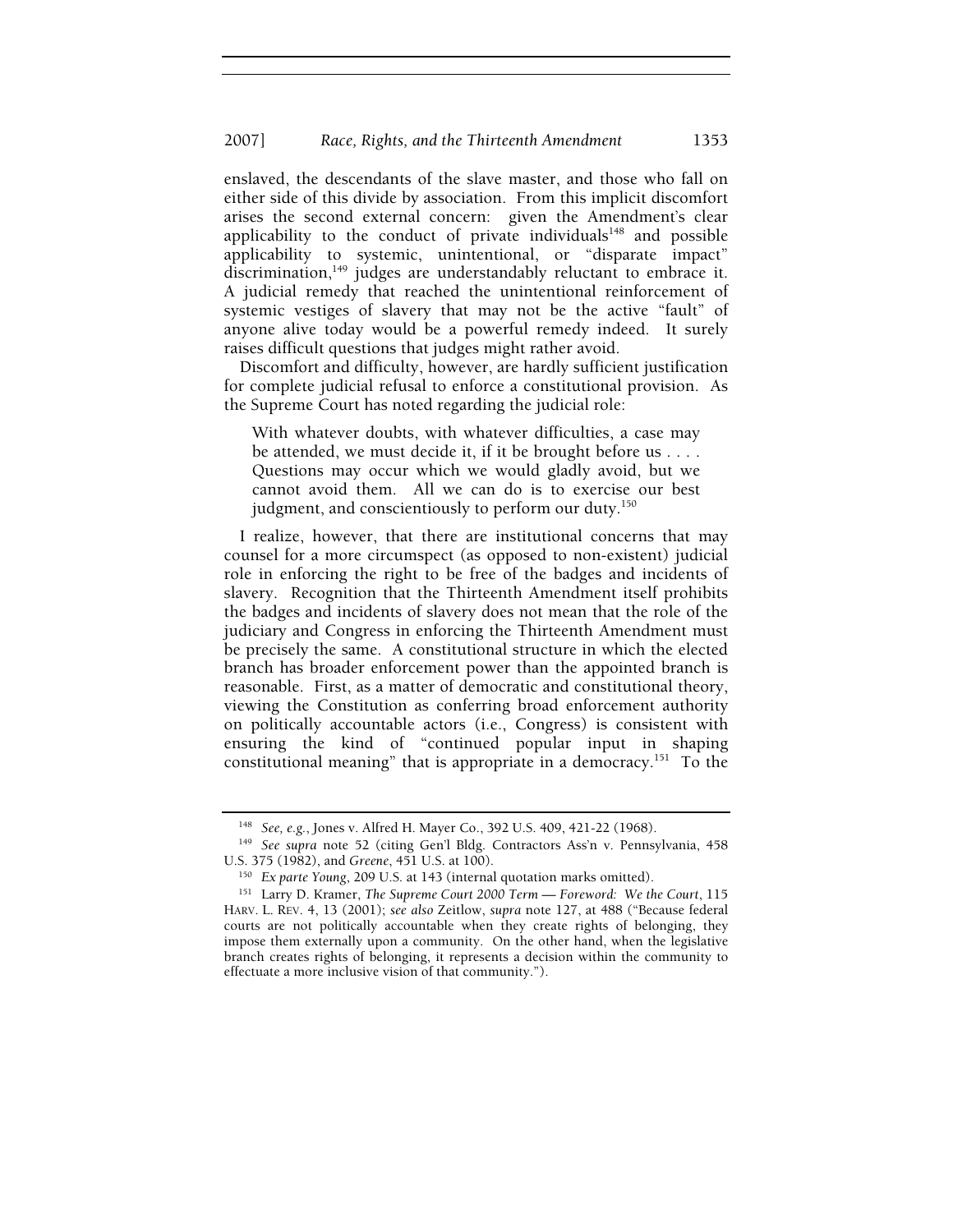enslaved, the descendants of the slave master, and those who fall on either side of this divide by association. From this implicit discomfort arises the second external concern: given the Amendment's clear applicability to the conduct of private individuals[148] and possible applicability to systemic, unintentional, or "disparate impact" discrimination,[149] judges are understandably reluctant to embrace it. A judicial remedy that reached the unintentional reinforcement of systemic vestiges of slavery that may not be the active "fault" of anyone alive today would be a powerful remedy indeed. It surely raises difficult questions that judges might rather avoid.

Discomfort and difficulty, however, are hardly sufficient justification for complete judicial refusal to enforce a constitutional provision. As the Supreme Court has noted regarding the judicial role:

> With whatever doubts, with whatever difficulties, a case may be attended, we must decide it, if it be brought before us . . . . Questions may occur which we would gladly avoid, but we cannot avoid them. All we can do is to exercise our best judgment, and conscientiously to perform our duty.[150]

I realize, however, that there are institutional concerns that may counsel for a more circumspect (as opposed to non-existent) judicial role in enforcing the right to be free of the badges and incidents of slavery. Recognition that the Thirteenth Amendment itself prohibits the badges and incidents of slavery does not mean that the role of the judiciary and Congress in enforcing the Thirteenth Amendment must be precisely the same. A constitutional structure in which the elected branch has broader enforcement power than the appointed branch is reasonable. First, as a matter of democratic and constitutional theory, viewing the Constitution as conferring broad enforcement authority on politically accountable actors (i.e., Congress) is consistent with ensuring the kind of "continued popular input in shaping constitutional meaning" that is appropriate in a democracy.[151] To the

---

[148] *See, e.g.*, Jones v. Alfred H. Mayer Co., 392 U.S. 409, 421-22 (1968).

[149] *See supra* note 52 (citing Gen'l Bldg. Contractors Ass'n v. Pennsylvania, 458 U.S. 375 (1982), and *Greene*, 451 U.S. at 100).

[150] *Ex parte Young*, 209 U.S. at 143 (internal quotation marks omitted).

[151] Larry D. Kramer, *The Supreme Court 2000 Term — Foreword: We the Court*, 115 HARV. L. REV. 4, 13 (2001); *see also* Zeitlow, *supra* note 127, at 488 ("Because federal courts are not politically accountable when they create rights of belonging, they impose them externally upon a community. On the other hand, when the legislative branch creates rights of belonging, it represents a decision within the community to effectuate a more inclusive vision of that community.").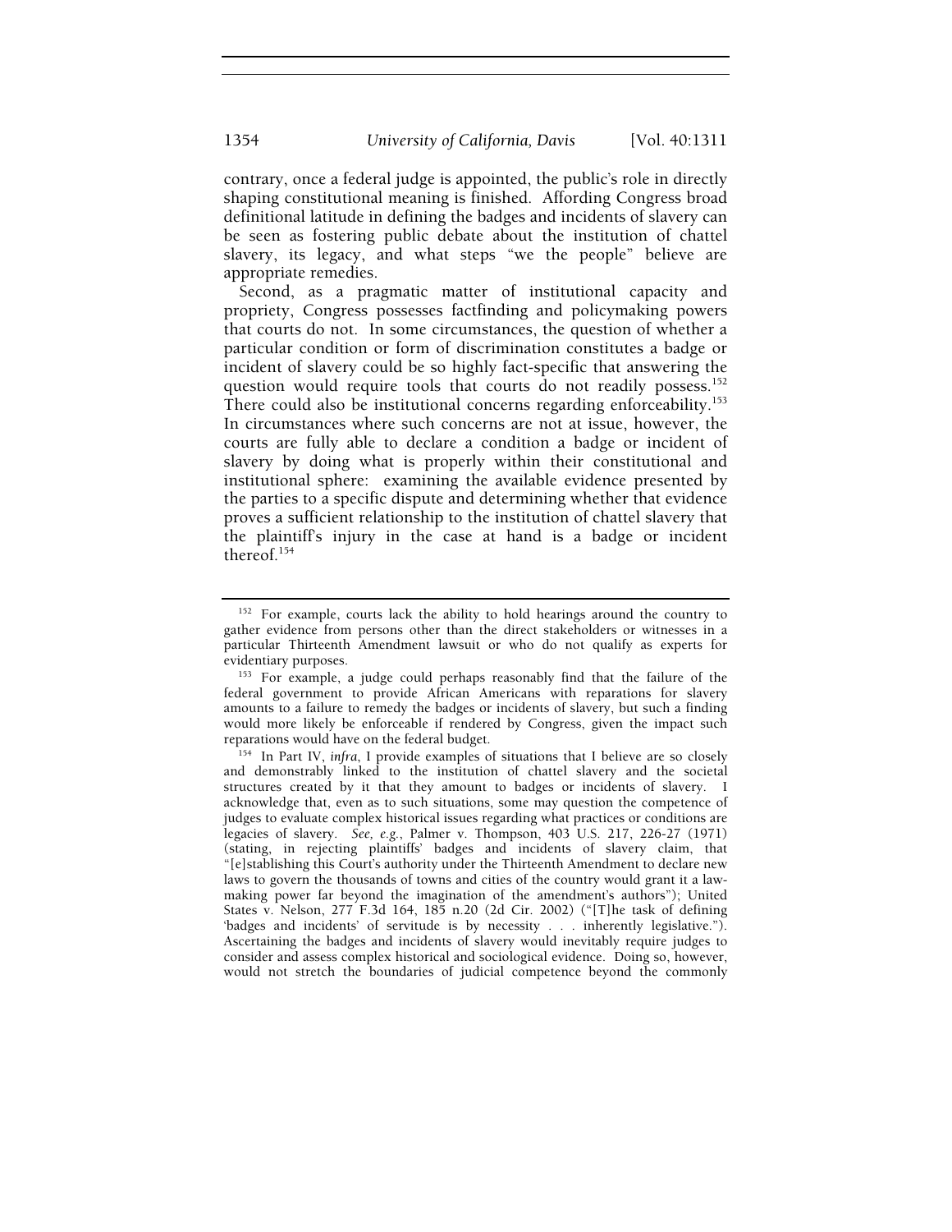contrary, once a federal judge is appointed, the public's role in directly shaping constitutional meaning is finished. Affording Congress broad definitional latitude in defining the badges and incidents of slavery can be seen as fostering public debate about the institution of chattel slavery, its legacy, and what steps "we the people" believe are appropriate remedies.

Second, as a pragmatic matter of institutional capacity and propriety, Congress possesses factfinding and policymaking powers that courts do not. In some circumstances, the question of whether a particular condition or form of discrimination constitutes a badge or incident of slavery could be so highly fact-specific that answering the question would require tools that courts do not readily possess.[152] There could also be institutional concerns regarding enforceability.[153] In circumstances where such concerns are not at issue, however, the courts are fully able to declare a condition a badge or incident of slavery by doing what is properly within their constitutional and institutional sphere: examining the available evidence presented by the parties to a specific dispute and determining whether that evidence proves a sufficient relationship to the institution of chattel slavery that the plaintiff's injury in the case at hand is a badge or incident thereof.[154]

---

[152] For example, courts lack the ability to hold hearings around the country to gather evidence from persons other than the direct stakeholders or witnesses in a particular Thirteenth Amendment lawsuit or who do not qualify as experts for evidentiary purposes.

[153] For example, a judge could perhaps reasonably find that the failure of the federal government to provide African Americans with reparations for slavery amounts to a failure to remedy the badges or incidents of slavery, but such a finding would more likely be enforceable if rendered by Congress, given the impact such reparations would have on the federal budget.

[154] In Part IV, *infra*, I provide examples of situations that I believe are so closely and demonstrably linked to the institution of chattel slavery and the societal structures created by it that they amount to badges or incidents of slavery. I acknowledge that, even as to such situations, some may question the competence of judges to evaluate complex historical issues regarding what practices or conditions are legacies of slavery. *See, e.g.*, Palmer v. Thompson, 403 U.S. 217, 226-27 (1971) (stating, in rejecting plaintiffs' badges and incidents of slavery claim, that "[e]stablishing this Court's authority under the Thirteenth Amendment to declare new laws to govern the thousands of towns and cities of the country would grant it a law-making power far beyond the imagination of the amendment's authors"); United States v. Nelson, 277 F.3d 164, 185 n.20 (2d Cir. 2002) ("[T]he task of defining 'badges and incidents' of servitude is by necessity . . . inherently legislative."). Ascertaining the badges and incidents of slavery would inevitably require judges to consider and assess complex historical and sociological evidence. Doing so, however, would not stretch the boundaries of judicial competence beyond the commonly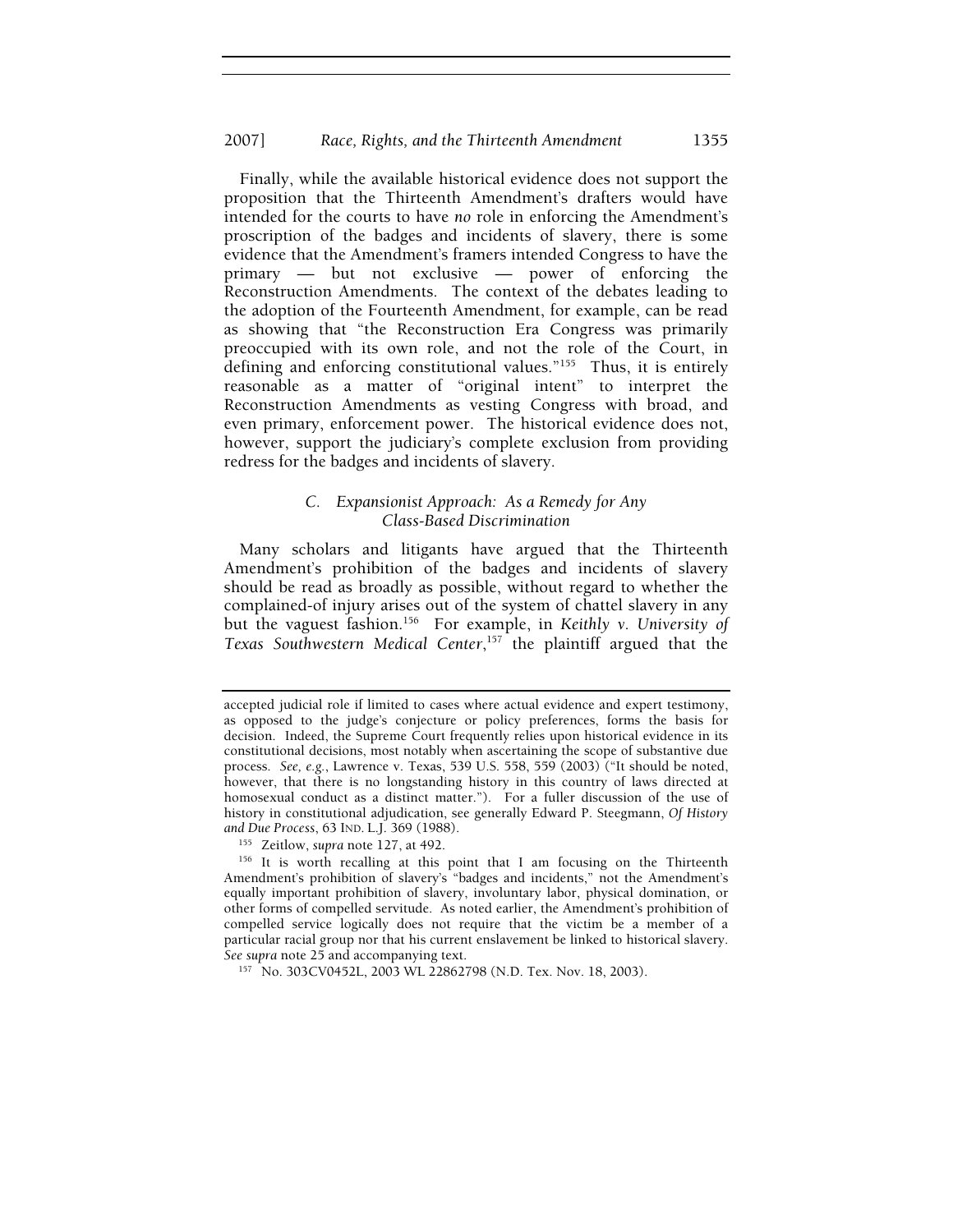Finally, while the available historical evidence does not support the proposition that the Thirteenth Amendment's drafters would have intended for the courts to have *no* role in enforcing the Amendment's proscription of the badges and incidents of slavery, there is some evidence that the Amendment's framers intended Congress to have the primary — but not exclusive — power of enforcing the Reconstruction Amendments. The context of the debates leading to the adoption of the Fourteenth Amendment, for example, can be read as showing that "the Reconstruction Era Congress was primarily preoccupied with its own role, and not the role of the Court, in defining and enforcing constitutional values."[155] Thus, it is entirely reasonable as a matter of "original intent" to interpret the Reconstruction Amendments as vesting Congress with broad, and even primary, enforcement power. The historical evidence does not, however, support the judiciary's complete exclusion from providing redress for the badges and incidents of slavery.

### *C. Expansionist Approach: As a Remedy for Any Class-Based Discrimination*

Many scholars and litigants have argued that the Thirteenth Amendment's prohibition of the badges and incidents of slavery should be read as broadly as possible, without regard to whether the complained-of injury arises out of the system of chattel slavery in any but the vaguest fashion.[156] For example, in *Keithly v. University of Texas Southwestern Medical Center*,[157] the plaintiff argued that the

---

accepted judicial role if limited to cases where actual evidence and expert testimony, as opposed to the judge's conjecture or policy preferences, forms the basis for decision. Indeed, the Supreme Court frequently relies upon historical evidence in its constitutional decisions, most notably when ascertaining the scope of substantive due process. *See, e.g.*, Lawrence v. Texas, 539 U.S. 558, 559 (2003) ("It should be noted, however, that there is no longstanding history in this country of laws directed at homosexual conduct as a distinct matter."). For a fuller discussion of the use of history in constitutional adjudication, see generally Edward P. Steegmann, *Of History and Due Process*, 63 IND. L.J. 369 (1988).

[155] Zeitlow, *supra* note 127, at 492.

[156] It is worth recalling at this point that I am focusing on the Thirteenth Amendment's prohibition of slavery's "badges and incidents," not the Amendment's equally important prohibition of slavery, involuntary labor, physical domination, or other forms of compelled servitude. As noted earlier, the Amendment's prohibition of compelled service logically does not require that the victim be a member of a particular racial group nor that his current enslavement be linked to historical slavery. *See supra* note 25 and accompanying text.

[157] No. 303CV0452L, 2003 WL 22862798 (N.D. Tex. Nov. 18, 2003).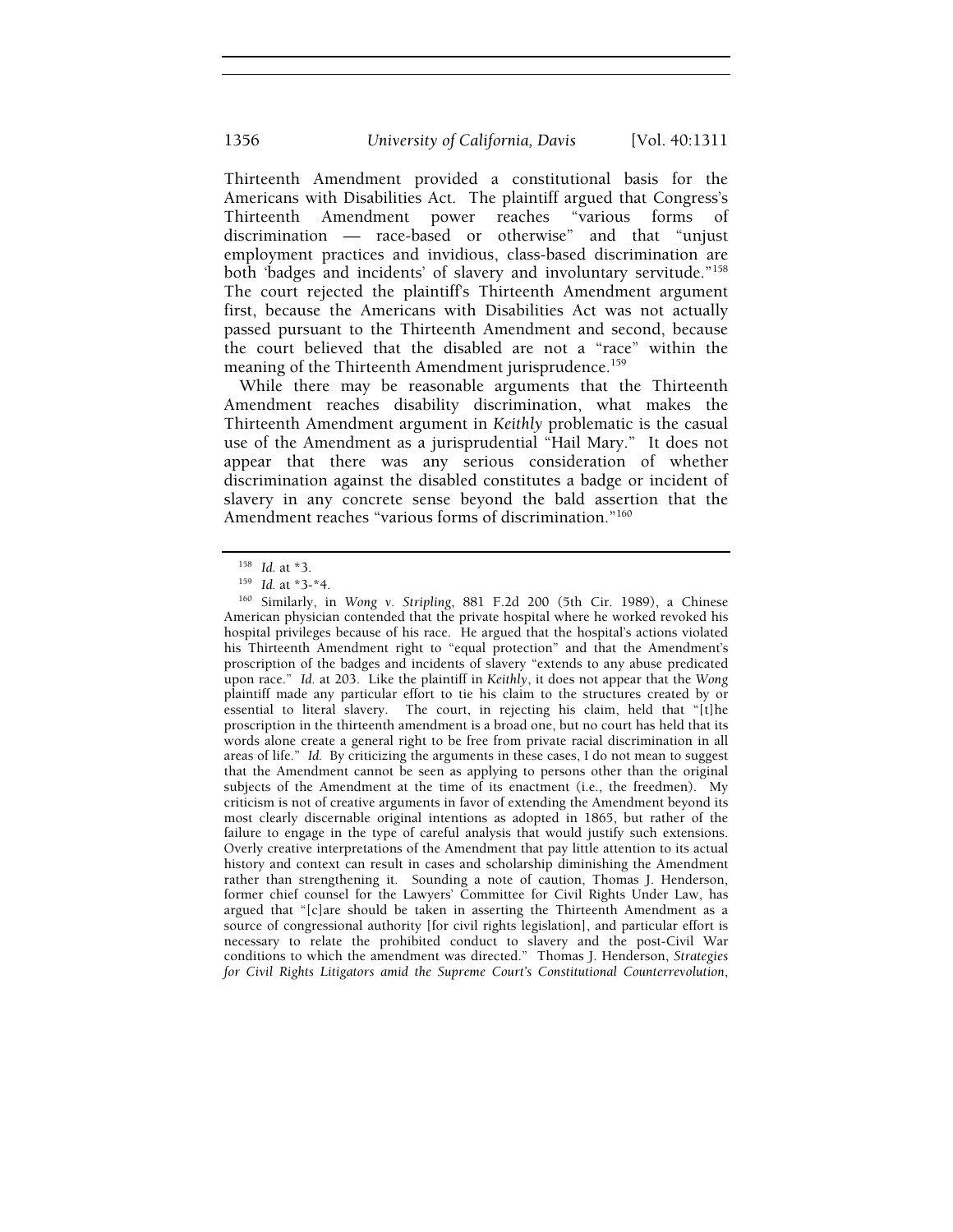Thirteenth Amendment provided a constitutional basis for the Americans with Disabilities Act. The plaintiff argued that Congress's Thirteenth Amendment power reaches "various forms of discrimination — race-based or otherwise" and that "unjust employment practices and invidious, class-based discrimination are both 'badges and incidents' of slavery and involuntary servitude."[158] The court rejected the plaintiff's Thirteenth Amendment argument first, because the Americans with Disabilities Act was not actually passed pursuant to the Thirteenth Amendment and second, because the court believed that the disabled are not a "race" within the meaning of the Thirteenth Amendment jurisprudence.[159]

While there may be reasonable arguments that the Thirteenth Amendment reaches disability discrimination, what makes the Thirteenth Amendment argument in *Keithly* problematic is the casual use of the Amendment as a jurisprudential "Hail Mary." It does not appear that there was any serious consideration of whether discrimination against the disabled constitutes a badge or incident of slavery in any concrete sense beyond the bald assertion that the Amendment reaches "various forms of discrimination."[160]

---

[158] *Id.* at *3.

[159] *Id.* at *3-*4.

[160] Similarly, in *Wong v. Stripling*, 881 F.2d 200 (5th Cir. 1989), a Chinese American physician contended that the private hospital where he worked revoked his hospital privileges because of his race. He argued that the hospital's actions violated his Thirteenth Amendment right to "equal protection" and that the Amendment's proscription of the badges and incidents of slavery "extends to any abuse predicated upon race." *Id.* at 203. Like the plaintiff in *Keithly*, it does not appear that the *Wong* plaintiff made any particular effort to tie his claim to the structures created by or essential to literal slavery. The court, in rejecting his claim, held that "[t]he proscription in the thirteenth amendment is a broad one, but no court has held that its words alone create a general right to be free from private racial discrimination in all areas of life." *Id.* By criticizing the arguments in these cases, I do not mean to suggest that the Amendment cannot be seen as applying to persons other than the original subjects of the Amendment at the time of its enactment (i.e., the freedmen). My criticism is not of creative arguments in favor of extending the Amendment beyond its most clearly discernable original intentions as adopted in 1865, but rather of the failure to engage in the type of careful analysis that would justify such extensions. Overly creative interpretations of the Amendment that pay little attention to its actual history and context can result in cases and scholarship diminishing the Amendment rather than strengthening it. Sounding a note of caution, Thomas J. Henderson, former chief counsel for the Lawyers' Committee for Civil Rights Under Law, has argued that "[c]are should be taken in asserting the Thirteenth Amendment as a source of congressional authority [for civil rights legislation], and particular effort is necessary to relate the prohibited conduct to slavery and the post-Civil War conditions to which the amendment was directed." Thomas J. Henderson, *Strategies for Civil Rights Litigators amid the Supreme Court's Constitutional Counterrevolution*,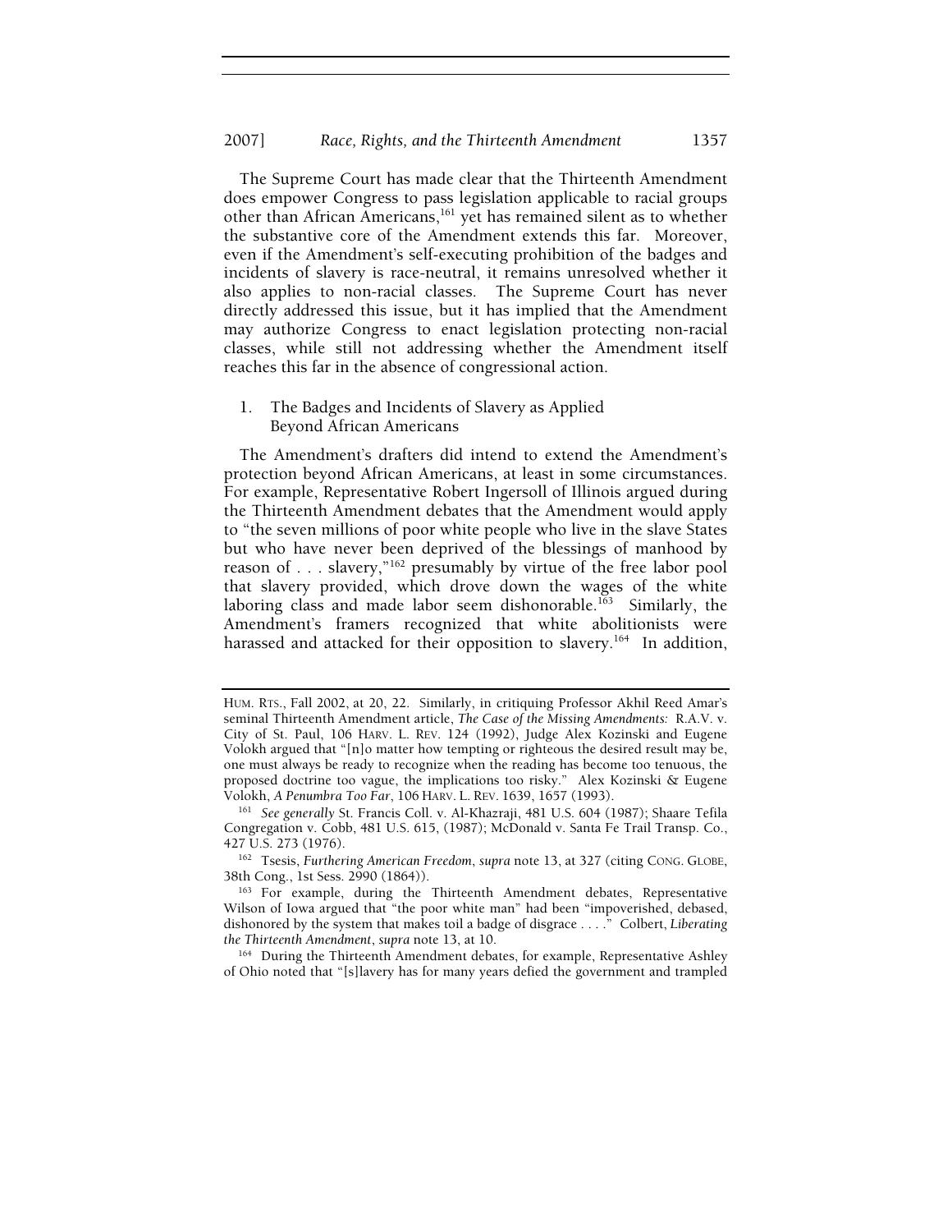The Supreme Court has made clear that the Thirteenth Amendment does empower Congress to pass legislation applicable to racial groups other than African Americans,[161] yet has remained silent as to whether the substantive core of the Amendment extends this far. Moreover, even if the Amendment's self-executing prohibition of the badges and incidents of slavery is race-neutral, it remains unresolved whether it also applies to non-racial classes. The Supreme Court has never directly addressed this issue, but it has implied that the Amendment may authorize Congress to enact legislation protecting non-racial classes, while still not addressing whether the Amendment itself reaches this far in the absence of congressional action.

### 1. The Badges and Incidents of Slavery as Applied Beyond African Americans

The Amendment's drafters did intend to extend the Amendment's protection beyond African Americans, at least in some circumstances. For example, Representative Robert Ingersoll of Illinois argued during the Thirteenth Amendment debates that the Amendment would apply to "the seven millions of poor white people who live in the slave States but who have never been deprived of the blessings of manhood by reason of . . . slavery,"[162] presumably by virtue of the free labor pool that slavery provided, which drove down the wages of the white laboring class and made labor seem dishonorable.[163] Similarly, the Amendment's framers recognized that white abolitionists were harassed and attacked for their opposition to slavery.[164] In addition,

---

HUM. RTS., Fall 2002, at 20, 22. Similarly, in critiquing Professor Akhil Reed Amar's seminal Thirteenth Amendment article, *The Case of the Missing Amendments:* R.A.V. v. City of St. Paul, 106 HARV. L. REV. 124 (1992), Judge Alex Kozinski and Eugene Volokh argued that "[n]o matter how tempting or righteous the desired result may be, one must always be ready to recognize when the reading has become too tenuous, the proposed doctrine too vague, the implications too risky." Alex Kozinski & Eugene Volokh, *A Penumbra Too Far*, 106 HARV. L. REV. 1639, 1657 (1993).

[161] *See generally* St. Francis Coll. v. Al-Khazraji, 481 U.S. 604 (1987); Shaare Tefila Congregation v. Cobb, 481 U.S. 615, (1987); McDonald v. Santa Fe Trail Transp. Co., 427 U.S. 273 (1976).

[162] Tsesis, *Furthering American Freedom*, *supra* note 13, at 327 (citing CONG. GLOBE, 38th Cong., 1st Sess. 2990 (1864)).

[163] For example, during the Thirteenth Amendment debates, Representative Wilson of Iowa argued that "the poor white man" had been "impoverished, debased, dishonored by the system that makes toil a badge of disgrace . . . ." Colbert, *Liberating the Thirteenth Amendment*, *supra* note 13, at 10.

[164] During the Thirteenth Amendment debates, for example, Representative Ashley of Ohio noted that "[s]lavery has for many years defied the government and trampled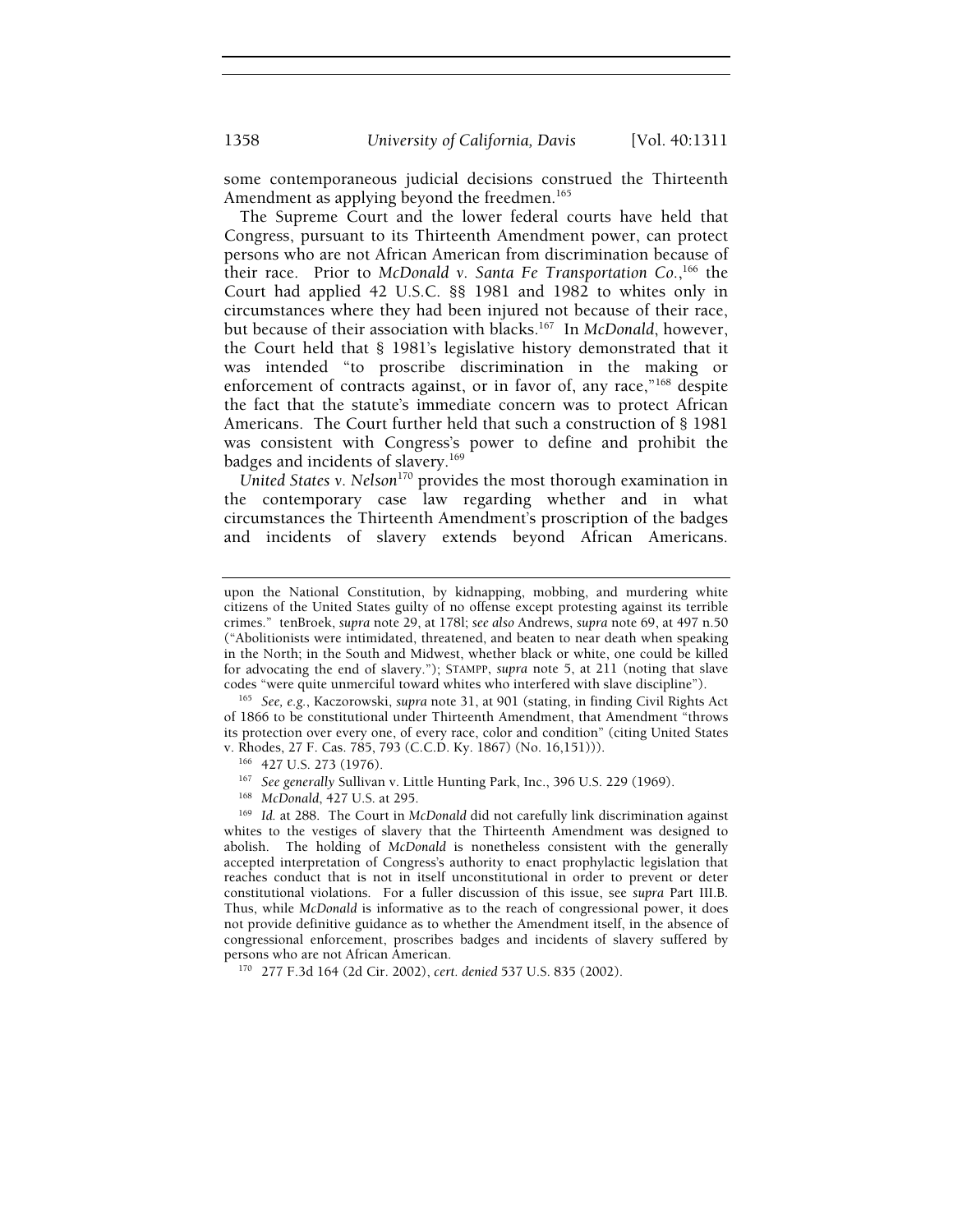some contemporaneous judicial decisions construed the Thirteenth Amendment as applying beyond the freedmen.[165]

The Supreme Court and the lower federal courts have held that Congress, pursuant to its Thirteenth Amendment power, can protect persons who are not African American from discrimination because of their race. Prior to *McDonald v. Santa Fe Transportation Co.*,[166] the Court had applied 42 U.S.C. §§ 1981 and 1982 to whites only in circumstances where they had been injured not because of their race, but because of their association with blacks.[167] In *McDonald*, however, the Court held that § 1981's legislative history demonstrated that it was intended "to proscribe discrimination in the making or enforcement of contracts against, or in favor of, any race,"[168] despite the fact that the statute's immediate concern was to protect African Americans. The Court further held that such a construction of § 1981 was consistent with Congress's power to define and prohibit the badges and incidents of slavery.[169]

*United States v. Nelson*[170] provides the most thorough examination in the contemporary case law regarding whether and in what circumstances the Thirteenth Amendment's proscription of the badges and incidents of slavery extends beyond African Americans.

---

upon the National Constitution, by kidnapping, mobbing, and murdering white citizens of the United States guilty of no offense except protesting against its terrible crimes." tenBroek, *supra* note 29, at 178l; *see also* Andrews, *supra* note 69, at 497 n.50 ("Abolitionists were intimidated, threatened, and beaten to near death when speaking in the North; in the South and Midwest, whether black or white, one could be killed for advocating the end of slavery."); STAMPP, *supra* note 5, at 211 (noting that slave codes "were quite unmerciful toward whites who interfered with slave discipline").

[165] *See, e.g.*, Kaczorowski, *supra* note 31, at 901 (stating, in finding Civil Rights Act of 1866 to be constitutional under Thirteenth Amendment, that Amendment "throws its protection over every one, of every race, color and condition" (citing United States v. Rhodes, 27 F. Cas. 785, 793 (C.C.D. Ky. 1867) (No. 16,151))).

[166] 427 U.S. 273 (1976).

[167] *See generally* Sullivan v. Little Hunting Park, Inc., 396 U.S. 229 (1969).

[168] *McDonald*, 427 U.S. at 295.

[169] *Id.* at 288. The Court in *McDonald* did not carefully link discrimination against whites to the vestiges of slavery that the Thirteenth Amendment was designed to abolish. The holding of *McDonald* is nonetheless consistent with the generally accepted interpretation of Congress's authority to enact prophylactic legislation that reaches conduct that is not in itself unconstitutional in order to prevent or deter constitutional violations. For a fuller discussion of this issue, see *supra* Part III.B. Thus, while *McDonald* is informative as to the reach of congressional power, it does not provide definitive guidance as to whether the Amendment itself, in the absence of congressional enforcement, proscribes badges and incidents of slavery suffered by persons who are not African American.

[170] 277 F.3d 164 (2d Cir. 2002), *cert. denied* 537 U.S. 835 (2002).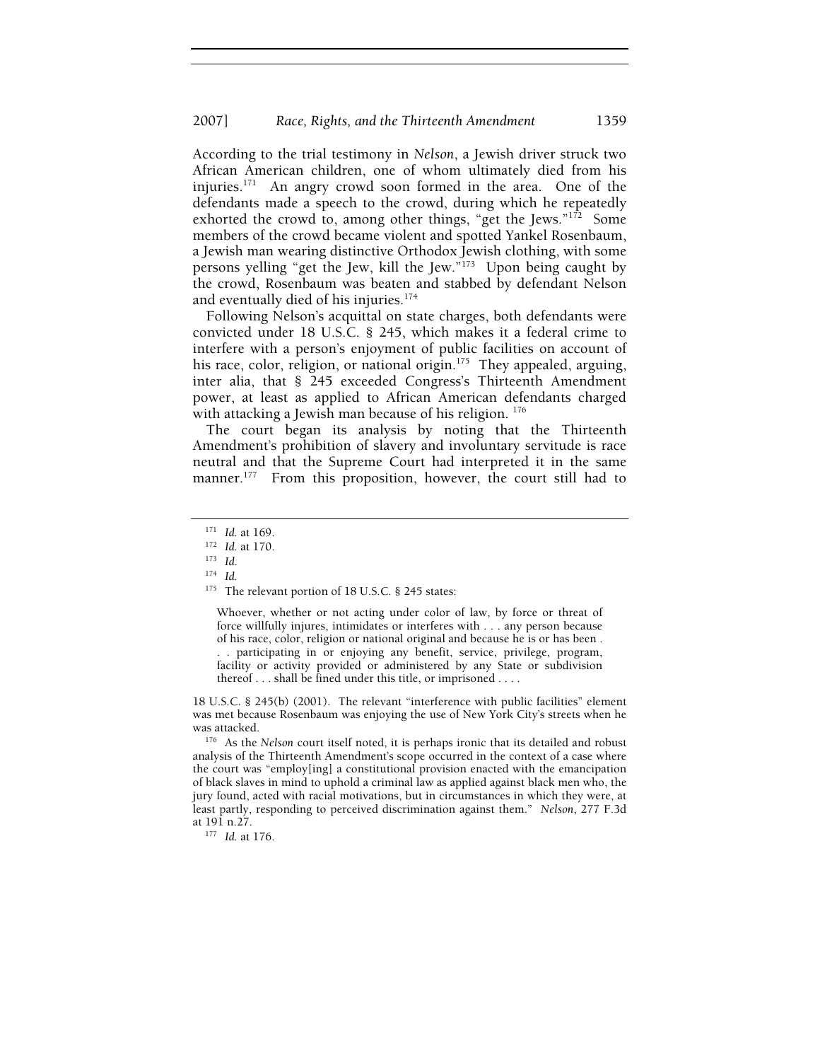According to the trial testimony in *Nelson*, a Jewish driver struck two African American children, one of whom ultimately died from his injuries.[171] An angry crowd soon formed in the area. One of the defendants made a speech to the crowd, during which he repeatedly exhorted the crowd to, among other things, "get the Jews."[172] Some members of the crowd became violent and spotted Yankel Rosenbaum, a Jewish man wearing distinctive Orthodox Jewish clothing, with some persons yelling "get the Jew, kill the Jew."[173] Upon being caught by the crowd, Rosenbaum was beaten and stabbed by defendant Nelson and eventually died of his injuries.[174]

Following Nelson's acquittal on state charges, both defendants were convicted under 18 U.S.C. § 245, which makes it a federal crime to interfere with a person's enjoyment of public facilities on account of his race, color, religion, or national origin.[175] They appealed, arguing, inter alia, that § 245 exceeded Congress's Thirteenth Amendment power, at least as applied to African American defendants charged with attacking a Jewish man because of his religion.[176]

The court began its analysis by noting that the Thirteenth Amendment's prohibition of slavery and involuntary servitude is race neutral and that the Supreme Court had interpreted it in the same manner.[177] From this proposition, however, the court still had to

---

[171] *Id.* at 169.

[172] *Id.* at 170.

[173] *Id.*

[174] *Id.*

[175] The relevant portion of 18 U.S.C. § 245 states:

> Whoever, whether or not acting under color of law, by force or threat of force willfully injures, intimidates or interferes with . . . any person because of his race, color, religion or national original and because he is or has been . . . participating in or enjoying any benefit, service, privilege, program, facility or activity provided or administered by any State or subdivision thereof . . . shall be fined under this title, or imprisoned . . . .

18 U.S.C. § 245(b) (2001). The relevant "interference with public facilities" element was met because Rosenbaum was enjoying the use of New York City's streets when he was attacked.

[176] As the *Nelson* court itself noted, it is perhaps ironic that its detailed and robust analysis of the Thirteenth Amendment's scope occurred in the context of a case where the court was "employ[ing] a constitutional provision enacted with the emancipation of black slaves in mind to uphold a criminal law as applied against black men who, the jury found, acted with racial motivations, but in circumstances in which they were, at least partly, responding to perceived discrimination against them." *Nelson*, 277 F.3d at 191 n.27.

[177] *Id.* at 176.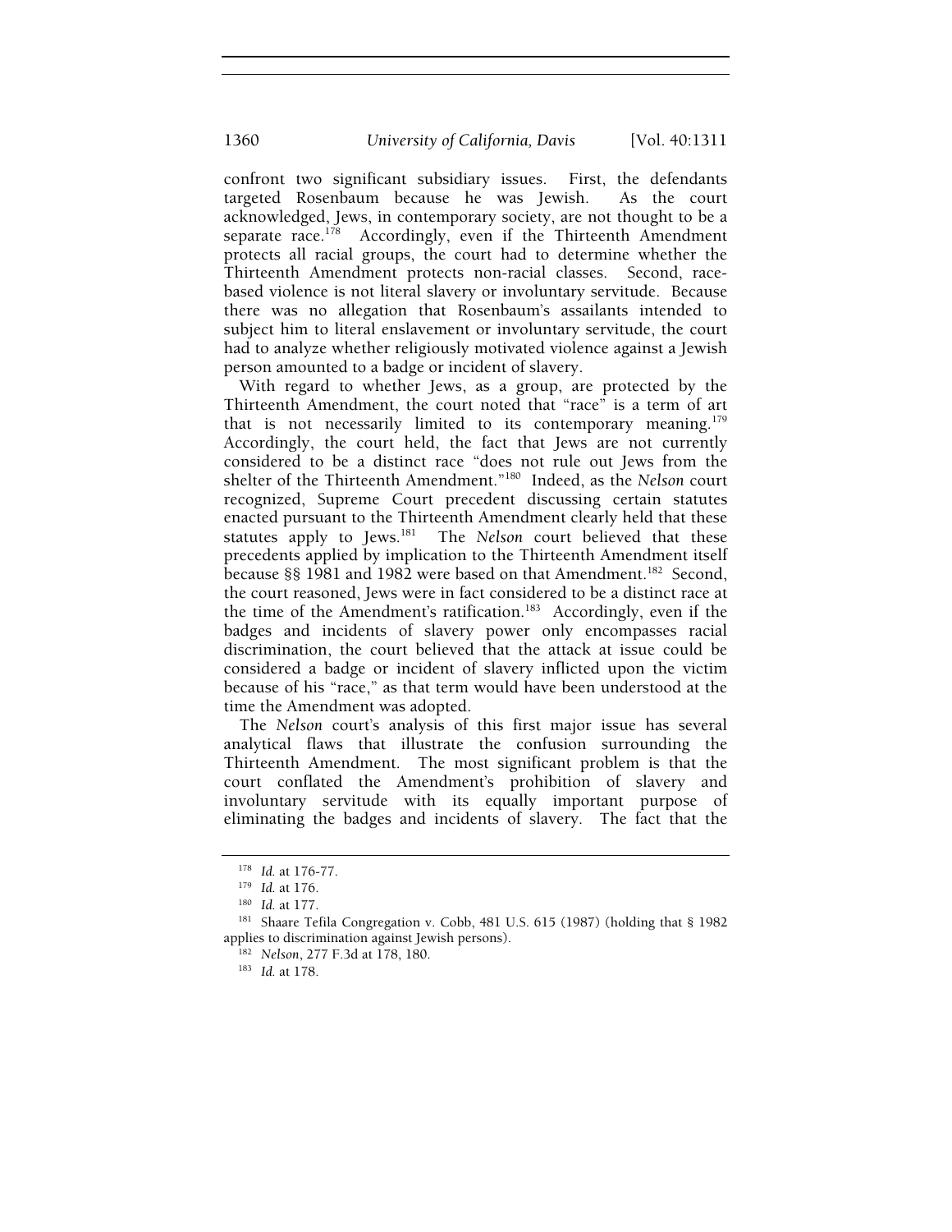confront two significant subsidiary issues. First, the defendants targeted Rosenbaum because he was Jewish. As the court acknowledged, Jews, in contemporary society, are not thought to be a separate race.[178] Accordingly, even if the Thirteenth Amendment protects all racial groups, the court had to determine whether the Thirteenth Amendment protects non-racial classes. Second, race-based violence is not literal slavery or involuntary servitude. Because there was no allegation that Rosenbaum's assailants intended to subject him to literal enslavement or involuntary servitude, the court had to analyze whether religiously motivated violence against a Jewish person amounted to a badge or incident of slavery.

With regard to whether Jews, as a group, are protected by the Thirteenth Amendment, the court noted that "race" is a term of art that is not necessarily limited to its contemporary meaning.[179] Accordingly, the court held, the fact that Jews are not currently considered to be a distinct race "does not rule out Jews from the shelter of the Thirteenth Amendment."[180] Indeed, as the *Nelson* court recognized, Supreme Court precedent discussing certain statutes enacted pursuant to the Thirteenth Amendment clearly held that these statutes apply to Jews.[181] The *Nelson* court believed that these precedents applied by implication to the Thirteenth Amendment itself because §§ 1981 and 1982 were based on that Amendment.[182] Second, the court reasoned, Jews were in fact considered to be a distinct race at the time of the Amendment's ratification.[183] Accordingly, even if the badges and incidents of slavery power only encompasses racial discrimination, the court believed that the attack at issue could be considered a badge or incident of slavery inflicted upon the victim because of his "race," as that term would have been understood at the time the Amendment was adopted.

The *Nelson* court's analysis of this first major issue has several analytical flaws that illustrate the confusion surrounding the Thirteenth Amendment. The most significant problem is that the court conflated the Amendment's prohibition of slavery and involuntary servitude with its equally important purpose of eliminating the badges and incidents of slavery. The fact that the

---

[178] *Id.* at 176-77.

[179] *Id.* at 176.

[180] *Id.* at 177.

[181] Shaare Tefila Congregation v. Cobb, 481 U.S. 615 (1987) (holding that § 1982 applies to discrimination against Jewish persons).

[182] *Nelson*, 277 F.3d at 178, 180.

[183] *Id.* at 178.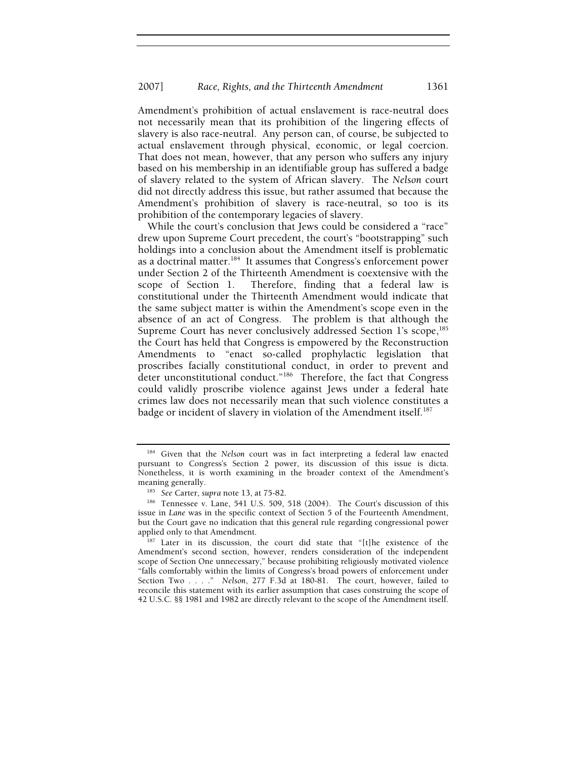Amendment's prohibition of actual enslavement is race-neutral does not necessarily mean that its prohibition of the lingering effects of slavery is also race-neutral. Any person can, of course, be subjected to actual enslavement through physical, economic, or legal coercion. That does not mean, however, that any person who suffers any injury based on his membership in an identifiable group has suffered a badge of slavery related to the system of African slavery. The *Nelson* court did not directly address this issue, but rather assumed that because the Amendment's prohibition of slavery is race-neutral, so too is its prohibition of the contemporary legacies of slavery.

While the court's conclusion that Jews could be considered a "race" drew upon Supreme Court precedent, the court's "bootstrapping" such holdings into a conclusion about the Amendment itself is problematic as a doctrinal matter.[184] It assumes that Congress's enforcement power under Section 2 of the Thirteenth Amendment is coextensive with the scope of Section 1. Therefore, finding that a federal law is constitutional under the Thirteenth Amendment would indicate that the same subject matter is within the Amendment's scope even in the absence of an act of Congress. The problem is that although the Supreme Court has never conclusively addressed Section 1's scope,[185] the Court has held that Congress is empowered by the Reconstruction Amendments to "enact so-called prophylactic legislation that proscribes facially constitutional conduct, in order to prevent and deter unconstitutional conduct."[186] Therefore, the fact that Congress could validly proscribe violence against Jews under a federal hate crimes law does not necessarily mean that such violence constitutes a badge or incident of slavery in violation of the Amendment itself.[187]

---

[184] Given that the *Nelson* court was in fact interpreting a federal law enacted pursuant to Congress's Section 2 power, its discussion of this issue is dicta. Nonetheless, it is worth examining in the broader context of the Amendment's meaning generally.

[185] *See* Carter, *supra* note 13, at 75-82.

[186] Tennessee v. Lane, 541 U.S. 509, 518 (2004). The Court's discussion of this issue in *Lane* was in the specific context of Section 5 of the Fourteenth Amendment, but the Court gave no indication that this general rule regarding congressional power applied only to that Amendment.

[187] Later in its discussion, the court did state that "[t]he existence of the Amendment's second section, however, renders consideration of the independent scope of Section One unnecessary," because prohibiting religiously motivated violence "falls comfortably within the limits of Congress's broad powers of enforcement under Section Two . . . ." *Nelson*, 277 F.3d at 180-81. The court, however, failed to reconcile this statement with its earlier assumption that cases construing the scope of 42 U.S.C. §§ 1981 and 1982 are directly relevant to the scope of the Amendment itself.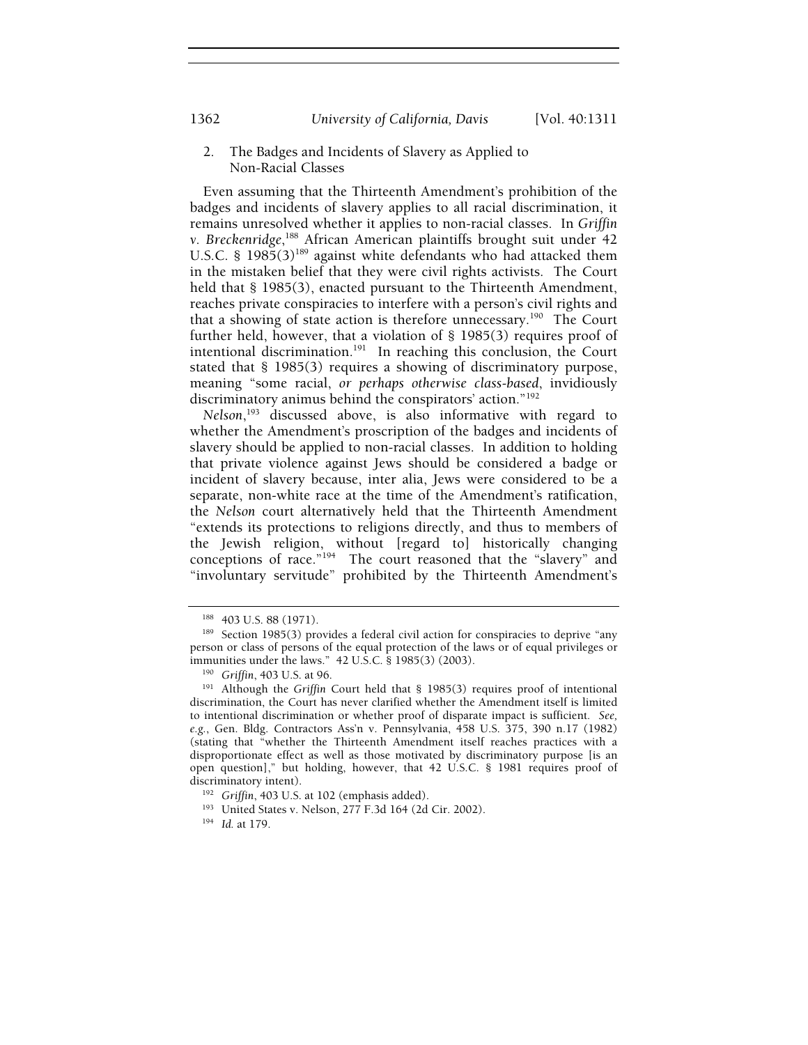### 2. The Badges and Incidents of Slavery as Applied to Non-Racial Classes

Even assuming that the Thirteenth Amendment's prohibition of the badges and incidents of slavery applies to all racial discrimination, it remains unresolved whether it applies to non-racial classes. In *Griffin v. Breckenridge*,[188] African American plaintiffs brought suit under 42 U.S.C. § 1985(3)[189] against white defendants who had attacked them in the mistaken belief that they were civil rights activists. The Court held that § 1985(3), enacted pursuant to the Thirteenth Amendment, reaches private conspiracies to interfere with a person's civil rights and that a showing of state action is therefore unnecessary.[190] The Court further held, however, that a violation of § 1985(3) requires proof of intentional discrimination.[191] In reaching this conclusion, the Court stated that § 1985(3) requires a showing of discriminatory purpose, meaning "some racial, *or perhaps otherwise class-based*, invidiously discriminatory animus behind the conspirators' action."[192]

*Nelson*,[193] discussed above, is also informative with regard to whether the Amendment's proscription of the badges and incidents of slavery should be applied to non-racial classes. In addition to holding that private violence against Jews should be considered a badge or incident of slavery because, inter alia, Jews were considered to be a separate, non-white race at the time of the Amendment's ratification, the *Nelson* court alternatively held that the Thirteenth Amendment "extends its protections to religions directly, and thus to members of the Jewish religion, without [regard to] historically changing conceptions of race."[194] The court reasoned that the "slavery" and "involuntary servitude" prohibited by the Thirteenth Amendment's

---

[188] 403 U.S. 88 (1971).

[189] Section 1985(3) provides a federal civil action for conspiracies to deprive "any person or class of persons of the equal protection of the laws or of equal privileges or immunities under the laws." 42 U.S.C. § 1985(3) (2003).

[190] *Griffin*, 403 U.S. at 96.

[191] Although the *Griffin* Court held that § 1985(3) requires proof of intentional discrimination, the Court has never clarified whether the Amendment itself is limited to intentional discrimination or whether proof of disparate impact is sufficient. *See, e.g.*, Gen. Bldg. Contractors Ass'n v. Pennsylvania, 458 U.S. 375, 390 n.17 (1982) (stating that "whether the Thirteenth Amendment itself reaches practices with a disproportionate effect as well as those motivated by discriminatory purpose [is an open question]," but holding, however, that 42 U.S.C. § 1981 requires proof of discriminatory intent).

[192] *Griffin*, 403 U.S. at 102 (emphasis added).

[193] United States v. Nelson, 277 F.3d 164 (2d Cir. 2002).

[194] *Id.* at 179.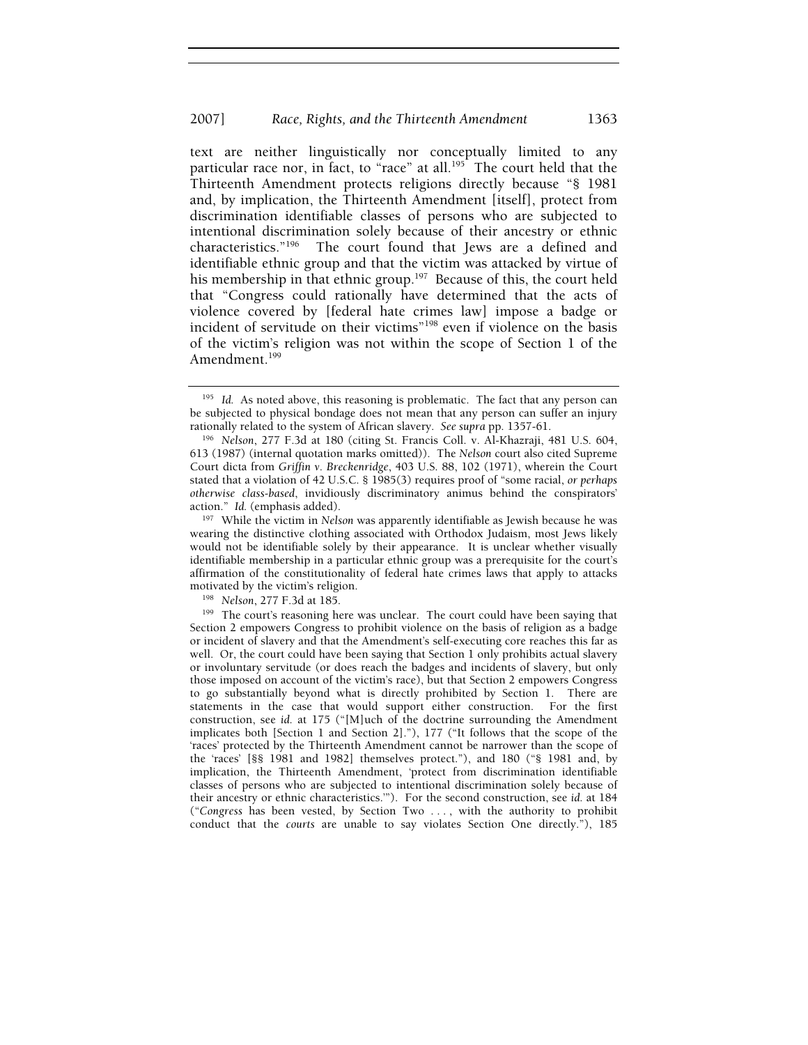text are neither linguistically nor conceptually limited to any particular race nor, in fact, to "race" at all.[195] The court held that the Thirteenth Amendment protects religions directly because "§ 1981 and, by implication, the Thirteenth Amendment [itself], protect from discrimination identifiable classes of persons who are subjected to intentional discrimination solely because of their ancestry or ethnic characteristics."[196] The court found that Jews are a defined and identifiable ethnic group and that the victim was attacked by virtue of his membership in that ethnic group.[197] Because of this, the court held that "Congress could rationally have determined that the acts of violence covered by [federal hate crimes law] impose a badge or incident of servitude on their victims"[198] even if violence on the basis of the victim's religion was not within the scope of Section 1 of the Amendment.[199]

---

[195] *Id.* As noted above, this reasoning is problematic. The fact that any person can be subjected to physical bondage does not mean that any person can suffer an injury rationally related to the system of African slavery. *See supra* pp. 1357-61.

[196] *Nelson*, 277 F.3d at 180 (citing St. Francis Coll. v. Al-Khazraji, 481 U.S. 604, 613 (1987) (internal quotation marks omitted)). The *Nelson* court also cited Supreme Court dicta from *Griffin v. Breckenridge*, 403 U.S. 88, 102 (1971), wherein the Court stated that a violation of 42 U.S.C. § 1985(3) requires proof of "some racial, *or perhaps otherwise class-based*, invidiously discriminatory animus behind the conspirators' action." *Id.* (emphasis added).

[197] While the victim in *Nelson* was apparently identifiable as Jewish because he was wearing the distinctive clothing associated with Orthodox Judaism, most Jews likely would not be identifiable solely by their appearance. It is unclear whether visually identifiable membership in a particular ethnic group was a prerequisite for the court's affirmation of the constitutionality of federal hate crimes laws that apply to attacks motivated by the victim's religion.

[198] *Nelson*, 277 F.3d at 185.

[199] The court's reasoning here was unclear. The court could have been saying that Section 2 empowers Congress to prohibit violence on the basis of religion as a badge or incident of slavery and that the Amendment's self-executing core reaches this far as well. Or, the court could have been saying that Section 1 only prohibits actual slavery or involuntary servitude (or does reach the badges and incidents of slavery, but only those imposed on account of the victim's race), but that Section 2 empowers Congress to go substantially beyond what is directly prohibited by Section 1. There are statements in the case that would support either construction. For the first construction, see *id.* at 175 ("[M]uch of the doctrine surrounding the Amendment implicates both [Section 1 and Section 2]."), 177 ("It follows that the scope of the 'races' protected by the Thirteenth Amendment cannot be narrower than the scope of the 'races' [§§ 1981 and 1982] themselves protect."), and 180 ("§ 1981 and, by implication, the Thirteenth Amendment, 'protect from discrimination identifiable classes of persons who are subjected to intentional discrimination solely because of their ancestry or ethnic characteristics.'"). For the second construction, see *id.* at 184 ("*Congress* has been vested, by Section Two . . . , with the authority to prohibit conduct that the *courts* are unable to say violates Section One directly."), 185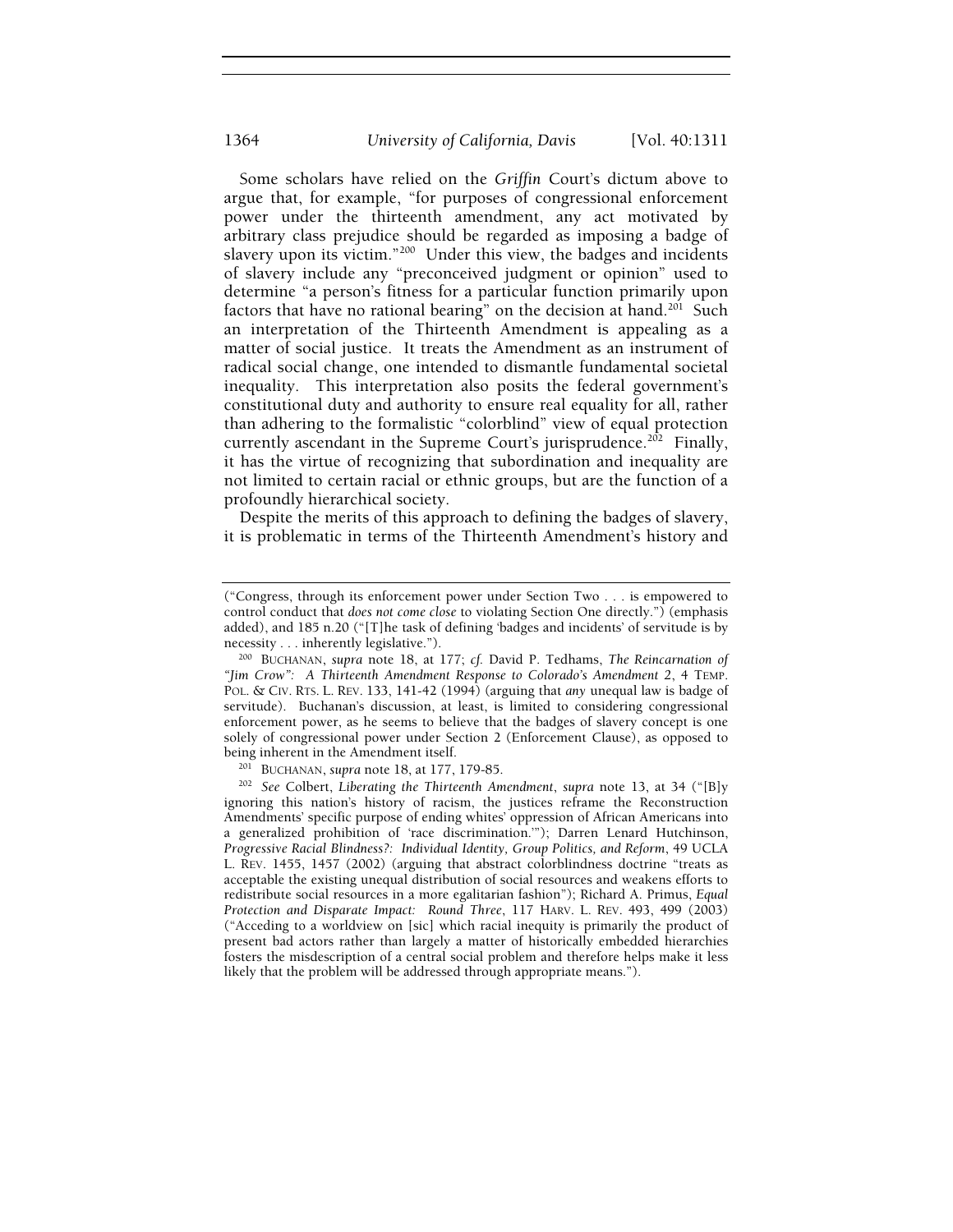Some scholars have relied on the *Griffin* Court's dictum above to argue that, for example, "for purposes of congressional enforcement power under the thirteenth amendment, any act motivated by arbitrary class prejudice should be regarded as imposing a badge of slavery upon its victim."[200] Under this view, the badges and incidents of slavery include any "preconceived judgment or opinion" used to determine "a person's fitness for a particular function primarily upon factors that have no rational bearing" on the decision at hand.[201] Such an interpretation of the Thirteenth Amendment is appealing as a matter of social justice. It treats the Amendment as an instrument of radical social change, one intended to dismantle fundamental societal inequality. This interpretation also posits the federal government's constitutional duty and authority to ensure real equality for all, rather than adhering to the formalistic "colorblind" view of equal protection currently ascendant in the Supreme Court's jurisprudence.[202] Finally, it has the virtue of recognizing that subordination and inequality are not limited to certain racial or ethnic groups, but are the function of a profoundly hierarchical society.

Despite the merits of this approach to defining the badges of slavery, it is problematic in terms of the Thirteenth Amendment's history and

---

("Congress, through its enforcement power under Section Two . . . is empowered to control conduct that *does not come close* to violating Section One directly.") (emphasis added), and 185 n.20 ("[T]he task of defining 'badges and incidents' of servitude is by necessity . . . inherently legislative.").

[200] BUCHANAN, *supra* note 18, at 177; *cf.* David P. Tedhams, *The Reincarnation of "Jim Crow": A Thirteenth Amendment Response to Colorado's Amendment 2*, 4 TEMP. POL. & CIV. RTS. L. REV. 133, 141-42 (1994) (arguing that *any* unequal law is badge of servitude). Buchanan's discussion, at least, is limited to considering congressional enforcement power, as he seems to believe that the badges of slavery concept is one solely of congressional power under Section 2 (Enforcement Clause), as opposed to being inherent in the Amendment itself.

[201] BUCHANAN, *supra* note 18, at 177, 179-85.

[202] *See* Colbert, *Liberating the Thirteenth Amendment*, *supra* note 13, at 34 ("[B]y ignoring this nation's history of racism, the justices reframe the Reconstruction Amendments' specific purpose of ending whites' oppression of African Americans into a generalized prohibition of 'race discrimination.'"); Darren Lenard Hutchinson, *Progressive Racial Blindness?: Individual Identity, Group Politics, and Reform*, 49 UCLA L. REV. 1455, 1457 (2002) (arguing that abstract colorblindness doctrine "treats as acceptable the existing unequal distribution of social resources and weakens efforts to redistribute social resources in a more egalitarian fashion"); Richard A. Primus, *Equal Protection and Disparate Impact: Round Three*, 117 HARV. L. REV. 493, 499 (2003) ("Acceding to a worldview on [sic] which racial inequity is primarily the product of present bad actors rather than largely a matter of historically embedded hierarchies fosters the misdescription of a central social problem and therefore helps make it less likely that the problem will be addressed through appropriate means.").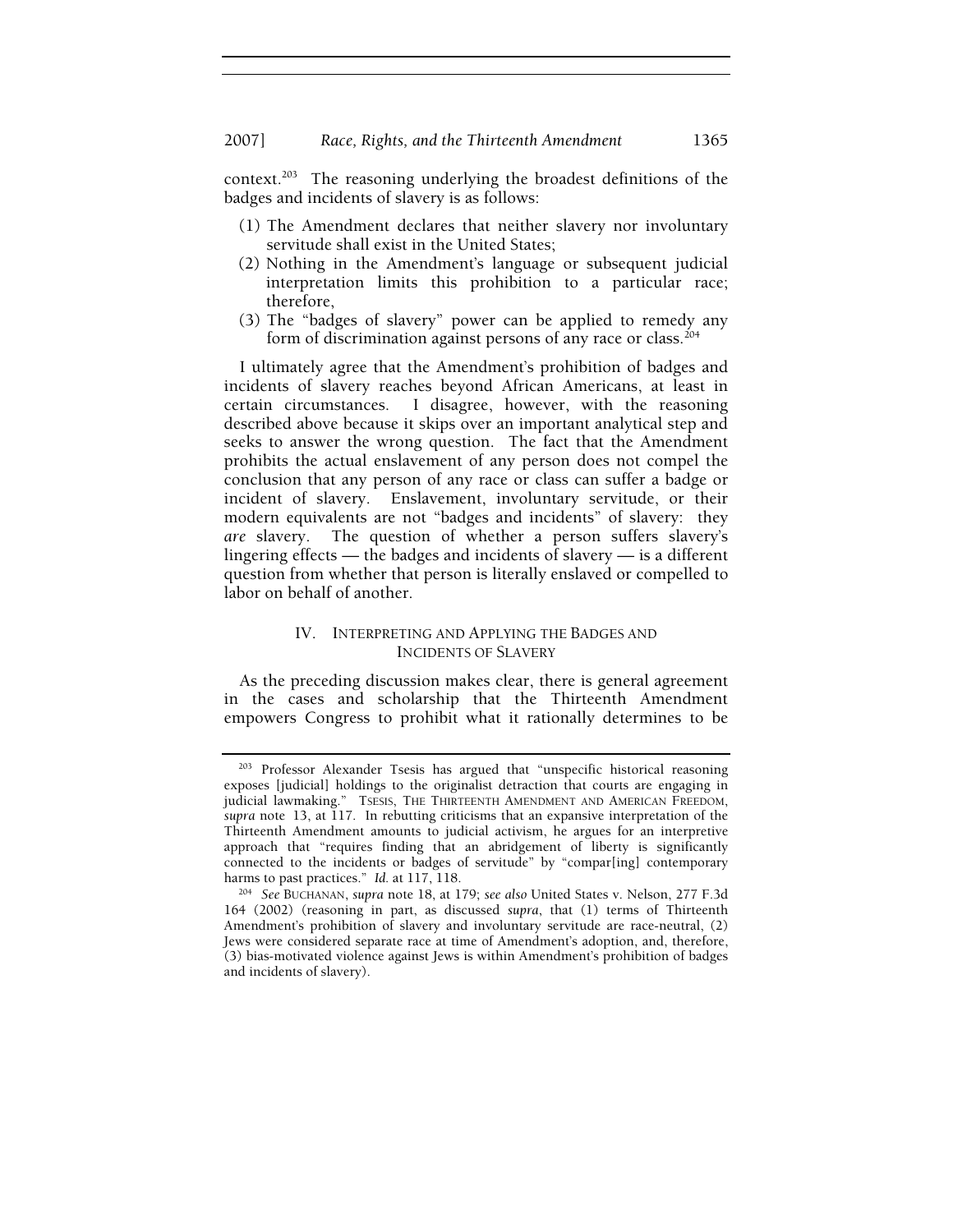context.[203] The reasoning underlying the broadest definitions of the badges and incidents of slavery is as follows:

(1) The Amendment declares that neither slavery nor involuntary servitude shall exist in the United States;

(2) Nothing in the Amendment's language or subsequent judicial interpretation limits this prohibition to a particular race; therefore,

(3) The "badges of slavery" power can be applied to remedy any form of discrimination against persons of any race or class.[204]

I ultimately agree that the Amendment's prohibition of badges and incidents of slavery reaches beyond African Americans, at least in certain circumstances. I disagree, however, with the reasoning described above because it skips over an important analytical step and seeks to answer the wrong question. The fact that the Amendment prohibits the actual enslavement of any person does not compel the conclusion that any person of any race or class can suffer a badge or incident of slavery. Enslavement, involuntary servitude, or their modern equivalents are not "badges and incidents" of slavery: they *are* slavery. The question of whether a person suffers slavery's lingering effects — the badges and incidents of slavery — is a different question from whether that person is literally enslaved or compelled to labor on behalf of another.

## IV. INTERPRETING AND APPLYING THE BADGES AND INCIDENTS OF SLAVERY

As the preceding discussion makes clear, there is general agreement in the cases and scholarship that the Thirteenth Amendment empowers Congress to prohibit what it rationally determines to be

---

[203] Professor Alexander Tsesis has argued that "unspecific historical reasoning exposes [judicial] holdings to the originalist detraction that courts are engaging in judicial lawmaking." TSESIS, THE THIRTEENTH AMENDMENT AND AMERICAN FREEDOM, *supra* note 13, at 117. In rebutting criticisms that an expansive interpretation of the Thirteenth Amendment amounts to judicial activism, he argues for an interpretive approach that "requires finding that an abridgement of liberty is significantly connected to the incidents or badges of servitude" by "compar[ing] contemporary harms to past practices." *Id.* at 117, 118.

[204] *See* BUCHANAN, *supra* note 18, at 179; *see also* United States v. Nelson, 277 F.3d 164 (2002) (reasoning in part, as discussed *supra*, that (1) terms of Thirteenth Amendment's prohibition of slavery and involuntary servitude are race-neutral, (2) Jews were considered separate race at time of Amendment's adoption, and, therefore, (3) bias-motivated violence against Jews is within Amendment's prohibition of badges and incidents of slavery).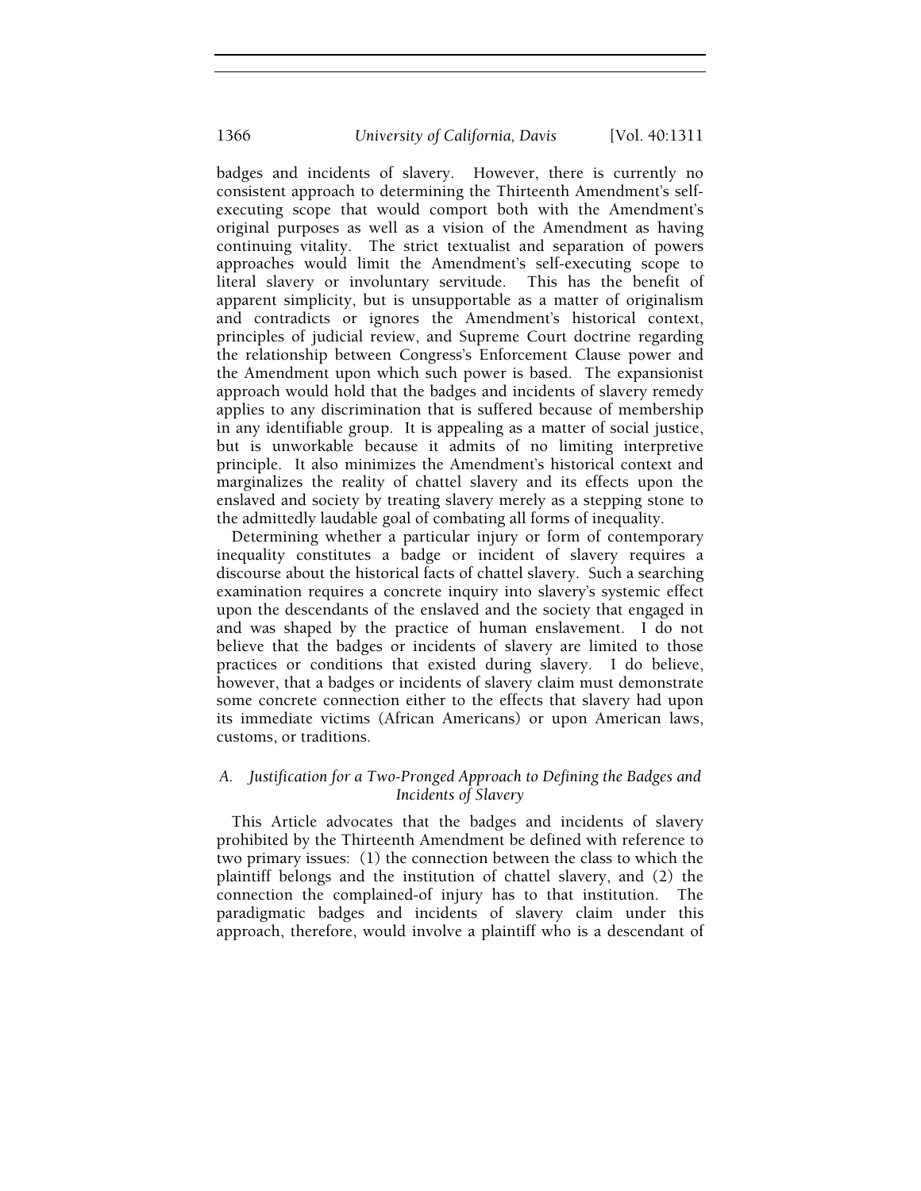badges and incidents of slavery. However, there is currently no consistent approach to determining the Thirteenth Amendment's self-executing scope that would comport both with the Amendment's original purposes as well as a vision of the Amendment as having continuing vitality. The strict textualist and separation of powers approaches would limit the Amendment's self-executing scope to literal slavery or involuntary servitude. This has the benefit of apparent simplicity, but is unsupportable as a matter of originalism and contradicts or ignores the Amendment's historical context, principles of judicial review, and Supreme Court doctrine regarding the relationship between Congress's Enforcement Clause power and the Amendment upon which such power is based. The expansionist approach would hold that the badges and incidents of slavery remedy applies to any discrimination that is suffered because of membership in any identifiable group. It is appealing as a matter of social justice, but is unworkable because it admits of no limiting interpretive principle. It also minimizes the Amendment's historical context and marginalizes the reality of chattel slavery and its effects upon the enslaved and society by treating slavery merely as a stepping stone to the admittedly laudable goal of combating all forms of inequality.

Determining whether a particular injury or form of contemporary inequality constitutes a badge or incident of slavery requires a discourse about the historical facts of chattel slavery. Such a searching examination requires a concrete inquiry into slavery's systemic effect upon the descendants of the enslaved and the society that engaged in and was shaped by the practice of human enslavement. I do not believe that the badges or incidents of slavery are limited to those practices or conditions that existed during slavery. I do believe, however, that a badges or incidents of slavery claim must demonstrate some concrete connection either to the effects that slavery had upon its immediate victims (African Americans) or upon American laws, customs, or traditions.

### *A. Justification for a Two-Pronged Approach to Defining the Badges and Incidents of Slavery*

This Article advocates that the badges and incidents of slavery prohibited by the Thirteenth Amendment be defined with reference to two primary issues: (1) the connection between the class to which the plaintiff belongs and the institution of chattel slavery, and (2) the connection the complained-of injury has to that institution. The paradigmatic badges and incidents of slavery claim under this approach, therefore, would involve a plaintiff who is a descendant of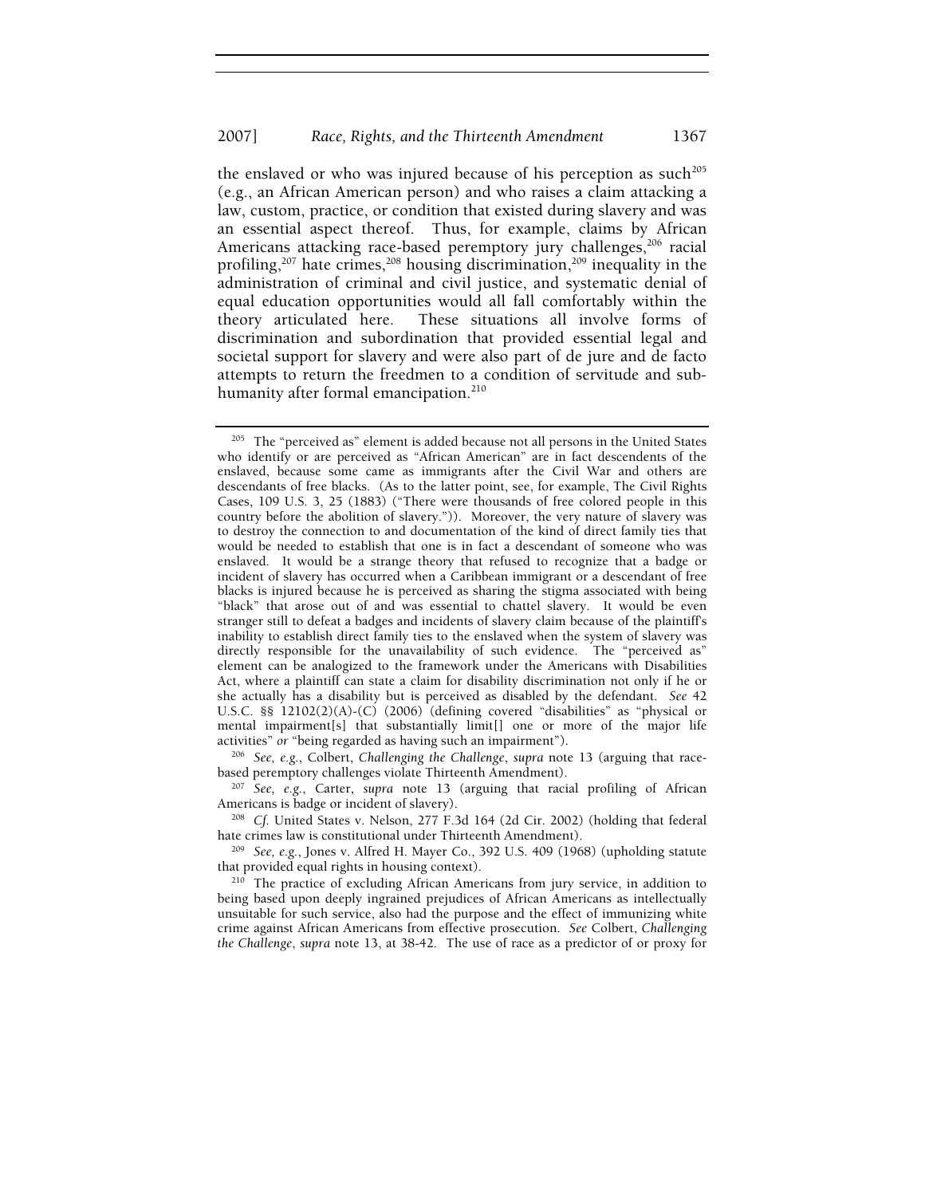the enslaved or who was injured because of his perception as such[205] (e.g., an African American person) and who raises a claim attacking a law, custom, practice, or condition that existed during slavery and was an essential aspect thereof. Thus, for example, claims by African Americans attacking race-based peremptory jury challenges,[206] racial profiling,[207] hate crimes,[208] housing discrimination,[209] inequality in the administration of criminal and civil justice, and systematic denial of equal education opportunities would all fall comfortably within the theory articulated here. These situations all involve forms of discrimination and subordination that provided essential legal and societal support for slavery and were also part of de jure and de facto attempts to return the freedmen to a condition of servitude and sub-humanity after formal emancipation.[210]

---

[205] The "perceived as" element is added because not all persons in the United States who identify or are perceived as "African American" are in fact descendents of the enslaved, because some came as immigrants after the Civil War and others are descendants of free blacks. (As to the latter point, see, for example, The Civil Rights Cases, 109 U.S. 3, 25 (1883) ("There were thousands of free colored people in this country before the abolition of slavery.")). Moreover, the very nature of slavery was to destroy the connection to and documentation of the kind of direct family ties that would be needed to establish that one is in fact a descendant of someone who was enslaved. It would be a strange theory that refused to recognize that a badge or incident of slavery has occurred when a Caribbean immigrant or a descendant of free blacks is injured because he is perceived as sharing the stigma associated with being "black" that arose out of and was essential to chattel slavery. It would be even stranger still to defeat a badges and incidents of slavery claim because of the plaintiff's inability to establish direct family ties to the enslaved when the system of slavery was directly responsible for the unavailability of such evidence. The "perceived as" element can be analogized to the framework under the Americans with Disabilities Act, where a plaintiff can state a claim for disability discrimination not only if he or she actually has a disability but is perceived as disabled by the defendant. *See* 42 U.S.C. §§ 12102(2)(A)-(C) (2006) (defining covered "disabilities" as "physical or mental impairment[s] that substantially limit[] one or more of the major life activities" *or* "being regarded as having such an impairment").

[206] *See, e.g.*, Colbert, *Challenging the Challenge*, *supra* note 13 (arguing that race-based peremptory challenges violate Thirteenth Amendment).

[207] *See, e.g.*, Carter, *supra* note 13 (arguing that racial profiling of African Americans is badge or incident of slavery).

[208] *Cf.* United States v. Nelson, 277 F.3d 164 (2d Cir. 2002) (holding that federal hate crimes law is constitutional under Thirteenth Amendment).

[209] *See, e.g.*, Jones v. Alfred H. Mayer Co., 392 U.S. 409 (1968) (upholding statute that provided equal rights in housing context).

[210] The practice of excluding African Americans from jury service, in addition to being based upon deeply ingrained prejudices of African Americans as intellectually unsuitable for such service, also had the purpose and the effect of immunizing white crime against African Americans from effective prosecution. *See* Colbert, *Challenging the Challenge*, *supra* note 13, at 38-42. The use of race as a predictor of or proxy for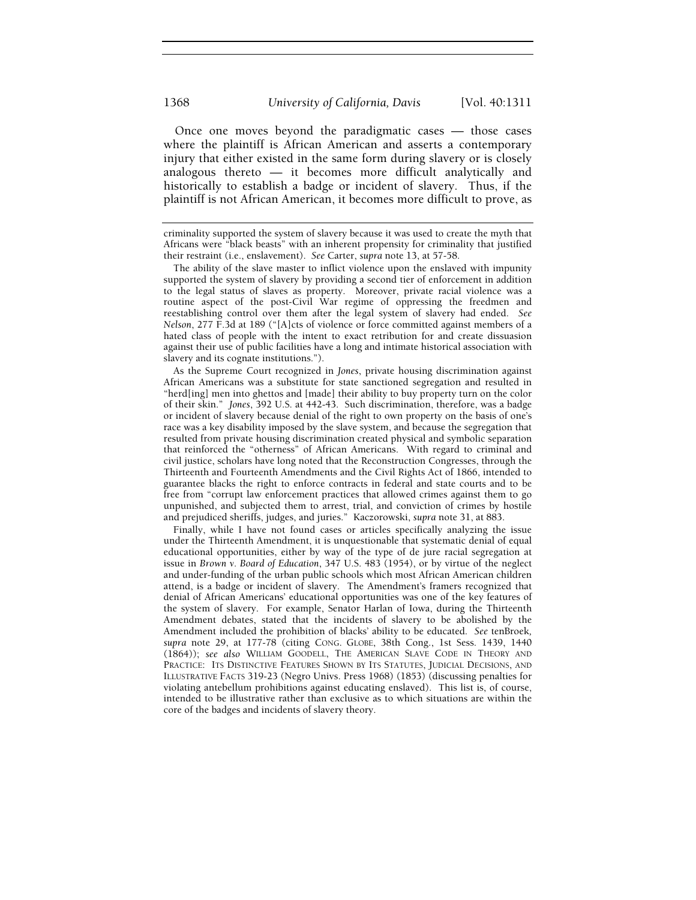Once one moves beyond the paradigmatic cases — those cases where the plaintiff is African American and asserts a contemporary injury that either existed in the same form during slavery or is closely analogous thereto — it becomes more difficult analytically and historically to establish a badge or incident of slavery. Thus, if the plaintiff is not African American, it becomes more difficult to prove, as

---

criminality supported the system of slavery because it was used to create the myth that Africans were "black beasts" with an inherent propensity for criminality that justified their restraint (i.e., enslavement). *See* Carter, *supra* note 13, at 57-58.

The ability of the slave master to inflict violence upon the enslaved with impunity supported the system of slavery by providing a second tier of enforcement in addition to the legal status of slaves as property. Moreover, private racial violence was a routine aspect of the post-Civil War regime of oppressing the freedmen and reestablishing control over them after the legal system of slavery had ended. *See Nelson*, 277 F.3d at 189 ("[A]cts of violence or force committed against members of a hated class of people with the intent to exact retribution for and create dissuasion against their use of public facilities have a long and intimate historical association with slavery and its cognate institutions.").

As the Supreme Court recognized in *Jones*, private housing discrimination against African Americans was a substitute for state sanctioned segregation and resulted in "herd[ing] men into ghettos and [made] their ability to buy property turn on the color of their skin." *Jones*, 392 U.S. at 442-43. Such discrimination, therefore, was a badge or incident of slavery because denial of the right to own property on the basis of one's race was a key disability imposed by the slave system, and because the segregation that resulted from private housing discrimination created physical and symbolic separation that reinforced the "otherness" of African Americans. With regard to criminal and civil justice, scholars have long noted that the Reconstruction Congresses, through the Thirteenth and Fourteenth Amendments and the Civil Rights Act of 1866, intended to guarantee blacks the right to enforce contracts in federal and state courts and to be free from "corrupt law enforcement practices that allowed crimes against them to go unpunished, and subjected them to arrest, trial, and conviction of crimes by hostile and prejudiced sheriffs, judges, and juries." Kaczorowski, *supra* note 31, at 883.

Finally, while I have not found cases or articles specifically analyzing the issue under the Thirteenth Amendment, it is unquestionable that systematic denial of equal educational opportunities, either by way of the type of de jure racial segregation at issue in *Brown v. Board of Education*, 347 U.S. 483 (1954), or by virtue of the neglect and under-funding of the urban public schools which most African American children attend, is a badge or incident of slavery. The Amendment's framers recognized that denial of African Americans' educational opportunities was one of the key features of the system of slavery. For example, Senator Harlan of Iowa, during the Thirteenth Amendment debates, stated that the incidents of slavery to be abolished by the Amendment included the prohibition of blacks' ability to be educated. *See* tenBroek, *supra* note 29, at 177-78 (citing CONG. GLOBE, 38th Cong., 1st Sess. 1439, 1440 (1864)); *see also* WILLIAM GOODELL, THE AMERICAN SLAVE CODE IN THEORY AND PRACTICE: ITS DISTINCTIVE FEATURES SHOWN BY ITS STATUTES, JUDICIAL DECISIONS, AND ILLUSTRATIVE FACTS 319-23 (Negro Univs. Press 1968) (1853) (discussing penalties for violating antebellum prohibitions against educating enslaved). This list is, of course, intended to be illustrative rather than exclusive as to which situations are within the core of the badges and incidents of slavery theory.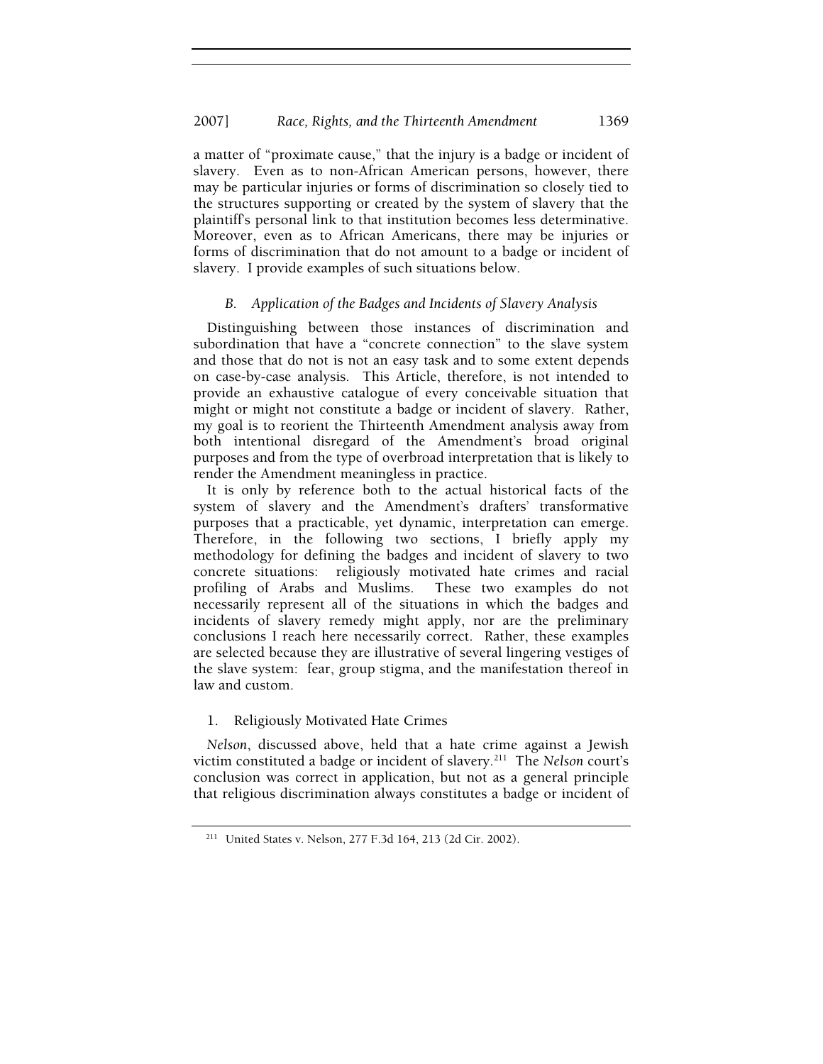a matter of "proximate cause," that the injury is a badge or incident of slavery. Even as to non-African American persons, however, there may be particular injuries or forms of discrimination so closely tied to the structures supporting or created by the system of slavery that the plaintiff's personal link to that institution becomes less determinative. Moreover, even as to African Americans, there may be injuries or forms of discrimination that do not amount to a badge or incident of slavery. I provide examples of such situations below.

### *B. Application of the Badges and Incidents of Slavery Analysis*

Distinguishing between those instances of discrimination and subordination that have a "concrete connection" to the slave system and those that do not is not an easy task and to some extent depends on case-by-case analysis. This Article, therefore, is not intended to provide an exhaustive catalogue of every conceivable situation that might or might not constitute a badge or incident of slavery. Rather, my goal is to reorient the Thirteenth Amendment analysis away from both intentional disregard of the Amendment's broad original purposes and from the type of overbroad interpretation that is likely to render the Amendment meaningless in practice.

It is only by reference both to the actual historical facts of the system of slavery and the Amendment's drafters' transformative purposes that a practicable, yet dynamic, interpretation can emerge. Therefore, in the following two sections, I briefly apply my methodology for defining the badges and incident of slavery to two concrete situations: religiously motivated hate crimes and racial profiling of Arabs and Muslims. These two examples do not necessarily represent all of the situations in which the badges and incidents of slavery remedy might apply, nor are the preliminary conclusions I reach here necessarily correct. Rather, these examples are selected because they are illustrative of several lingering vestiges of the slave system: fear, group stigma, and the manifestation thereof in law and custom.

#### 1. Religiously Motivated Hate Crimes

*Nelson*, discussed above, held that a hate crime against a Jewish victim constituted a badge or incident of slavery.[211] The *Nelson* court's conclusion was correct in application, but not as a general principle that religious discrimination always constitutes a badge or incident of

[211] United States v. Nelson, 277 F.3d 164, 213 (2d Cir. 2002).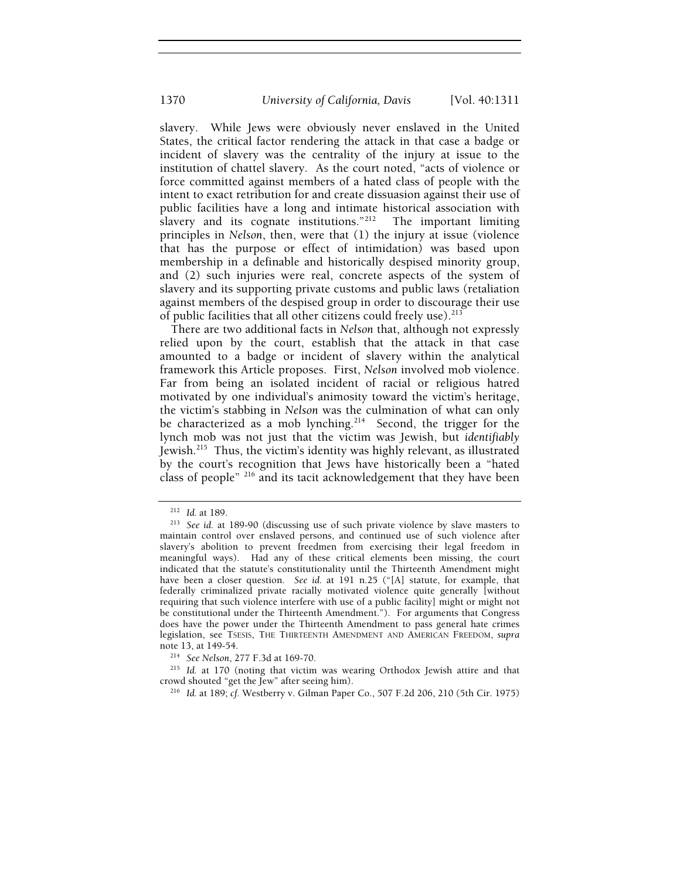slavery. While Jews were obviously never enslaved in the United States, the critical factor rendering the attack in that case a badge or incident of slavery was the centrality of the injury at issue to the institution of chattel slavery. As the court noted, "acts of violence or force committed against members of a hated class of people with the intent to exact retribution for and create dissuasion against their use of public facilities have a long and intimate historical association with slavery and its cognate institutions."[212] The important limiting principles in *Nelson*, then, were that (1) the injury at issue (violence that has the purpose or effect of intimidation) was based upon membership in a definable and historically despised minority group, and (2) such injuries were real, concrete aspects of the system of slavery and its supporting private customs and public laws (retaliation against members of the despised group in order to discourage their use of public facilities that all other citizens could freely use).[213]

There are two additional facts in *Nelson* that, although not expressly relied upon by the court, establish that the attack in that case amounted to a badge or incident of slavery within the analytical framework this Article proposes. First, *Nelson* involved mob violence. Far from being an isolated incident of racial or religious hatred motivated by one individual's animosity toward the victim's heritage, the victim's stabbing in *Nelson* was the culmination of what can only be characterized as a mob lynching.[214] Second, the trigger for the lynch mob was not just that the victim was Jewish, but *identifiably* Jewish.[215] Thus, the victim's identity was highly relevant, as illustrated by the court's recognition that Jews have historically been a "hated class of people" [216] and its tacit acknowledgement that they have been

---

[212] *Id.* at 189.

[213] *See id.* at 189-90 (discussing use of such private violence by slave masters to maintain control over enslaved persons, and continued use of such violence after slavery's abolition to prevent freedmen from exercising their legal freedom in meaningful ways). Had any of these critical elements been missing, the court indicated that the statute's constitutionality until the Thirteenth Amendment might have been a closer question. *See id.* at 191 n.25 ("[A] statute, for example, that federally criminalized private racially motivated violence quite generally [without requiring that such violence interfere with use of a public facility] might or might not be constitutional under the Thirteenth Amendment."). For arguments that Congress does have the power under the Thirteenth Amendment to pass general hate crimes legislation, see TSESIS, THE THIRTEENTH AMENDMENT AND AMERICAN FREEDOM, *supra* note 13, at 149-54.

[214] *See Nelson*, 277 F.3d at 169-70.

[215] *Id.* at 170 (noting that victim was wearing Orthodox Jewish attire and that crowd shouted "get the Jew" after seeing him).

[216] *Id.* at 189; *cf.* Westberry v. Gilman Paper Co., 507 F.2d 206, 210 (5th Cir. 1975)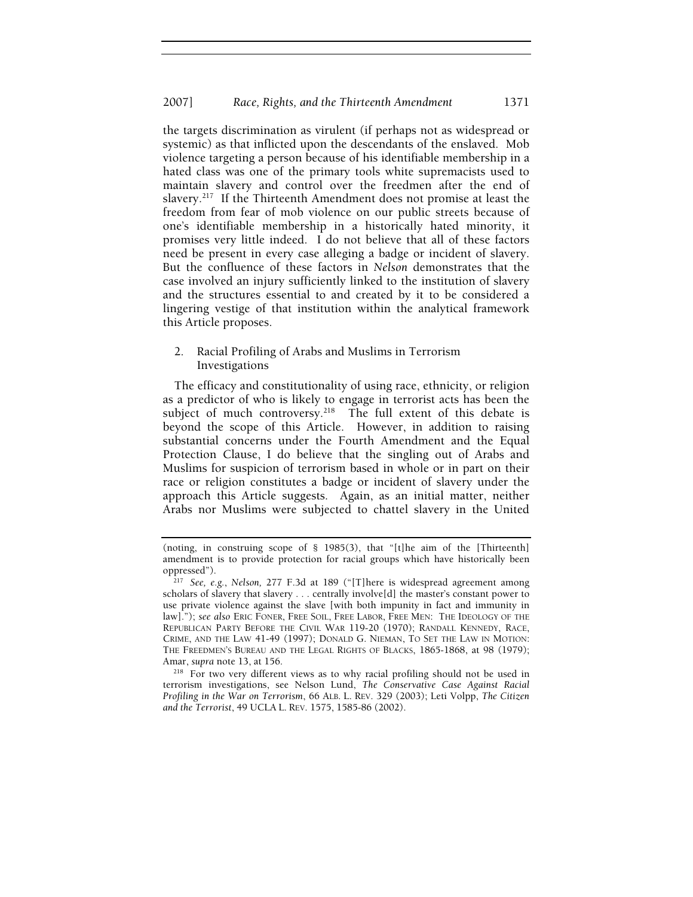the targets discrimination as virulent (if perhaps not as widespread or systemic) as that inflicted upon the descendants of the enslaved. Mob violence targeting a person because of his identifiable membership in a hated class was one of the primary tools white supremacists used to maintain slavery and control over the freedmen after the end of slavery.[217] If the Thirteenth Amendment does not promise at least the freedom from fear of mob violence on our public streets because of one's identifiable membership in a historically hated minority, it promises very little indeed. I do not believe that all of these factors need be present in every case alleging a badge or incident of slavery. But the confluence of these factors in *Nelson* demonstrates that the case involved an injury sufficiently linked to the institution of slavery and the structures essential to and created by it to be considered a lingering vestige of that institution within the analytical framework this Article proposes.

### 2. Racial Profiling of Arabs and Muslims in Terrorism Investigations

The efficacy and constitutionality of using race, ethnicity, or religion as a predictor of who is likely to engage in terrorist acts has been the subject of much controversy.[218] The full extent of this debate is beyond the scope of this Article. However, in addition to raising substantial concerns under the Fourth Amendment and the Equal Protection Clause, I do believe that the singling out of Arabs and Muslims for suspicion of terrorism based in whole or in part on their race or religion constitutes a badge or incident of slavery under the approach this Article suggests. Again, as an initial matter, neither Arabs nor Muslims were subjected to chattel slavery in the United

---

(noting, in construing scope of § 1985(3), that "[t]he aim of the [Thirteenth] amendment is to provide protection for racial groups which have historically been oppressed").

[217] *See, e.g.*, *Nelson*, 277 F.3d at 189 ("[T]here is widespread agreement among scholars of slavery that slavery . . . centrally involve[d] the master's constant power to use private violence against the slave [with both impunity in fact and immunity in law]."); *see also* ERIC FONER, FREE SOIL, FREE LABOR, FREE MEN: THE IDEOLOGY OF THE REPUBLICAN PARTY BEFORE THE CIVIL WAR 119-20 (1970); RANDALL KENNEDY, RACE, CRIME, AND THE LAW 41-49 (1997); DONALD G. NIEMAN, TO SET THE LAW IN MOTION: THE FREEDMEN'S BUREAU AND THE LEGAL RIGHTS OF BLACKS, 1865-1868, at 98 (1979); Amar, *supra* note 13, at 156.

[218] For two very different views as to why racial profiling should not be used in terrorism investigations, see Nelson Lund, *The Conservative Case Against Racial Profiling in the War on Terrorism*, 66 ALB. L. REV. 329 (2003); Leti Volpp, *The Citizen and the Terrorist*, 49 UCLA L. REV. 1575, 1585-86 (2002).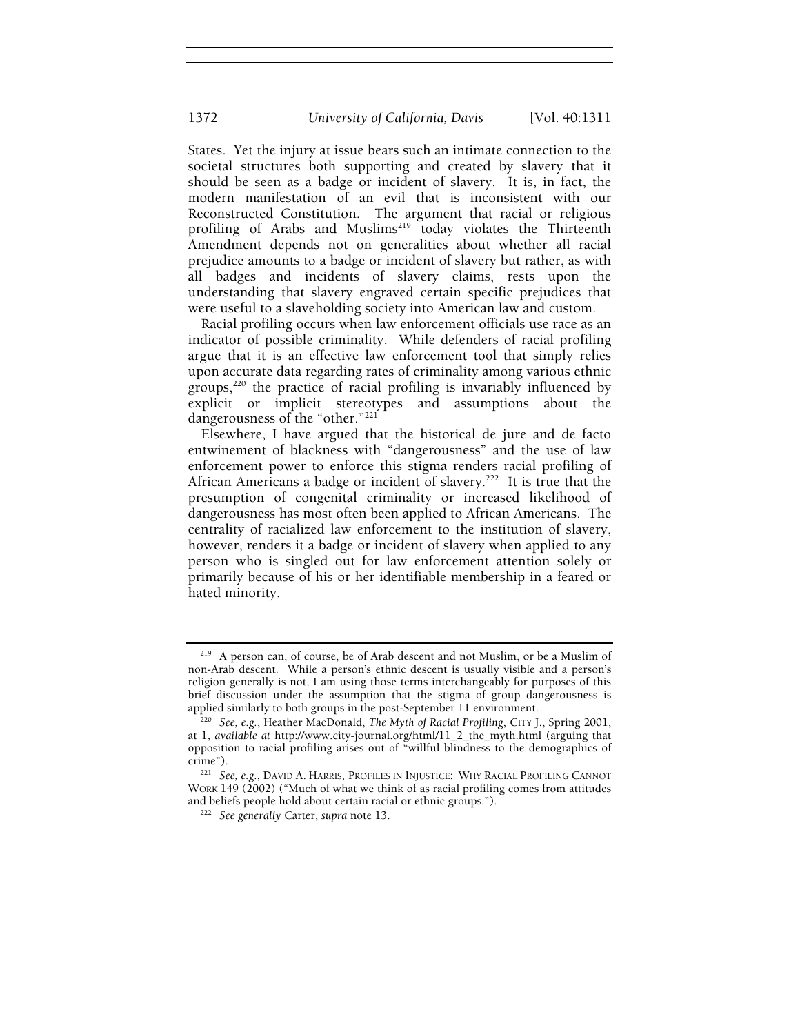States. Yet the injury at issue bears such an intimate connection to the societal structures both supporting and created by slavery that it should be seen as a badge or incident of slavery. It is, in fact, the modern manifestation of an evil that is inconsistent with our Reconstructed Constitution. The argument that racial or religious profiling of Arabs and Muslims[219] today violates the Thirteenth Amendment depends not on generalities about whether all racial prejudice amounts to a badge or incident of slavery but rather, as with all badges and incidents of slavery claims, rests upon the understanding that slavery engraved certain specific prejudices that were useful to a slaveholding society into American law and custom.

Racial profiling occurs when law enforcement officials use race as an indicator of possible criminality. While defenders of racial profiling argue that it is an effective law enforcement tool that simply relies upon accurate data regarding rates of criminality among various ethnic groups,[220] the practice of racial profiling is invariably influenced by explicit or implicit stereotypes and assumptions about the dangerousness of the "other."[221]

Elsewhere, I have argued that the historical de jure and de facto entwinement of blackness with "dangerousness" and the use of law enforcement power to enforce this stigma renders racial profiling of African Americans a badge or incident of slavery.[222] It is true that the presumption of congenital criminality or increased likelihood of dangerousness has most often been applied to African Americans. The centrality of racialized law enforcement to the institution of slavery, however, renders it a badge or incident of slavery when applied to any person who is singled out for law enforcement attention solely or primarily because of his or her identifiable membership in a feared or hated minority.

---

[219] A person can, of course, be of Arab descent and not Muslim, or be a Muslim of non-Arab descent. While a person's ethnic descent is usually visible and a person's religion generally is not, I am using those terms interchangeably for purposes of this brief discussion under the assumption that the stigma of group dangerousness is applied similarly to both groups in the post-September 11 environment.

[220] *See, e.g.*, Heather MacDonald, *The Myth of Racial Profiling*, CITY J., Spring 2001, at 1, *available at* http://www.city-journal.org/html/11_2_the_myth.html (arguing that opposition to racial profiling arises out of "willful blindness to the demographics of crime").

[221] *See, e.g.*, DAVID A. HARRIS, PROFILES IN INJUSTICE: WHY RACIAL PROFILING CANNOT WORK 149 (2002) ("Much of what we think of as racial profiling comes from attitudes and beliefs people hold about certain racial or ethnic groups.").

[222] *See generally* Carter, *supra* note 13.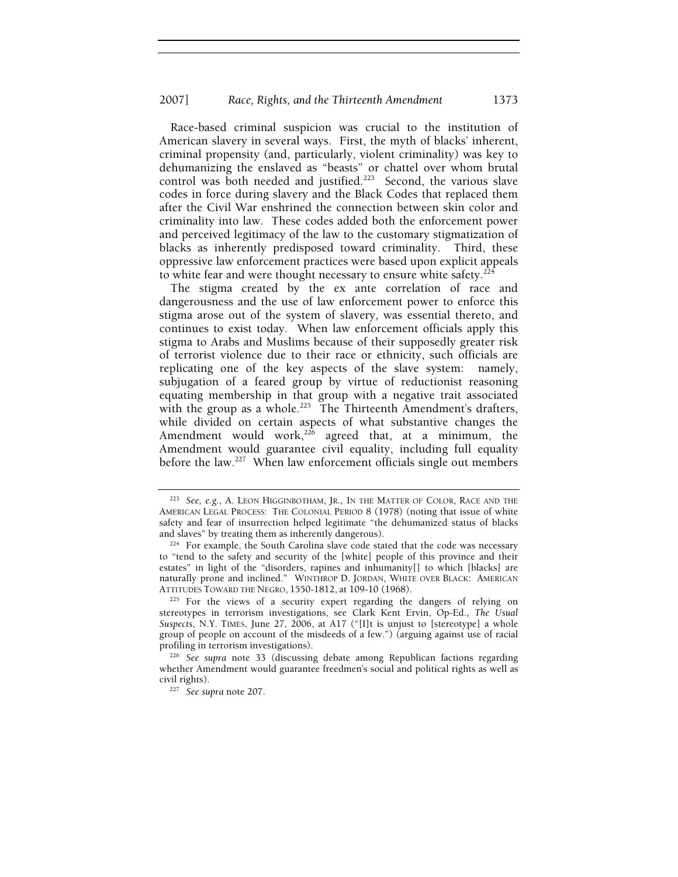Race-based criminal suspicion was crucial to the institution of American slavery in several ways. First, the myth of blacks' inherent, criminal propensity (and, particularly, violent criminality) was key to dehumanizing the enslaved as "beasts" or chattel over whom brutal control was both needed and justified.[223] Second, the various slave codes in force during slavery and the Black Codes that replaced them after the Civil War enshrined the connection between skin color and criminality into law. These codes added both the enforcement power and perceived legitimacy of the law to the customary stigmatization of blacks as inherently predisposed toward criminality. Third, these oppressive law enforcement practices were based upon explicit appeals to white fear and were thought necessary to ensure white safety.[224]

The stigma created by the ex ante correlation of race and dangerousness and the use of law enforcement power to enforce this stigma arose out of the system of slavery, was essential thereto, and continues to exist today. When law enforcement officials apply this stigma to Arabs and Muslims because of their supposedly greater risk of terrorist violence due to their race or ethnicity, such officials are replicating one of the key aspects of the slave system: namely, subjugation of a feared group by virtue of reductionist reasoning equating membership in that group with a negative trait associated with the group as a whole.[225] The Thirteenth Amendment's drafters, while divided on certain aspects of what substantive changes the Amendment would work,[226] agreed that, at a minimum, the Amendment would guarantee civil equality, including full equality before the law.[227] When law enforcement officials single out members

---

[223] *See, e.g.*, A. LEON HIGGINBOTHAM, JR., IN THE MATTER OF COLOR, RACE AND THE AMERICAN LEGAL PROCESS: THE COLONIAL PERIOD 8 (1978) (noting that issue of white safety and fear of insurrection helped legitimate "the dehumanized status of blacks and slaves" by treating them as inherently dangerous).

[224] For example, the South Carolina slave code stated that the code was necessary to "tend to the safety and security of the [white] people of this province and their estates" in light of the "disorders, rapines and inhumanity[] to which [blacks] are naturally prone and inclined." WINTHROP D. JORDAN, WHITE OVER BLACK: AMERICAN ATTITUDES TOWARD THE NEGRO, 1550-1812, at 109-10 (1968).

[225] For the views of a security expert regarding the dangers of relying on stereotypes in terrorism investigations, see Clark Kent Ervin, Op-Ed., *The Usual Suspects*, N.Y. TIMES, June 27, 2006, at A17 ("[I]t is unjust to [stereotype] a whole group of people on account of the misdeeds of a few.") (arguing against use of racial profiling in terrorism investigations).

[226] *See supra* note 33 (discussing debate among Republican factions regarding whether Amendment would guarantee freedmen's social and political rights as well as civil rights).

[227] *See supra* note 207.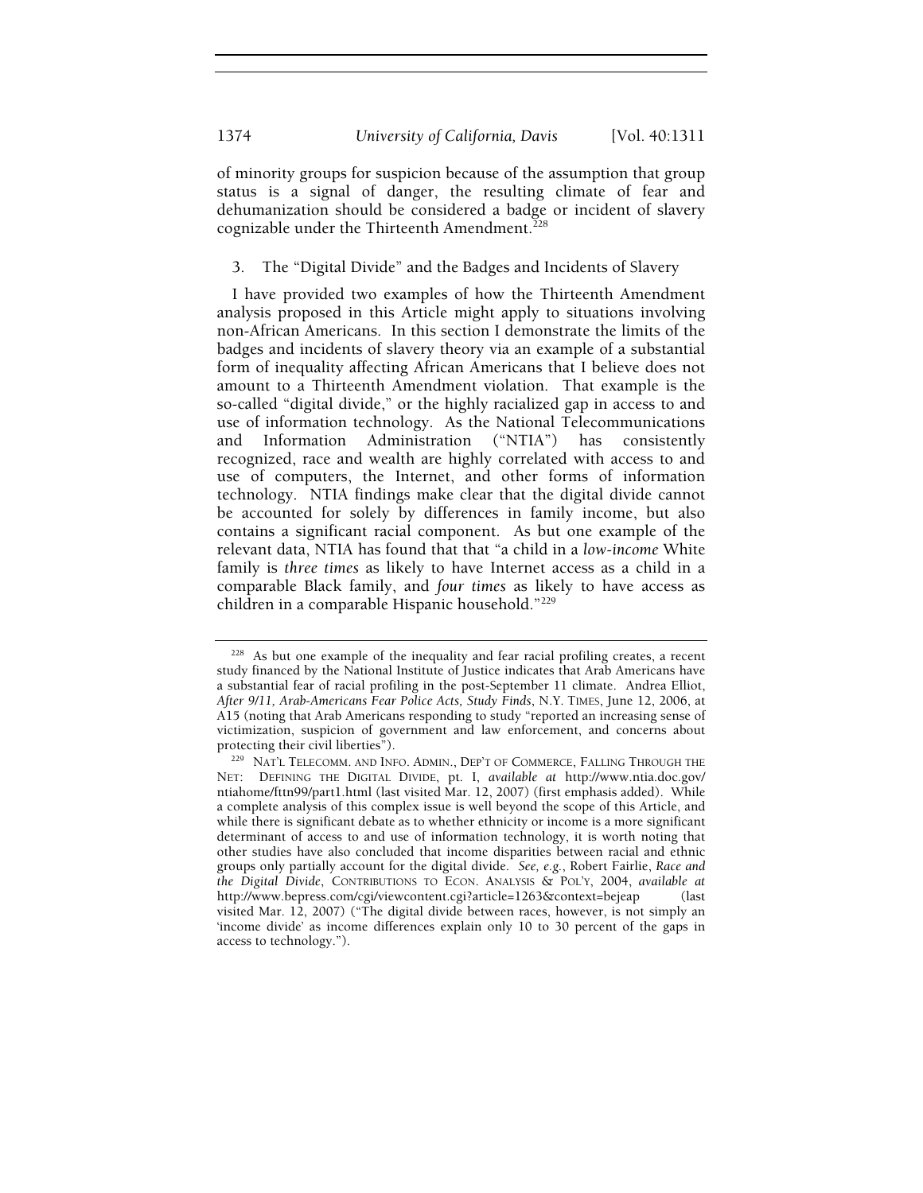of minority groups for suspicion because of the assumption that group status is a signal of danger, the resulting climate of fear and dehumanization should be considered a badge or incident of slavery cognizable under the Thirteenth Amendment.[228]

### 3. The "Digital Divide" and the Badges and Incidents of Slavery

I have provided two examples of how the Thirteenth Amendment analysis proposed in this Article might apply to situations involving non-African Americans. In this section I demonstrate the limits of the badges and incidents of slavery theory via an example of a substantial form of inequality affecting African Americans that I believe does not amount to a Thirteenth Amendment violation. That example is the so-called "digital divide," or the highly racialized gap in access to and use of information technology. As the National Telecommunications and Information Administration ("NTIA") has consistently recognized, race and wealth are highly correlated with access to and use of computers, the Internet, and other forms of information technology. NTIA findings make clear that the digital divide cannot be accounted for solely by differences in family income, but also contains a significant racial component. As but one example of the relevant data, NTIA has found that that "a child in a *low-income* White family is *three times* as likely to have Internet access as a child in a comparable Black family, and *four times* as likely to have access as children in a comparable Hispanic household."[229]

---

[228] As but one example of the inequality and fear racial profiling creates, a recent study financed by the National Institute of Justice indicates that Arab Americans have a substantial fear of racial profiling in the post-September 11 climate. Andrea Elliot, *After 9/11, Arab-Americans Fear Police Acts, Study Finds*, N.Y. TIMES, June 12, 2006, at A15 (noting that Arab Americans responding to study "reported an increasing sense of victimization, suspicion of government and law enforcement, and concerns about protecting their civil liberties").

[229] NAT'L TELECOMM. AND INFO. ADMIN., DEP'T OF COMMERCE, FALLING THROUGH THE NET: DEFINING THE DIGITAL DIVIDE, pt. I, *available at* http://www.ntia.doc.gov/ntiahome/fttn99/part1.html (last visited Mar. 12, 2007) (first emphasis added). While a complete analysis of this complex issue is well beyond the scope of this Article, and while there is significant debate as to whether ethnicity or income is a more significant determinant of access to and use of information technology, it is worth noting that other studies have also concluded that income disparities between racial and ethnic groups only partially account for the digital divide. *See, e.g.*, Robert Fairlie, *Race and the Digital Divide*, CONTRIBUTIONS TO ECON. ANALYSIS & POL'Y, 2004, *available at* http://www.bepress.com/cgi/viewcontent.cgi?article=1263&context=bejeap (last visited Mar. 12, 2007) ("The digital divide between races, however, is not simply an 'income divide' as income differences explain only 10 to 30 percent of the gaps in access to technology.").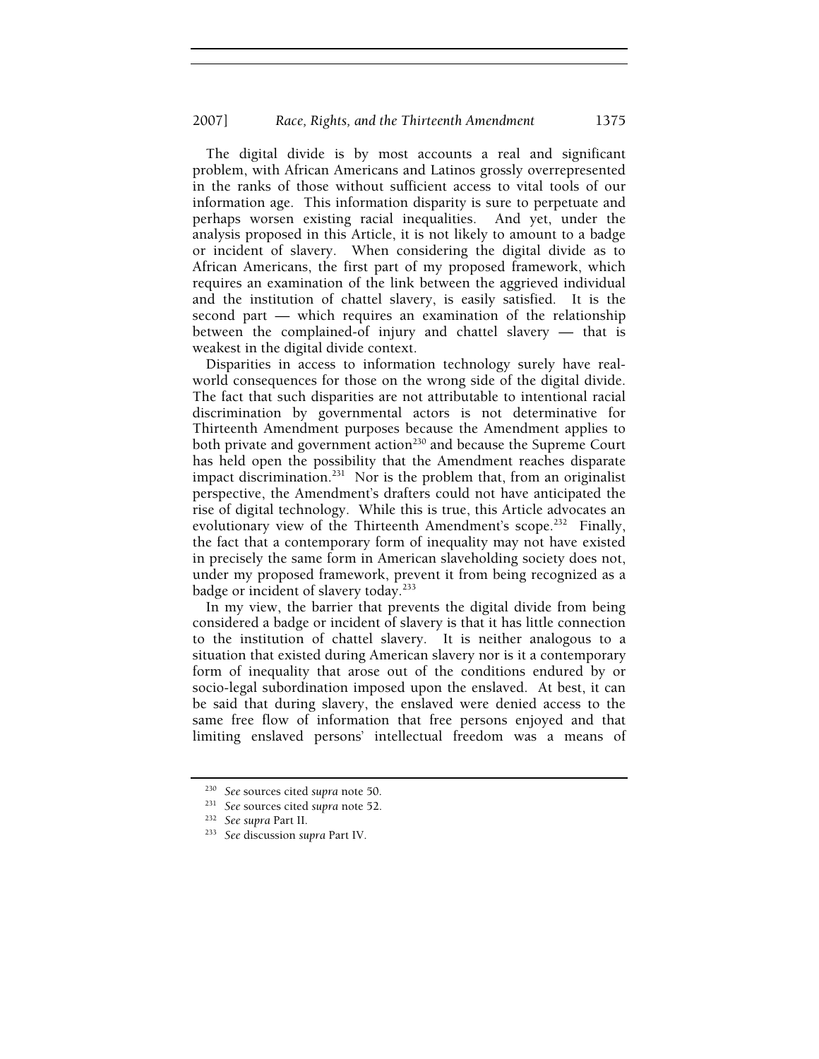The digital divide is by most accounts a real and significant problem, with African Americans and Latinos grossly overrepresented in the ranks of those without sufficient access to vital tools of our information age. This information disparity is sure to perpetuate and perhaps worsen existing racial inequalities. And yet, under the analysis proposed in this Article, it is not likely to amount to a badge or incident of slavery. When considering the digital divide as to African Americans, the first part of my proposed framework, which requires an examination of the link between the aggrieved individual and the institution of chattel slavery, is easily satisfied. It is the second part — which requires an examination of the relationship between the complained-of injury and chattel slavery — that is weakest in the digital divide context.

Disparities in access to information technology surely have real-world consequences for those on the wrong side of the digital divide. The fact that such disparities are not attributable to intentional racial discrimination by governmental actors is not determinative for Thirteenth Amendment purposes because the Amendment applies to both private and government action[230] and because the Supreme Court has held open the possibility that the Amendment reaches disparate impact discrimination.[231] Nor is the problem that, from an originalist perspective, the Amendment's drafters could not have anticipated the rise of digital technology. While this is true, this Article advocates an evolutionary view of the Thirteenth Amendment's scope.[232] Finally, the fact that a contemporary form of inequality may not have existed in precisely the same form in American slaveholding society does not, under my proposed framework, prevent it from being recognized as a badge or incident of slavery today.[233]

In my view, the barrier that prevents the digital divide from being considered a badge or incident of slavery is that it has little connection to the institution of chattel slavery. It is neither analogous to a situation that existed during American slavery nor is it a contemporary form of inequality that arose out of the conditions endured by or socio-legal subordination imposed upon the enslaved. At best, it can be said that during slavery, the enslaved were denied access to the same free flow of information that free persons enjoyed and that limiting enslaved persons' intellectual freedom was a means of

---

[230] *See* sources cited *supra* note 50.

[231] *See* sources cited *supra* note 52.

[232] *See supra* Part II.

[233] *See* discussion *supra* Part IV.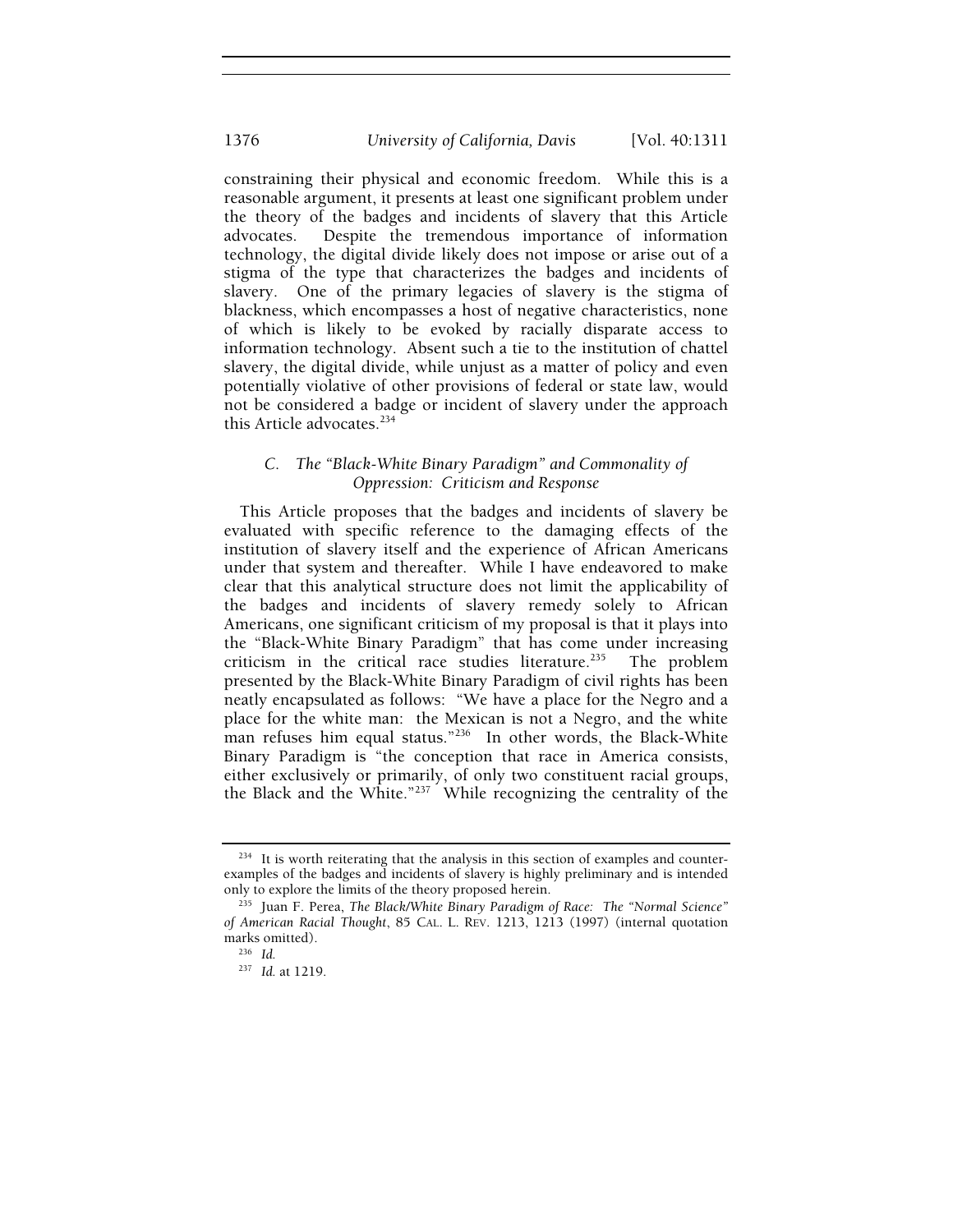constraining their physical and economic freedom. While this is a reasonable argument, it presents at least one significant problem under the theory of the badges and incidents of slavery that this Article advocates. Despite the tremendous importance of information technology, the digital divide likely does not impose or arise out of a stigma of the type that characterizes the badges and incidents of slavery. One of the primary legacies of slavery is the stigma of blackness, which encompasses a host of negative characteristics, none of which is likely to be evoked by racially disparate access to information technology. Absent such a tie to the institution of chattel slavery, the digital divide, while unjust as a matter of policy and even potentially violative of other provisions of federal or state law, would not be considered a badge or incident of slavery under the approach this Article advocates.[234]

### *C. The "Black-White Binary Paradigm" and Commonality of Oppression: Criticism and Response*

This Article proposes that the badges and incidents of slavery be evaluated with specific reference to the damaging effects of the institution of slavery itself and the experience of African Americans under that system and thereafter. While I have endeavored to make clear that this analytical structure does not limit the applicability of the badges and incidents of slavery remedy solely to African Americans, one significant criticism of my proposal is that it plays into the "Black-White Binary Paradigm" that has come under increasing criticism in the critical race studies literature.[235] The problem presented by the Black-White Binary Paradigm of civil rights has been neatly encapsulated as follows: "We have a place for the Negro and a place for the white man: the Mexican is not a Negro, and the white man refuses him equal status."[236] In other words, the Black-White Binary Paradigm is "the conception that race in America consists, either exclusively or primarily, of only two constituent racial groups, the Black and the White."[237] While recognizing the centrality of the

---

[234] It is worth reiterating that the analysis in this section of examples and counter-examples of the badges and incidents of slavery is highly preliminary and is intended only to explore the limits of the theory proposed herein.

[235] Juan F. Perea, *The Black/White Binary Paradigm of Race: The "Normal Science" of American Racial Thought*, 85 CAL. L. REV. 1213, 1213 (1997) (internal quotation marks omitted).

[236] *Id.*

[237] *Id.* at 1219.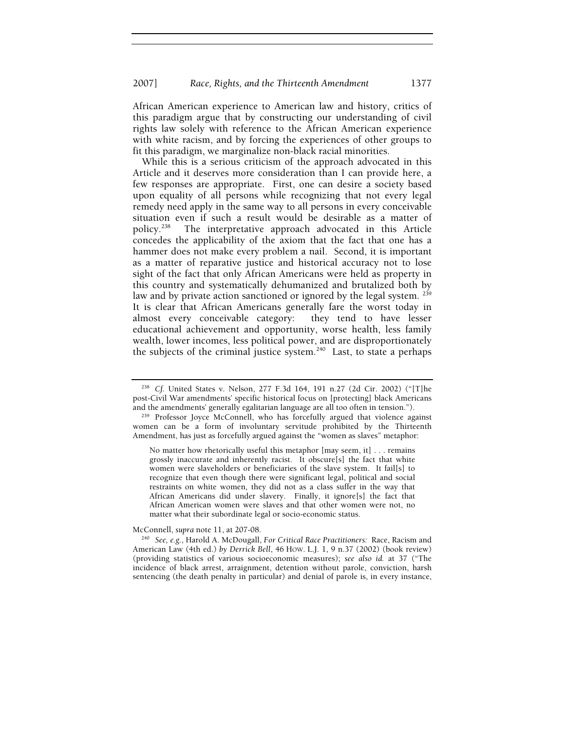African American experience to American law and history, critics of this paradigm argue that by constructing our understanding of civil rights law solely with reference to the African American experience with white racism, and by forcing the experiences of other groups to fit this paradigm, we marginalize non-black racial minorities.

While this is a serious criticism of the approach advocated in this Article and it deserves more consideration than I can provide here, a few responses are appropriate. First, one can desire a society based upon equality of all persons while recognizing that not every legal remedy need apply in the same way to all persons in every conceivable situation even if such a result would be desirable as a matter of policy.[238] The interpretative approach advocated in this Article concedes the applicability of the axiom that the fact that one has a hammer does not make every problem a nail. Second, it is important as a matter of reparative justice and historical accuracy not to lose sight of the fact that only African Americans were held as property in this country and systematically dehumanized and brutalized both by law and by private action sanctioned or ignored by the legal system.[239] It is clear that African Americans generally fare the worst today in almost every conceivable category: they tend to have lesser educational achievement and opportunity, worse health, less family wealth, lower incomes, less political power, and are disproportionately the subjects of the criminal justice system.[240] Last, to state a perhaps

---

[238] *Cf.* United States v. Nelson, 277 F.3d 164, 191 n.27 (2d Cir. 2002) ("[T]he post-Civil War amendments' specific historical focus on [protecting] black Americans and the amendments' generally egalitarian language are all too often in tension.").

[239] Professor Joyce McConnell, who has forcefully argued that violence against women can be a form of involuntary servitude prohibited by the Thirteenth Amendment, has just as forcefully argued against the "women as slaves" metaphor:

> No matter how rhetorically useful this metaphor [may seem, it] . . . remains grossly inaccurate and inherently racist. It obscure[s] the fact that white women were slaveholders or beneficiaries of the slave system. It fail[s] to recognize that even though there were significant legal, political and social restraints on white women, they did not as a class suffer in the way that African Americans did under slavery. Finally, it ignore[s] the fact that African American women were slaves and that other women were not, no matter what their subordinate legal or socio-economic status.

McConnell, *supra* note 11, at 207-08.

[240] *See, e.g.*, Harold A. McDougall, *For Critical Race Practitioners:* Race, Racism and American Law (4th ed.) *by Derrick Bell*, 46 HOW. L.J. 1, 9 n.37 (2002) (book review) (providing statistics of various socioeconomic measures); *see also id.* at 37 ("The incidence of black arrest, arraignment, detention without parole, conviction, harsh sentencing (the death penalty in particular) and denial of parole is, in every instance,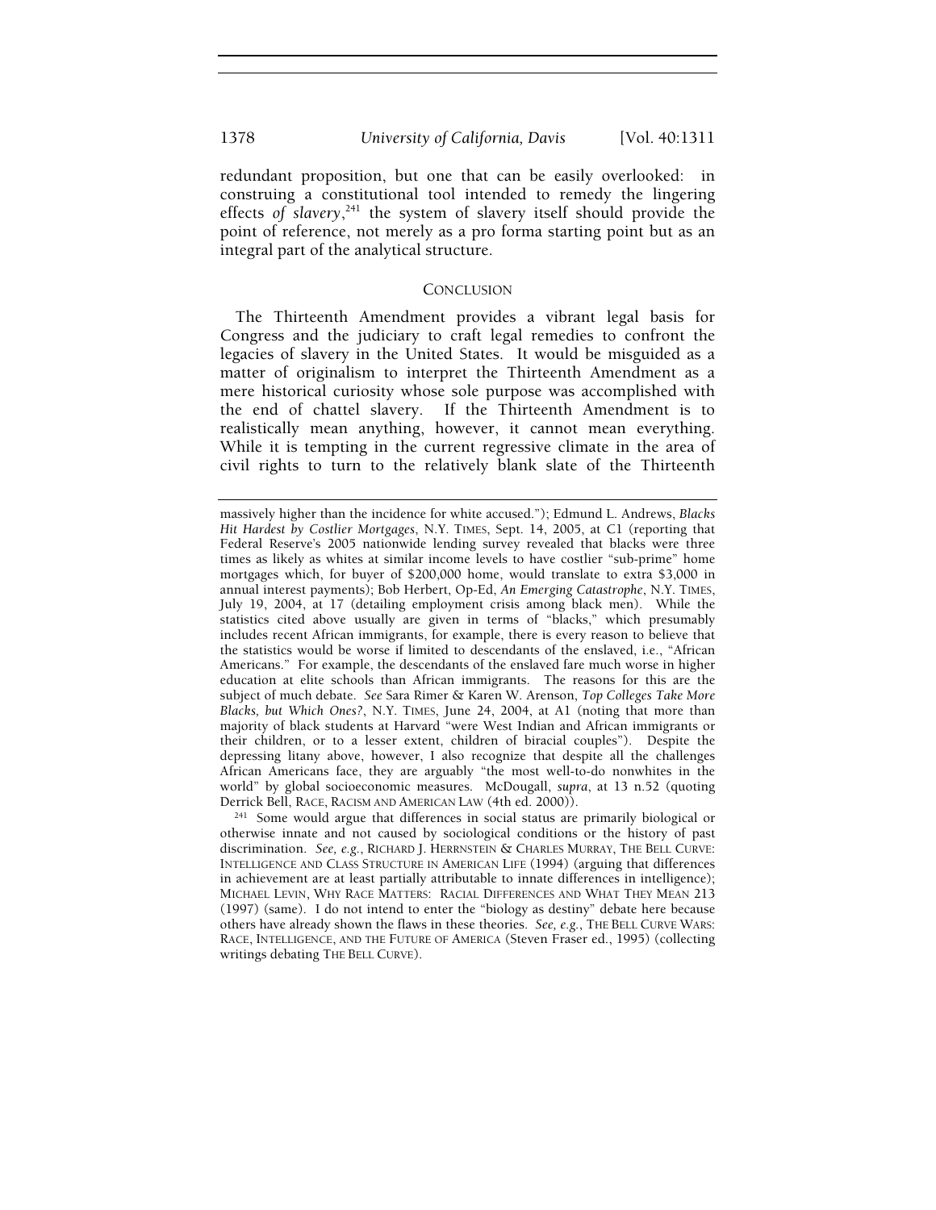redundant proposition, but one that can be easily overlooked: in construing a constitutional tool intended to remedy the lingering effects *of slavery*,[241] the system of slavery itself should provide the point of reference, not merely as a pro forma starting point but as an integral part of the analytical structure.

## CONCLUSION

The Thirteenth Amendment provides a vibrant legal basis for Congress and the judiciary to craft legal remedies to confront the legacies of slavery in the United States. It would be misguided as a matter of originalism to interpret the Thirteenth Amendment as a mere historical curiosity whose sole purpose was accomplished with the end of chattel slavery. If the Thirteenth Amendment is to realistically mean anything, however, it cannot mean everything. While it is tempting in the current regressive climate in the area of civil rights to turn to the relatively blank slate of the Thirteenth

---

massively higher than the incidence for white accused."); Edmund L. Andrews, *Blacks Hit Hardest by Costlier Mortgages*, N.Y. TIMES, Sept. 14, 2005, at C1 (reporting that Federal Reserve's 2005 nationwide lending survey revealed that blacks were three times as likely as whites at similar income levels to have costlier "sub-prime" home mortgages which, for buyer of $200,000 home, would translate to extra $3,000 in annual interest payments); Bob Herbert, Op-Ed, *An Emerging Catastrophe*, N.Y. TIMES, July 19, 2004, at 17 (detailing employment crisis among black men). While the statistics cited above usually are given in terms of "blacks," which presumably includes recent African immigrants, for example, there is every reason to believe that the statistics would be worse if limited to descendants of the enslaved, i.e., "African Americans." For example, the descendants of the enslaved fare much worse in higher education at elite schools than African immigrants. The reasons for this are the subject of much debate. *See* Sara Rimer & Karen W. Arenson, *Top Colleges Take More Blacks, but Which Ones?*, N.Y. TIMES, June 24, 2004, at A1 (noting that more than majority of black students at Harvard "were West Indian and African immigrants or their children, or to a lesser extent, children of biracial couples"). Despite the depressing litany above, however, I also recognize that despite all the challenges African Americans face, they are arguably "the most well-to-do nonwhites in the world" by global socioeconomic measures. McDougall, *supra*, at 13 n.52 (quoting Derrick Bell, RACE, RACISM AND AMERICAN LAW (4th ed. 2000)).

[241] Some would argue that differences in social status are primarily biological or otherwise innate and not caused by sociological conditions or the history of past discrimination. *See, e.g.*, RICHARD J. HERRNSTEIN & CHARLES MURRAY, THE BELL CURVE: INTELLIGENCE AND CLASS STRUCTURE IN AMERICAN LIFE (1994) (arguing that differences in achievement are at least partially attributable to innate differences in intelligence); MICHAEL LEVIN, WHY RACE MATTERS: RACIAL DIFFERENCES AND WHAT THEY MEAN 213 (1997) (same). I do not intend to enter the "biology as destiny" debate here because others have already shown the flaws in these theories. *See, e.g.*, THE BELL CURVE WARS: RACE, INTELLIGENCE, AND THE FUTURE OF AMERICA (Steven Fraser ed., 1995) (collecting writings debating THE BELL CURVE).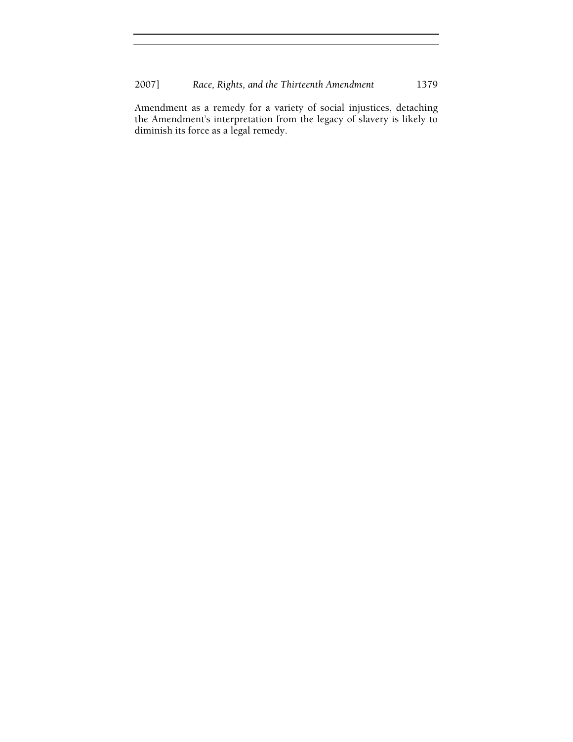Amendment as a remedy for a variety of social injustices, detaching the Amendment's interpretation from the legacy of slavery is likely to diminish its force as a legal remedy.